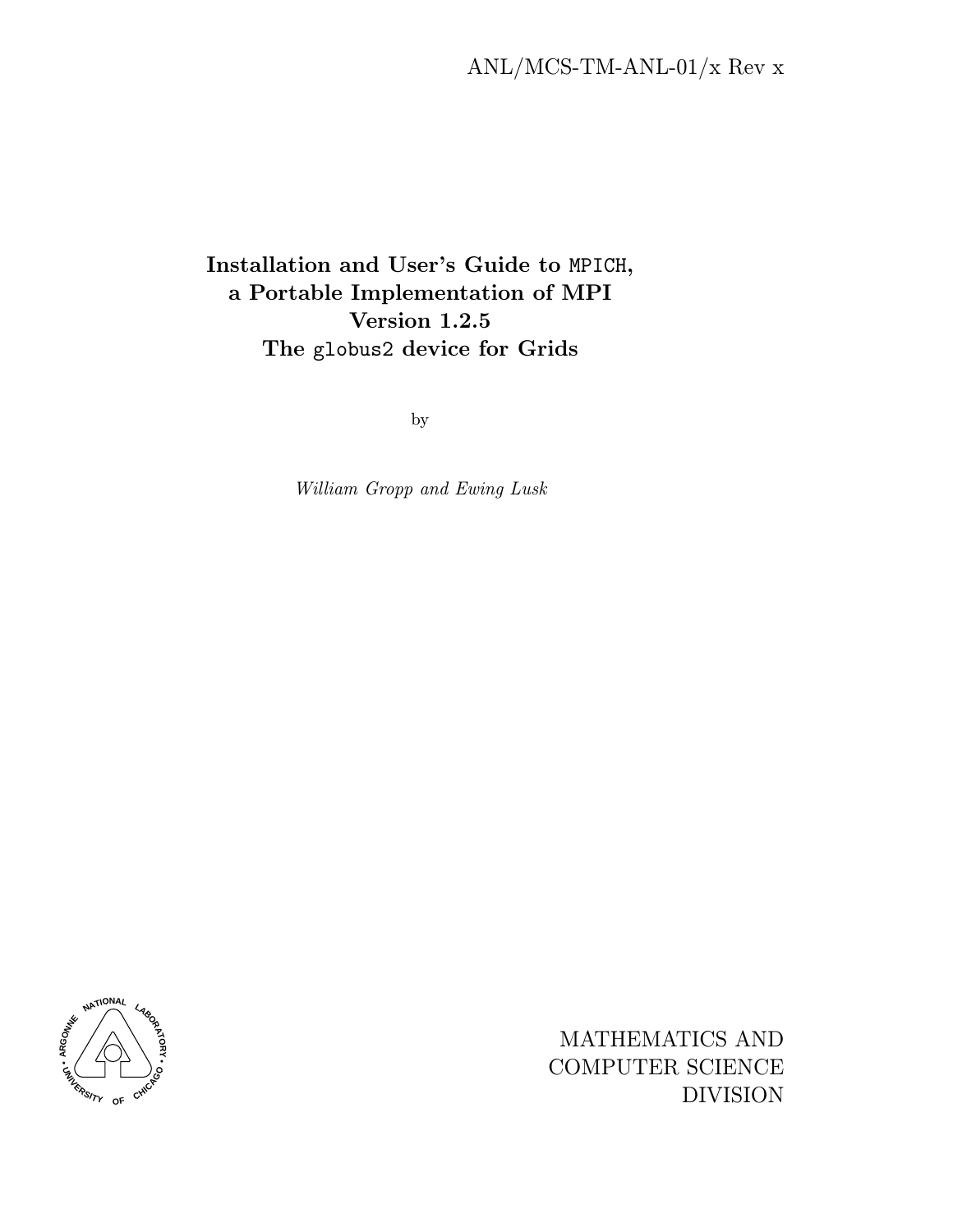ANL/MCS-TM-ANL-01/x Rev x

# Installation and User's Guide to MPICH, a Portable Implementation of MPI Version 1.2.5 The globus2 device for Grids

by

*William Gropp and Ewing Lusk*

MATHEMATICS AND
COMPUTER SCIENCE
DIVISION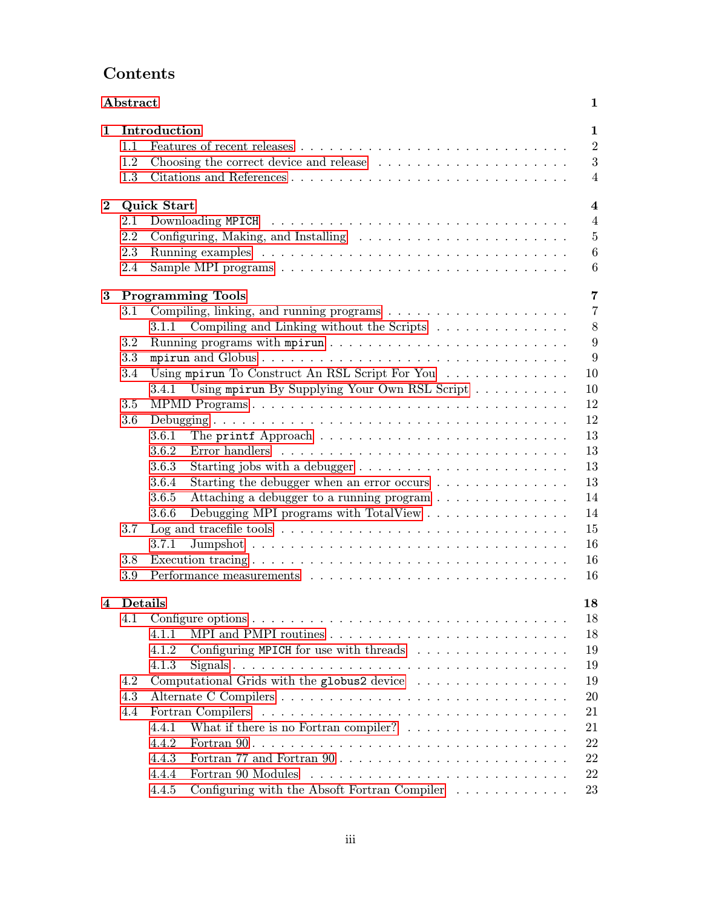# Contents

**Abstract** 1

**1 Introduction** 1

- 1.1 Features of recent releases . . . 2
- 1.2 Choosing the correct device and release . . . 3
- 1.3 Citations and References . . . 4

**2 Quick Start** 4

- 2.1 Downloading `MPICH` . . . 4
- 2.2 Configuring, Making, and Installing . . . 5
- 2.3 Running examples . . . 6
- 2.4 Sample MPI programs . . . 6

**3 Programming Tools** 7

- 3.1 Compiling, linking, and running programs . . . 7
  - 3.1.1 Compiling and Linking without the Scripts . . . 8
- 3.2 Running programs with `mpirun` . . . 9
- 3.3 `mpirun` and Globus . . . 9
- 3.4 Using `mpirun` To Construct An RSL Script For You . . . 10
  - 3.4.1 Using `mpirun` By Supplying Your Own RSL Script . . . 10
- 3.5 MPMD Programs . . . 12
- 3.6 Debugging . . . 12
  - 3.6.1 The `printf` Approach . . . 13
  - 3.6.2 Error handlers . . . 13
  - 3.6.3 Starting jobs with a debugger . . . 13
  - 3.6.4 Starting the debugger when an error occurs . . . 13
  - 3.6.5 Attaching a debugger to a running program . . . 14
  - 3.6.6 Debugging MPI programs with TotalView . . . 14
- 3.7 Log and tracefile tools . . . 15
  - 3.7.1 Jumpshot . . . 16
- 3.8 Execution tracing . . . 16
- 3.9 Performance measurements . . . 16

**4 Details** 18

- 4.1 Configure options . . . 18
  - 4.1.1 MPI and PMPI routines . . . 18
  - 4.1.2 Configuring `MPICH` for use with threads . . . 19
  - 4.1.3 Signals . . . 19
- 4.2 Computational Grids with the `globus2` device . . . 19
- 4.3 Alternate C Compilers . . . 20
- 4.4 Fortran Compilers . . . 21
  - 4.4.1 What if there is no Fortran compiler? . . . 21
  - 4.4.2 Fortran 90 . . . 22
  - 4.4.3 Fortran 77 and Fortran 90 . . . 22
  - 4.4.4 Fortran 90 Modules . . . 22
  - 4.4.5 Configuring with the Absoft Fortran Compiler . . . 23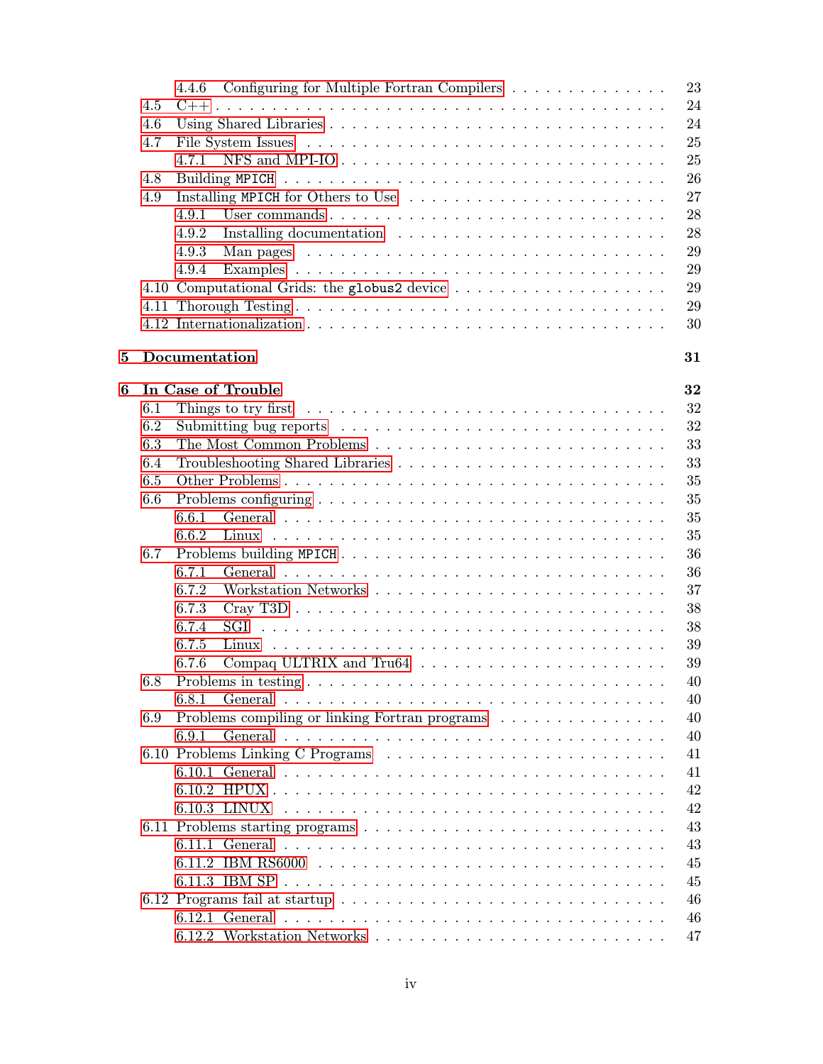- 4.4.6 Configuring for Multiple Fortran Compilers . . . . . 23
- 4.5 C++ . . . . . 24
- 4.6 Using Shared Libraries . . . . . 24
- 4.7 File System Issues . . . . . 25
  - 4.7.1 NFS and MPI-IO . . . . . 25
- 4.8 Building `MPICH` . . . . . 26
- 4.9 Installing `MPICH` for Others to Use . . . . . 27
  - 4.9.1 User commands . . . . . 28
  - 4.9.2 Installing documentation . . . . . 28
  - 4.9.3 Man pages . . . . . 29
  - 4.9.4 Examples . . . . . 29
- 4.10 Computational Grids: the `globus2` device . . . . . 29
- 4.11 Thorough Testing . . . . . 29
- 4.12 Internationalization . . . . . 30

**5 Documentation** **31**

**6 In Case of Trouble** **32**

- 6.1 Things to try first . . . . . 32
- 6.2 Submitting bug reports . . . . . 32
- 6.3 The Most Common Problems . . . . . 33
- 6.4 Troubleshooting Shared Libraries . . . . . 33
- 6.5 Other Problems . . . . . 35
- 6.6 Problems configuring . . . . . 35
  - 6.6.1 General . . . . . 35
  - 6.6.2 Linux . . . . . 35
- 6.7 Problems building `MPICH` . . . . . 36
  - 6.7.1 General . . . . . 36
  - 6.7.2 Workstation Networks . . . . . 37
  - 6.7.3 Cray T3D . . . . . 38
  - 6.7.4 SGI . . . . . 38
  - 6.7.5 Linux . . . . . 39
  - 6.7.6 Compaq ULTRIX and Tru64 . . . . . 39
- 6.8 Problems in testing . . . . . 40
  - 6.8.1 General . . . . . 40
- 6.9 Problems compiling or linking Fortran programs . . . . . 40
  - 6.9.1 General . . . . . 40
- 6.10 Problems Linking C Programs . . . . . 41
  - 6.10.1 General . . . . . 41
  - 6.10.2 HPUX . . . . . 42
  - 6.10.3 LINUX . . . . . 42
- 6.11 Problems starting programs . . . . . 43
  - 6.11.1 General . . . . . 43
  - 6.11.2 IBM RS6000 . . . . . 45
  - 6.11.3 IBM SP . . . . . 45
- 6.12 Programs fail at startup . . . . . 46
  - 6.12.1 General . . . . . 46
  - 6.12.2 Workstation Networks . . . . . 47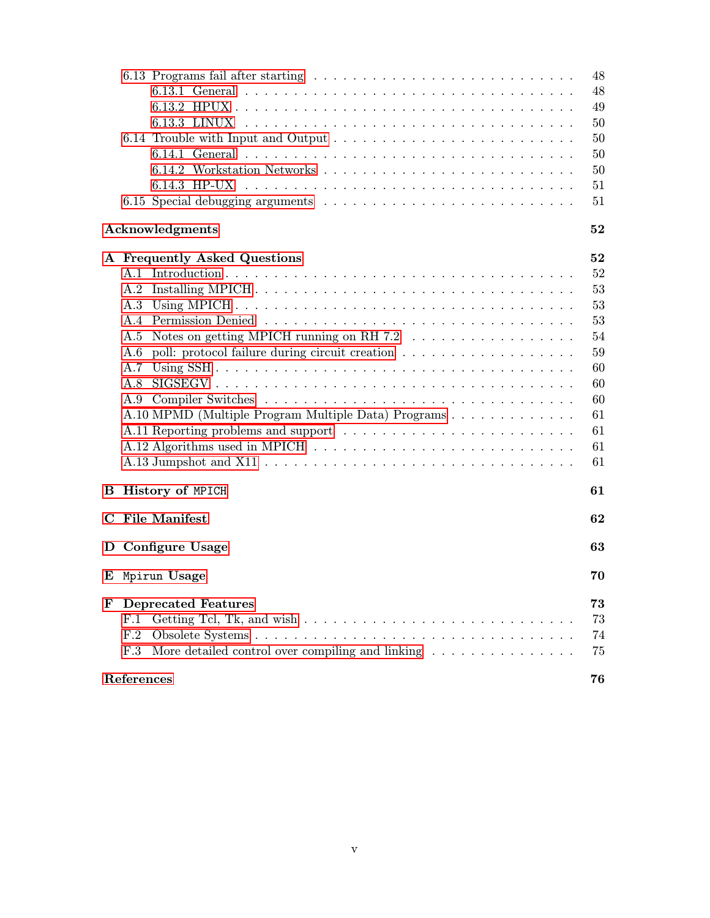- 6.13 Programs fail after starting . . . 48
  - 6.13.1 General . . . 48
  - 6.13.2 HPUX . . . 49
  - 6.13.3 LINUX . . . 50
- 6.14 Trouble with Input and Output . . . 50
  - 6.14.1 General . . . 50
  - 6.14.2 Workstation Networks . . . 50
  - 6.14.3 HP-UX . . . 51
- 6.15 Special debugging arguments . . . 51

**Acknowledgments** **52**

**A Frequently Asked Questions** **52**

- A.1 Introduction . . . 52
- A.2 Installing MPICH . . . 53
- A.3 Using MPICH . . . 53
- A.4 Permission Denied . . . 53
- A.5 Notes on getting MPICH running on RH 7.2 . . . 54
- A.6 poll: protocol failure during circuit creation . . . 59
- A.7 Using SSH . . . 60
- A.8 SIGSEGV . . . 60
- A.9 Compiler Switches . . . 60
- A.10 MPMD (Multiple Program Multiple Data) Programs . . . 61
- A.11 Reporting problems and support . . . 61
- A.12 Algorithms used in MPICH . . . 61
- A.13 Jumpshot and X11 . . . 61

**B History of `MPICH`** **61**

**C File Manifest** **62**

**D Configure Usage** **63**

**E `Mpirun` Usage** **70**

**F Deprecated Features** **73**

- F.1 Getting Tcl, Tk, and wish . . . 73
- F.2 Obsolete Systems . . . 74
- F.3 More detailed control over compiling and linking . . . 75

**References** **76**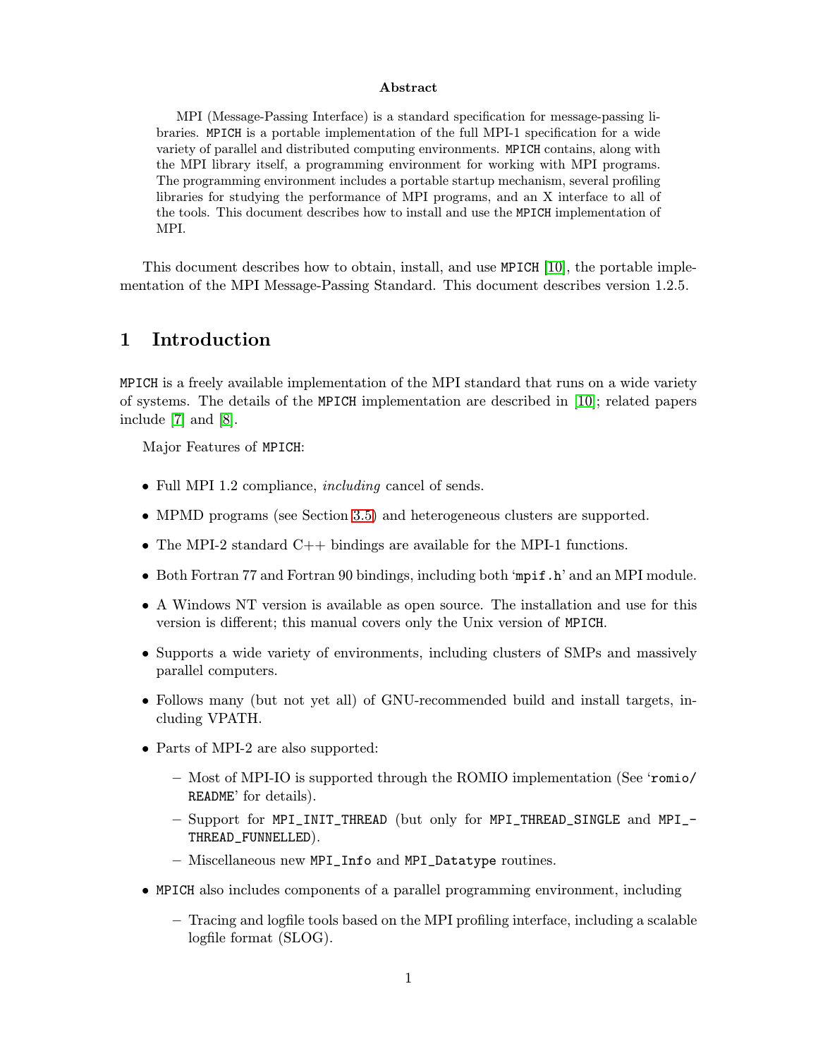**Abstract**

MPI (Message-Passing Interface) is a standard specification for message-passing libraries. MPICH is a portable implementation of the full MPI-1 specification for a wide variety of parallel and distributed computing environments. MPICH contains, along with the MPI library itself, a programming environment for working with MPI programs. The programming environment includes a portable startup mechanism, several profiling libraries for studying the performance of MPI programs, and an X interface to all of the tools. This document describes how to install and use the MPICH implementation of MPI.

This document describes how to obtain, install, and use MPICH [10], the portable implementation of the MPI Message-Passing Standard. This document describes version 1.2.5.

# 1 Introduction

MPICH is a freely available implementation of the MPI standard that runs on a wide variety of systems. The details of the MPICH implementation are described in [10]; related papers include [7] and [8].

Major Features of MPICH:

- Full MPI 1.2 compliance, *including* cancel of sends.
- MPMD programs (see Section 3.5) and heterogeneous clusters are supported.
- The MPI-2 standard C++ bindings are available for the MPI-1 functions.
- Both Fortran 77 and Fortran 90 bindings, including both 'mpif.h' and an MPI module.
- A Windows NT version is available as open source. The installation and use for this version is different; this manual covers only the Unix version of MPICH.
- Supports a wide variety of environments, including clusters of SMPs and massively parallel computers.
- Follows many (but not yet all) of GNU-recommended build and install targets, including VPATH.
- Parts of MPI-2 are also supported:
  - Most of MPI-IO is supported through the ROMIO implementation (See 'romio/README' for details).
  - Support for MPI_INIT_THREAD (but only for MPI_THREAD_SINGLE and MPI_THREAD_FUNNELLED).
  - Miscellaneous new MPI_Info and MPI_Datatype routines.
- MPICH also includes components of a parallel programming environment, including
  - Tracing and logfile tools based on the MPI profiling interface, including a scalable logfile format (SLOG).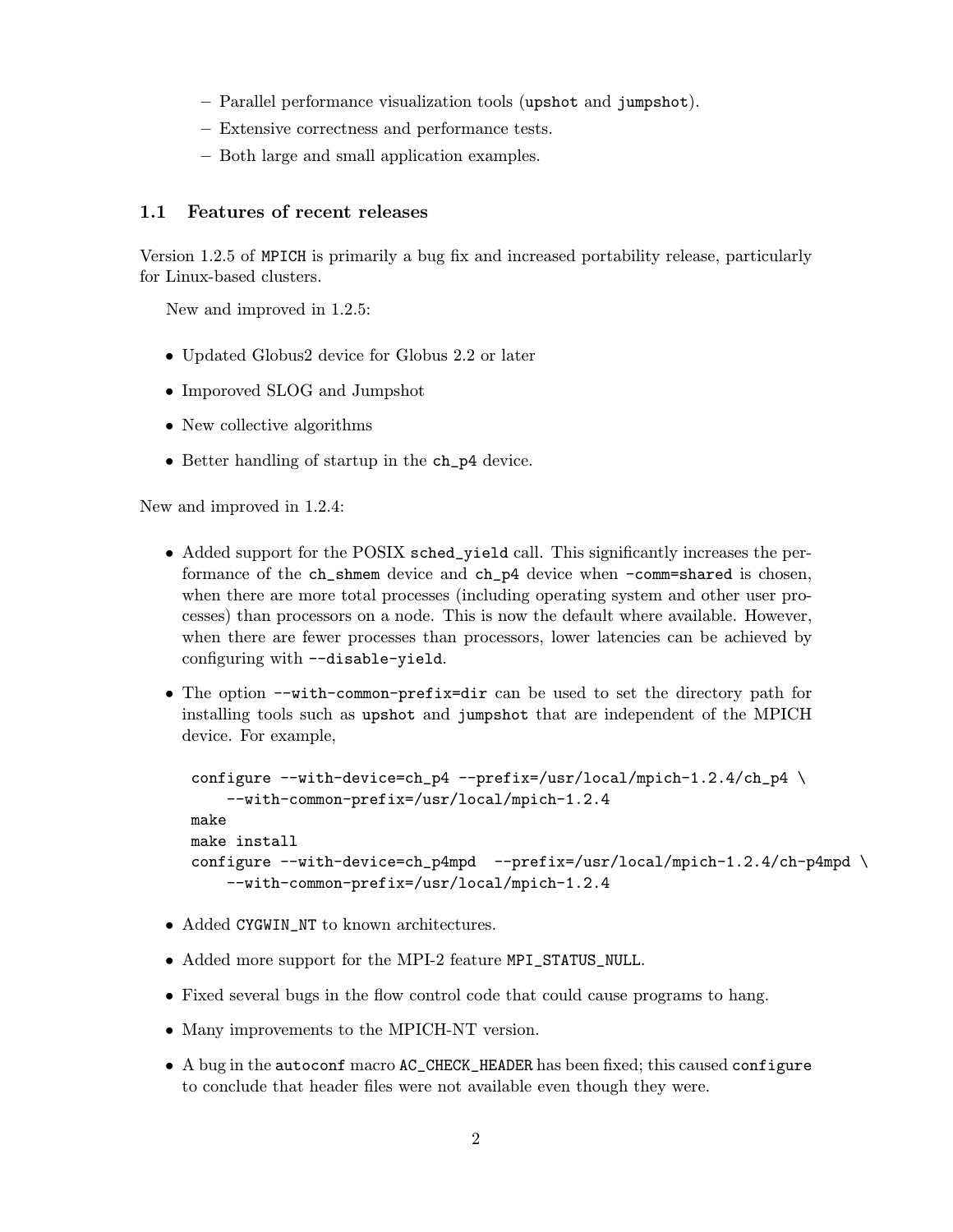- Parallel performance visualization tools (`upshot` and `jumpshot`).
- Extensive correctness and performance tests.
- Both large and small application examples.

### 1.1 Features of recent releases

Version 1.2.5 of `MPICH` is primarily a bug fix and increased portability release, particularly for Linux-based clusters.

New and improved in 1.2.5:

- Updated Globus2 device for Globus 2.2 or later
- Imporoved SLOG and Jumpshot
- New collective algorithms
- Better handling of startup in the `ch_p4` device.

New and improved in 1.2.4:

- Added support for the POSIX `sched_yield` call. This significantly increases the performance of the `ch_shmem` device and `ch_p4` device when `-comm=shared` is chosen, when there are more total processes (including operating system and other user processes) than processors on a node. This is now the default where available. However, when there are fewer processes than processors, lower latencies can be achieved by configuring with `--disable-yield`.
- The option `--with-common-prefix=dir` can be used to set the directory path for installing tools such as `upshot` and `jumpshot` that are independent of the MPICH device. For example,

```
configure --with-device=ch_p4 --prefix=/usr/local/mpich-1.2.4/ch_p4 \
    --with-common-prefix=/usr/local/mpich-1.2.4
make
make install
configure --with-device=ch_p4mpd  --prefix=/usr/local/mpich-1.2.4/ch-p4mpd \
    --with-common-prefix=/usr/local/mpich-1.2.4
```

- Added `CYGWIN_NT` to known architectures.
- Added more support for the MPI-2 feature `MPI_STATUS_NULL`.
- Fixed several bugs in the flow control code that could cause programs to hang.
- Many improvements to the MPICH-NT version.
- A bug in the `autoconf` macro `AC_CHECK_HEADER` has been fixed; this caused `configure` to conclude that header files were not available even though they were.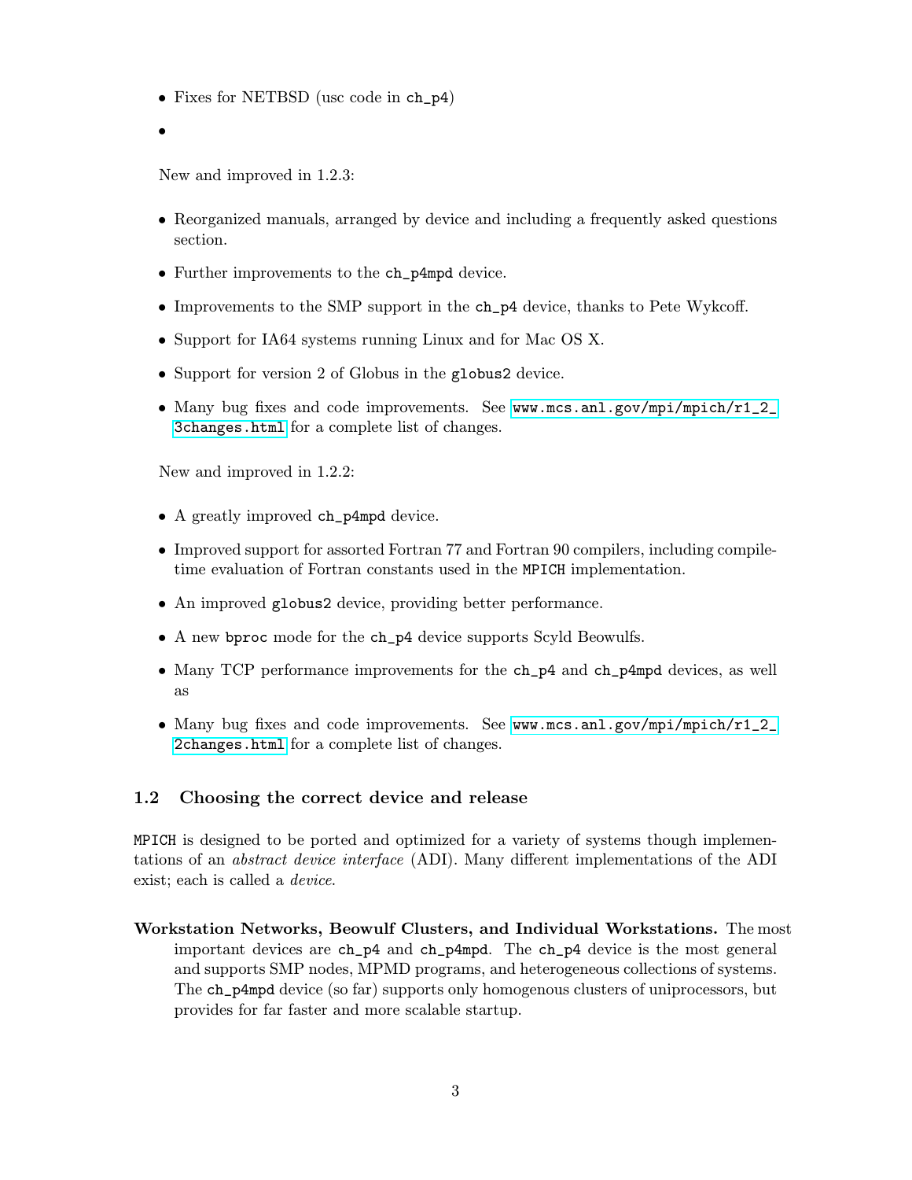- Fixes for NETBSD (usc code in `ch_p4`)
- 

New and improved in 1.2.3:

- Reorganized manuals, arranged by device and including a frequently asked questions section.
- Further improvements to the `ch_p4mpd` device.
- Improvements to the SMP support in the `ch_p4` device, thanks to Pete Wykcoff.
- Support for IA64 systems running Linux and for Mac OS X.
- Support for version 2 of Globus in the `globus2` device.
- Many bug fixes and code improvements. See `www.mcs.anl.gov/mpi/mpich/r1_2_3changes.html` for a complete list of changes.

New and improved in 1.2.2:

- A greatly improved `ch_p4mpd` device.
- Improved support for assorted Fortran 77 and Fortran 90 compilers, including compile-time evaluation of Fortran constants used in the `MPICH` implementation.
- An improved `globus2` device, providing better performance.
- A new `bproc` mode for the `ch_p4` device supports Scyld Beowulfs.
- Many TCP performance improvements for the `ch_p4` and `ch_p4mpd` devices, as well as
- Many bug fixes and code improvements. See `www.mcs.anl.gov/mpi/mpich/r1_2_2changes.html` for a complete list of changes.

## 1.2 Choosing the correct device and release

`MPICH` is designed to be ported and optimized for a variety of systems though implementations of an *abstract device interface* (ADI). Many different implementations of the ADI exist; each is called a *device*.

**Workstation Networks, Beowulf Clusters, and Individual Workstations.** The most important devices are `ch_p4` and `ch_p4mpd`. The `ch_p4` device is the most general and supports SMP nodes, MPMD programs, and heterogeneous collections of systems. The `ch_p4mpd` device (so far) supports only homogenous clusters of uniprocessors, but provides for far faster and more scalable startup.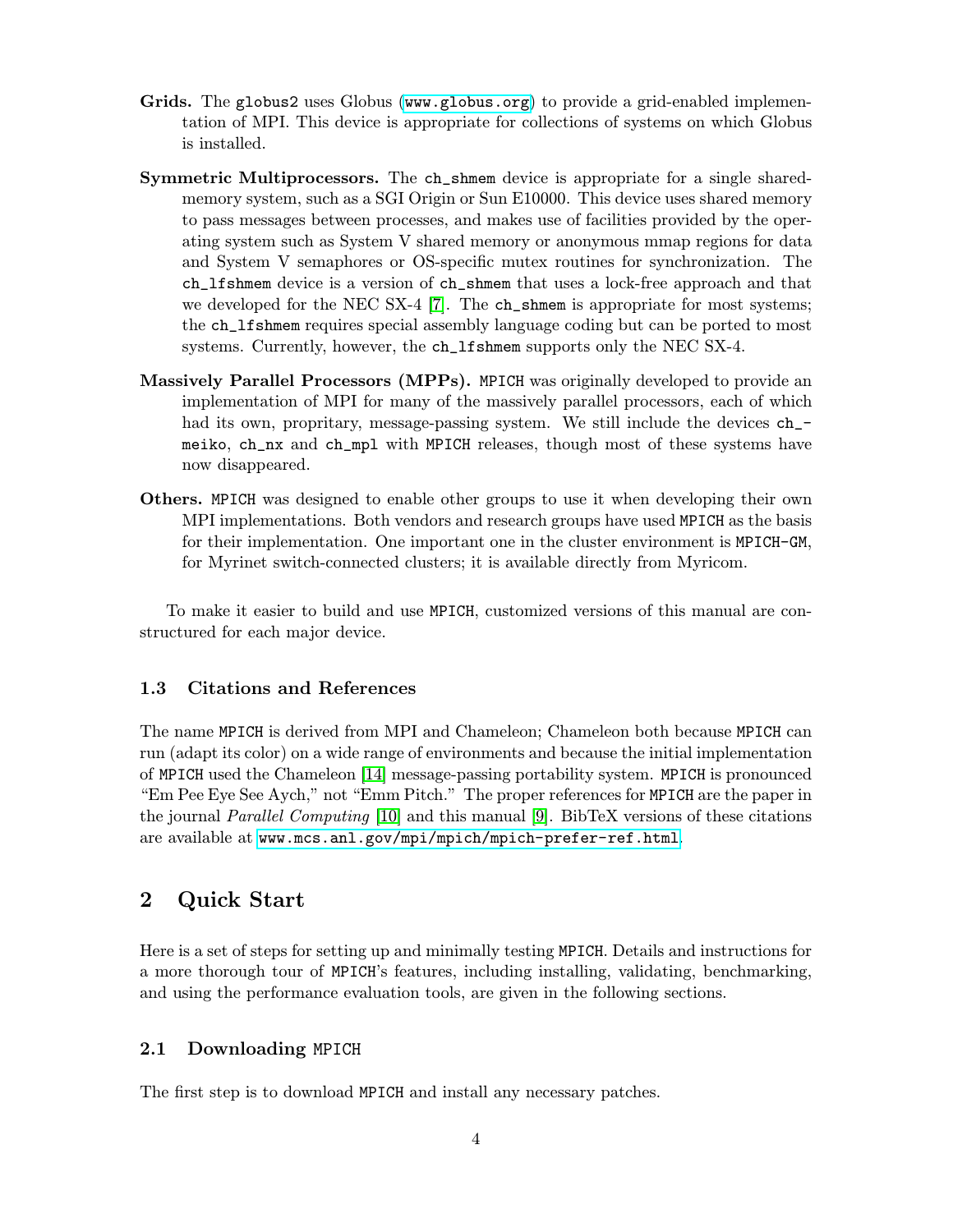**Grids.** The globus2 uses Globus (www.globus.org) to provide a grid-enabled implementation of MPI. This device is appropriate for collections of systems on which Globus is installed.

**Symmetric Multiprocessors.** The ch_shmem device is appropriate for a single shared-memory system, such as a SGI Origin or Sun E10000. This device uses shared memory to pass messages between processes, and makes use of facilities provided by the operating system such as System V shared memory or anonymous mmap regions for data and System V semaphores or OS-specific mutex routines for synchronization. The ch_lfshmem device is a version of ch_shmem that uses a lock-free approach and that we developed for the NEC SX-4 [7]. The ch_shmem is appropriate for most systems; the ch_lfshmem requires special assembly language coding but can be ported to most systems. Currently, however, the ch_lfshmem supports only the NEC SX-4.

**Massively Parallel Processors (MPPs).** MPICH was originally developed to provide an implementation of MPI for many of the massively parallel processors, each of which had its own, propritary, message-passing system. We still include the devices ch_meiko, ch_nx and ch_mpl with MPICH releases, though most of these systems have now disappeared.

**Others.** MPICH was designed to enable other groups to use it when developing their own MPI implementations. Both vendors and research groups have used MPICH as the basis for their implementation. One important one in the cluster environment is MPICH-GM, for Myrinet switch-connected clusters; it is available directly from Myricom.

To make it easier to build and use MPICH, customized versions of this manual are constructured for each major device.

### 1.3 Citations and References

The name MPICH is derived from MPI and Chameleon; Chameleon both because MPICH can run (adapt its color) on a wide range of environments and because the initial implementation of MPICH used the Chameleon [14] message-passing portability system. MPICH is pronounced "Em Pee Eye See Aych," not "Emm Pitch." The proper references for MPICH are the paper in the journal *Parallel Computing* [10] and this manual [9]. BibTeX versions of these citations are available at www.mcs.anl.gov/mpi/mpich/mpich-prefer-ref.html.

## 2 Quick Start

Here is a set of steps for setting up and minimally testing MPICH. Details and instructions for a more thorough tour of MPICH's features, including installing, validating, benchmarking, and using the performance evaluation tools, are given in the following sections.

### 2.1 Downloading MPICH

The first step is to download MPICH and install any necessary patches.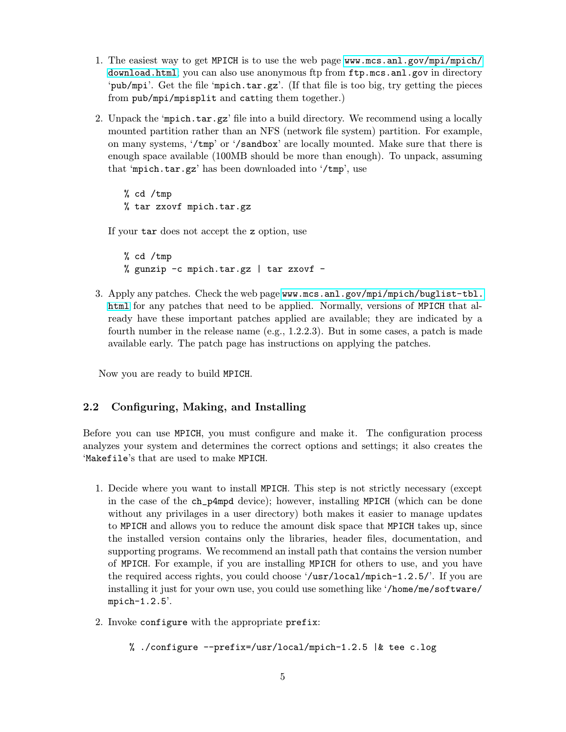1. The easiest way to get `MPICH` is to use the web page `www.mcs.anl.gov/mpi/mpich/download.html`; you can also use anonymous ftp from `ftp.mcs.anl.gov` in directory '`pub/mpi`'. Get the file '`mpich.tar.gz`'. (If that file is too big, try getting the pieces from `pub/mpi/mpisplit` and `cat`ting them together.)

2. Unpack the '`mpich.tar.gz`' file into a build directory. We recommend using a locally mounted partition rather than an NFS (network file system) partition. For example, on many systems, '`/tmp`' or '`/sandbox`' are locally mounted. Make sure that there is enough space available (100MB should be more than enough). To unpack, assuming that '`mpich.tar.gz`' has been downloaded into '`/tmp`', use

   ```
   % cd /tmp
   % tar zxovf mpich.tar.gz
   ```

   If your `tar` does not accept the `z` option, use

   ```
   % cd /tmp
   % gunzip -c mpich.tar.gz | tar zxovf -
   ```

3. Apply any patches. Check the web page `www.mcs.anl.gov/mpi/mpich/buglist-tbl.html` for any patches that need to be applied. Normally, versions of `MPICH` that already have these important patches applied are available; they are indicated by a fourth number in the release name (e.g., 1.2.2.3). But in some cases, a patch is made available early. The patch page has instructions on applying the patches.

Now you are ready to build `MPICH`.

## 2.2 Configuring, Making, and Installing

Before you can use `MPICH`, you must configure and make it. The configuration process analyzes your system and determines the correct options and settings; it also creates the '`Makefile`'s that are used to make `MPICH`.

1. Decide where you want to install `MPICH`. This step is not strictly necessary (except in the case of the `ch_p4mpd` device); however, installing `MPICH` (which can be done without any privilages in a user directory) both makes it easier to manage updates to `MPICH` and allows you to reduce the amount disk space that `MPICH` takes up, since the installed version contains only the libraries, header files, documentation, and supporting programs. We recommend an install path that contains the version number of `MPICH`. For example, if you are installing `MPICH` for others to use, and you have the required access rights, you could choose '`/usr/local/mpich-1.2.5/`'. If you are installing it just for your own use, you could use something like '`/home/me/software/mpich-1.2.5`'.

2. Invoke `configure` with the appropriate `prefix`:

   ```
   % ./configure --prefix=/usr/local/mpich-1.2.5 |& tee c.log
   ```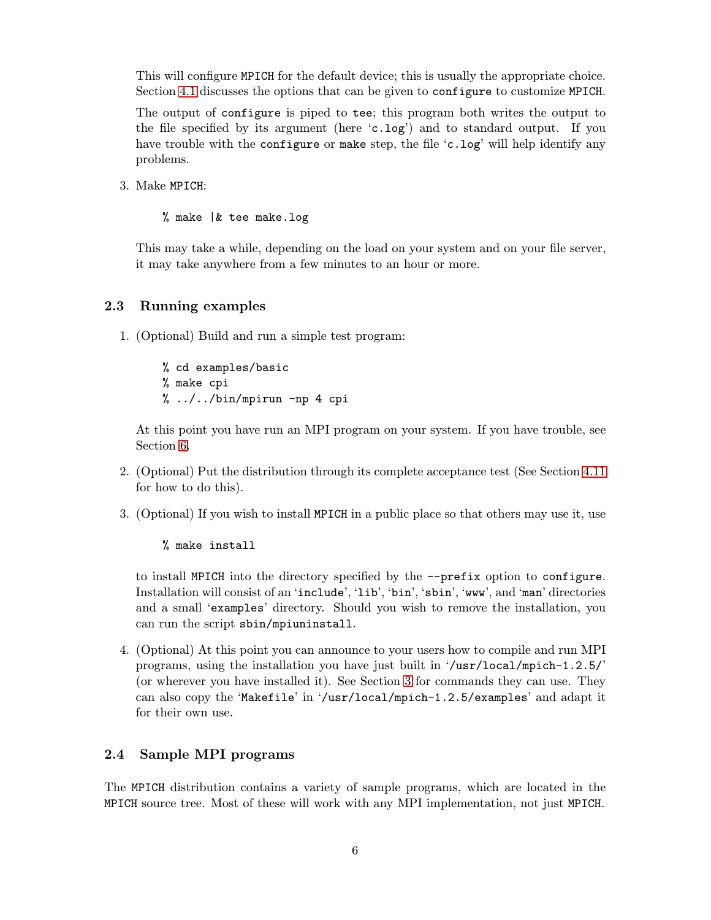This will configure MPICH for the default device; this is usually the appropriate choice. Section 4.1 discusses the options that can be given to `configure` to customize MPICH.

The output of `configure` is piped to `tee`; this program both writes the output to the file specified by its argument (here '`c.log`') and to standard output. If you have trouble with the `configure` or `make` step, the file '`c.log`' will help identify any problems.

3. Make MPICH:

   ```
   % make |& tee make.log
   ```

   This may take a while, depending on the load on your system and on your file server, it may take anywhere from a few minutes to an hour or more.

### 2.3 Running examples

1. (Optional) Build and run a simple test program:

   ```
   % cd examples/basic
   % make cpi
   % ../../bin/mpirun -np 4 cpi
   ```

   At this point you have run an MPI program on your system. If you have trouble, see Section 6.

2. (Optional) Put the distribution through its complete acceptance test (See Section 4.11 for how to do this).

3. (Optional) If you wish to install MPICH in a public place so that others may use it, use

   ```
   % make install
   ```

   to install MPICH into the directory specified by the `--prefix` option to `configure`. Installation will consist of an '`include`', '`lib`', '`bin`', '`sbin`', '`www`', and '`man`' directories and a small '`examples`' directory. Should you wish to remove the installation, you can run the script `sbin/mpiuninstall`.

4. (Optional) At this point you can announce to your users how to compile and run MPI programs, using the installation you have just built in '`/usr/local/mpich-1.2.5/`' (or wherever you have installed it). See Section 3 for commands they can use. They can also copy the '`Makefile`' in '`/usr/local/mpich-1.2.5/examples`' and adapt it for their own use.

### 2.4 Sample MPI programs

The MPICH distribution contains a variety of sample programs, which are located in the MPICH source tree. Most of these will work with any MPI implementation, not just MPICH.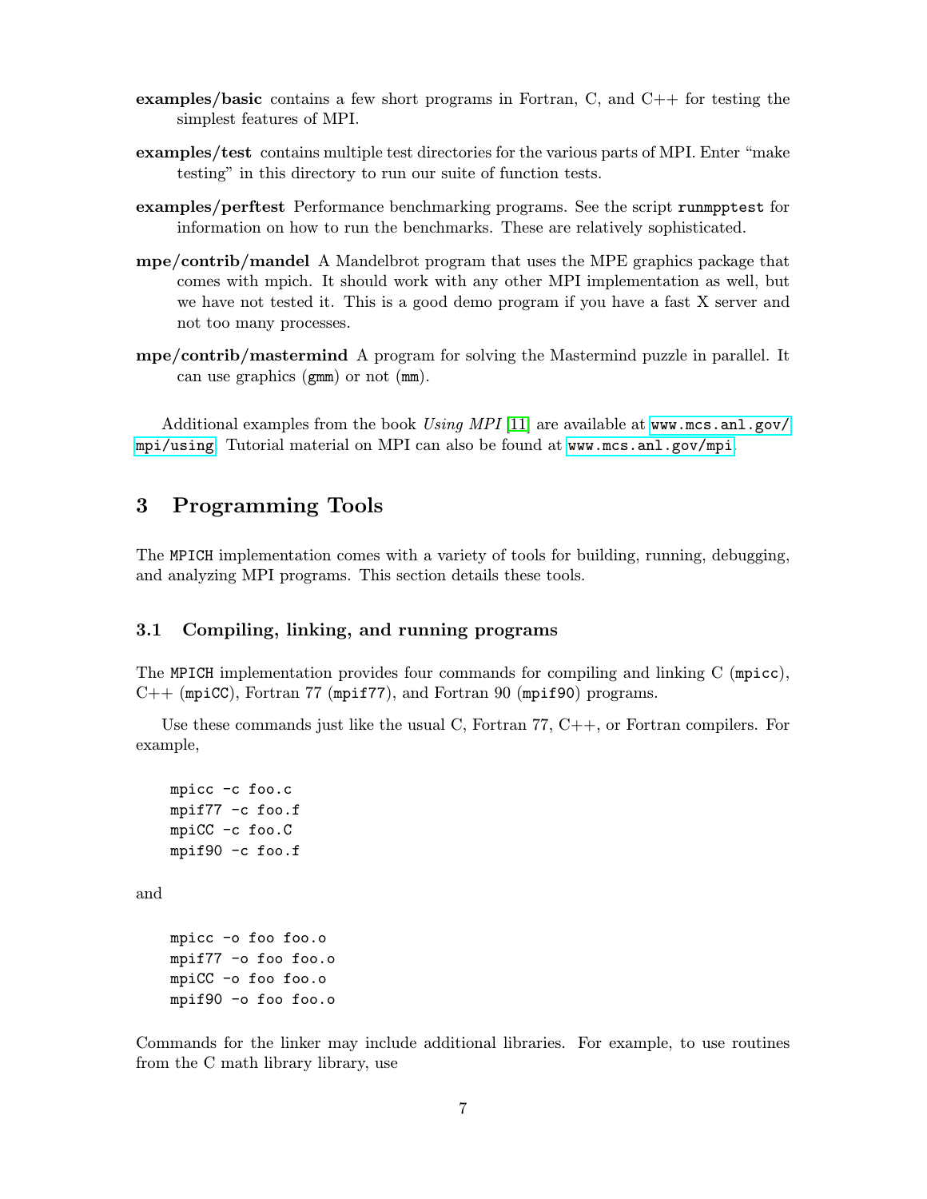**examples/basic** contains a few short programs in Fortran, C, and C++ for testing the simplest features of MPI.

**examples/test** contains multiple test directories for the various parts of MPI. Enter "make testing" in this directory to run our suite of function tests.

**examples/perftest** Performance benchmarking programs. See the script `runmpptest` for information on how to run the benchmarks. These are relatively sophisticated.

**mpe/contrib/mandel** A Mandelbrot program that uses the MPE graphics package that comes with mpich. It should work with any other MPI implementation as well, but we have not tested it. This is a good demo program if you have a fast X server and not too many processes.

**mpe/contrib/mastermind** A program for solving the Mastermind puzzle in parallel. It can use graphics (`gmm`) or not (`mm`).

Additional examples from the book *Using MPI* [11] are available at `www.mcs.anl.gov/mpi/using`. Tutorial material on MPI can also be found at `www.mcs.anl.gov/mpi`.

## 3 Programming Tools

The `MPICH` implementation comes with a variety of tools for building, running, debugging, and analyzing MPI programs. This section details these tools.

### 3.1 Compiling, linking, and running programs

The `MPICH` implementation provides four commands for compiling and linking C (`mpicc`), C++ (`mpiCC`), Fortran 77 (`mpif77`), and Fortran 90 (`mpif90`) programs.

Use these commands just like the usual C, Fortran 77, C++, or Fortran compilers. For example,

```
mpicc -c foo.c
mpif77 -c foo.f
mpiCC -c foo.C
mpif90 -c foo.f
```

and

```
mpicc -o foo foo.o
mpif77 -o foo foo.o
mpiCC -o foo foo.o
mpif90 -o foo foo.o
```

Commands for the linker may include additional libraries. For example, to use routines from the C math library library, use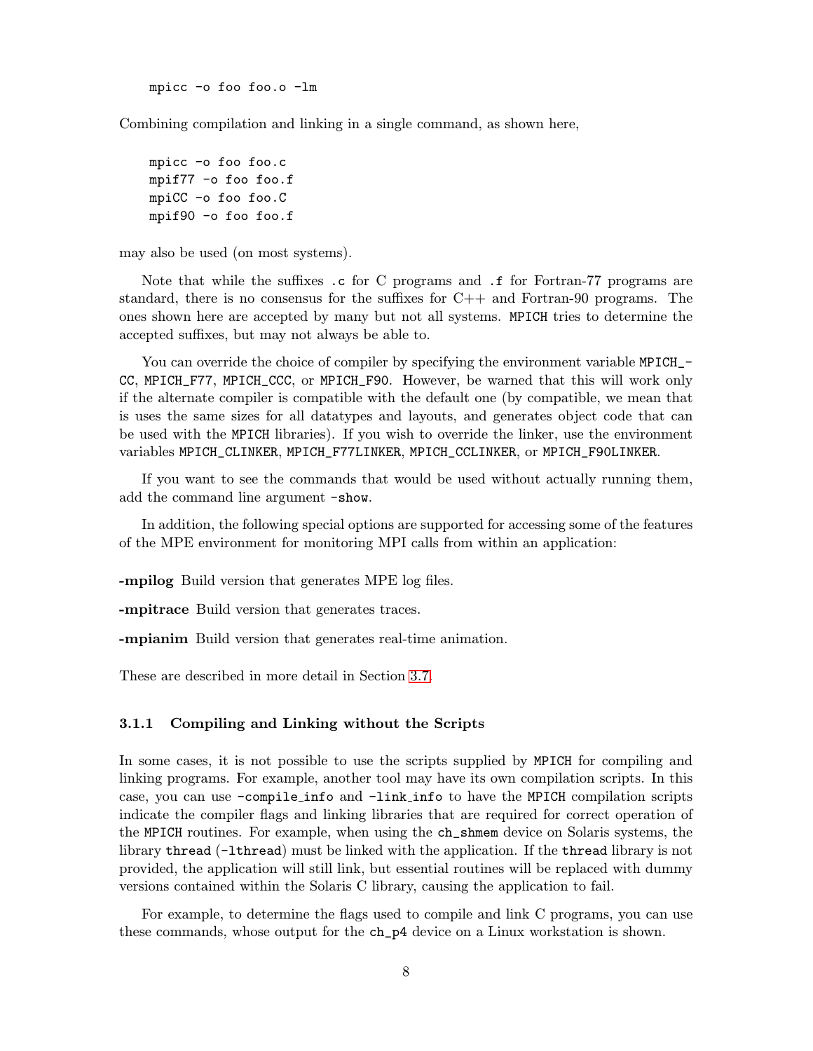```
mpicc -o foo foo.o -lm
```

Combining compilation and linking in a single command, as shown here,

```
mpicc -o foo foo.c
mpif77 -o foo foo.f
mpiCC -o foo foo.C
mpif90 -o foo foo.f
```

may also be used (on most systems).

Note that while the suffixes `.c` for C programs and `.f` for Fortran-77 programs are standard, there is no consensus for the suffixes for C++ and Fortran-90 programs. The ones shown here are accepted by many but not all systems. `MPICH` tries to determine the accepted suffixes, but may not always be able to.

You can override the choice of compiler by specifying the environment variable `MPICH_CC`, `MPICH_F77`, `MPICH_CCC`, or `MPICH_F90`. However, be warned that this will work only if the alternate compiler is compatible with the default one (by compatible, we mean that is uses the same sizes for all datatypes and layouts, and generates object code that can be used with the `MPICH` libraries). If you wish to override the linker, use the environment variables `MPICH_CLINKER`, `MPICH_F77LINKER`, `MPICH_CCLINKER`, or `MPICH_F90LINKER`.

If you want to see the commands that would be used without actually running them, add the command line argument `-show`.

In addition, the following special options are supported for accessing some of the features of the MPE environment for monitoring MPI calls from within an application:

**-mpilog** Build version that generates MPE log files.

**-mpitrace** Build version that generates traces.

**-mpianim** Build version that generates real-time animation.

These are described in more detail in Section 3.7.

### 3.1.1 Compiling and Linking without the Scripts

In some cases, it is not possible to use the scripts supplied by `MPICH` for compiling and linking programs. For example, another tool may have its own compilation scripts. In this case, you can use `-compile_info` and `-link_info` to have the `MPICH` compilation scripts indicate the compiler flags and linking libraries that are required for correct operation of the `MPICH` routines. For example, when using the `ch_shmem` device on Solaris systems, the library `thread` (`-lthread`) must be linked with the application. If the `thread` library is not provided, the application will still link, but essential routines will be replaced with dummy versions contained within the Solaris C library, causing the application to fail.

For example, to determine the flags used to compile and link C programs, you can use these commands, whose output for the `ch_p4` device on a Linux workstation is shown.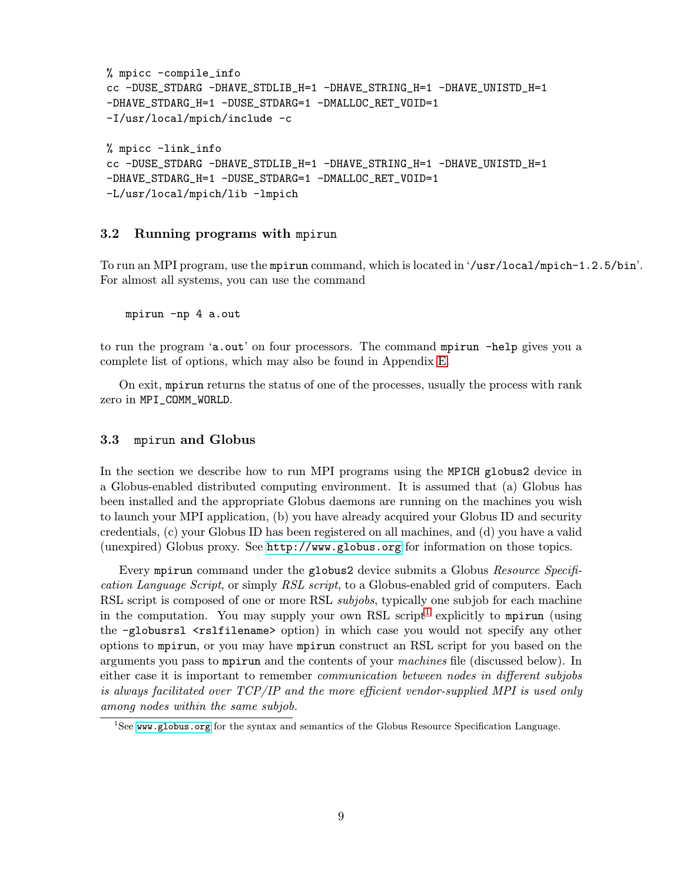```
% mpicc -compile_info
cc -DUSE_STDARG -DHAVE_STDLIB_H=1 -DHAVE_STRING_H=1 -DHAVE_UNISTD_H=1
-DHAVE_STDARG_H=1 -DUSE_STDARG=1 -DMALLOC_RET_VOID=1
-I/usr/local/mpich/include -c

% mpicc -link_info
cc -DUSE_STDARG -DHAVE_STDLIB_H=1 -DHAVE_STRING_H=1 -DHAVE_UNISTD_H=1
-DHAVE_STDARG_H=1 -DUSE_STDARG=1 -DMALLOC_RET_VOID=1
-L/usr/local/mpich/lib -lmpich
```

### 3.2 Running programs with `mpirun`

To run an MPI program, use the `mpirun` command, which is located in '`/usr/local/mpich-1.2.5/bin`'. For almost all systems, you can use the command

```
mpirun -np 4 a.out
```

to run the program '`a.out`' on four processors. The command `mpirun -help` gives you a complete list of options, which may also be found in Appendix E.

On exit, `mpirun` returns the status of one of the processes, usually the process with rank zero in `MPI_COMM_WORLD`.

### 3.3 `mpirun` and Globus

In the section we describe how to run MPI programs using the `MPICH` `globus2` device in a Globus-enabled distributed computing environment. It is assumed that (a) Globus has been installed and the appropriate Globus daemons are running on the machines you wish to launch your MPI application, (b) you have already acquired your Globus ID and security credentials, (c) your Globus ID has been registered on all machines, and (d) you have a valid (unexpired) Globus proxy. See `http://www.globus.org` for information on those topics.

Every `mpirun` command under the `globus2` device submits a Globus *Resource Specification Language Script*, or simply *RSL script*, to a Globus-enabled grid of computers. Each RSL script is composed of one or more RSL *subjobs*, typically one subjob for each machine in the computation. You may supply your own RSL script[1] explicitly to `mpirun` (using the `-globusrsl <rslfilename>` option) in which case you would not specify any other options to `mpirun`, or you may have `mpirun` construct an RSL script for you based on the arguments you pass to `mpirun` and the contents of your *machines* file (discussed below). In either case it is important to remember *communication between nodes in different subjobs is always facilitated over TCP/IP and the more efficient vendor-supplied MPI is used only among nodes within the same subjob.*

[1] See `www.globus.org` for the syntax and semantics of the Globus Resource Specification Language.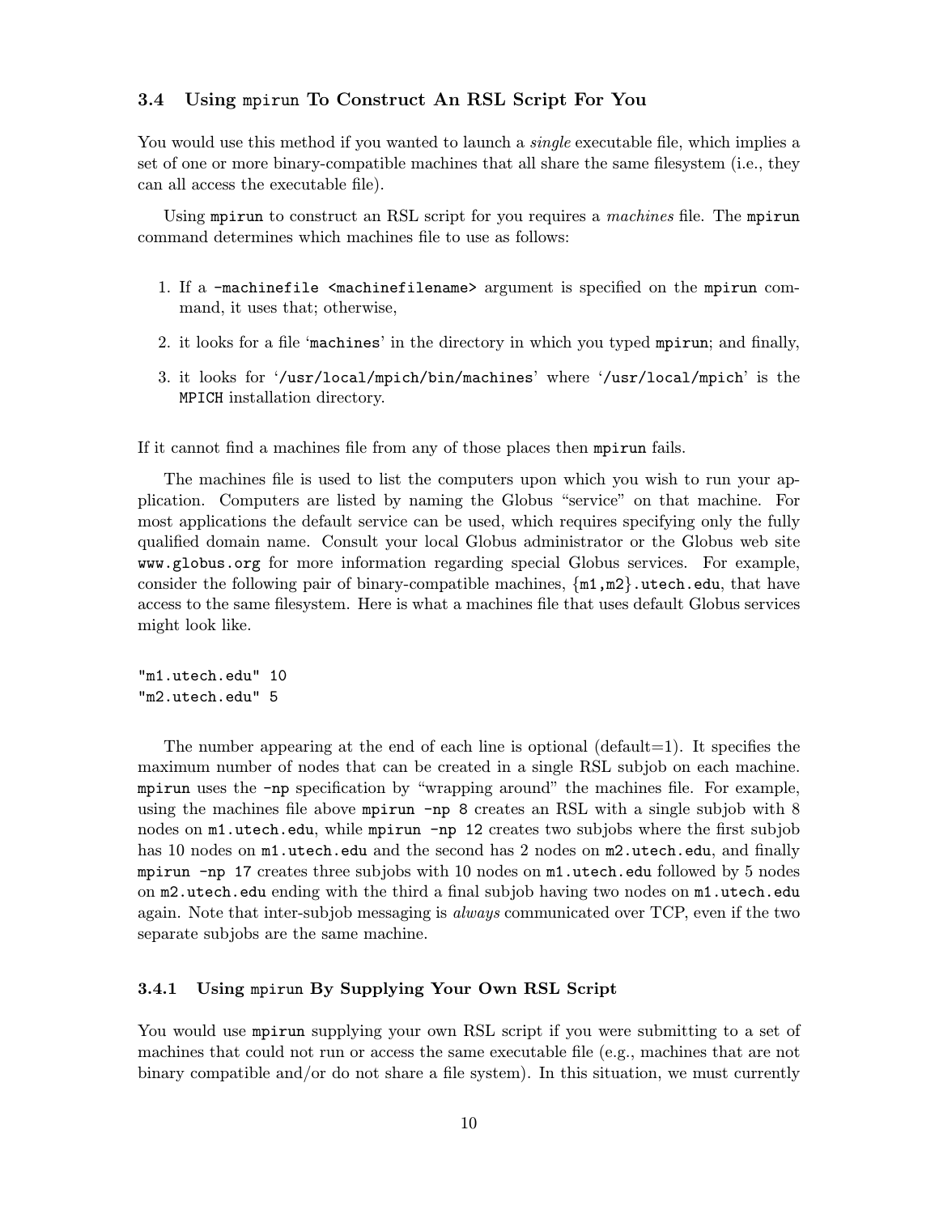### 3.4 Using `mpirun` To Construct An RSL Script For You

You would use this method if you wanted to launch a *single* executable file, which implies a set of one or more binary-compatible machines that all share the same filesystem (i.e., they can all access the executable file).

Using `mpirun` to construct an RSL script for you requires a *machines* file. The `mpirun` command determines which machines file to use as follows:

1. If a `-machinefile <machinefilename>` argument is specified on the `mpirun` command, it uses that; otherwise,
2. it looks for a file '`machines`' in the directory in which you typed `mpirun`; and finally,
3. it looks for '`/usr/local/mpich/bin/machines`' where '`/usr/local/mpich`' is the `MPICH` installation directory.

If it cannot find a machines file from any of those places then `mpirun` fails.

The machines file is used to list the computers upon which you wish to run your application. Computers are listed by naming the Globus "service" on that machine. For most applications the default service can be used, which requires specifying only the fully qualified domain name. Consult your local Globus administrator or the Globus web site `www.globus.org` for more information regarding special Globus services. For example, consider the following pair of binary-compatible machines, {`m1`,`m2`}`.utech.edu`, that have access to the same filesystem. Here is what a machines file that uses default Globus services might look like.

```
"m1.utech.edu" 10
"m2.utech.edu" 5
```

The number appearing at the end of each line is optional (default=1). It specifies the maximum number of nodes that can be created in a single RSL subjob on each machine. `mpirun` uses the `-np` specification by "wrapping around" the machines file. For example, using the machines file above `mpirun -np 8` creates an RSL with a single subjob with 8 nodes on `m1.utech.edu`, while `mpirun -np 12` creates two subjobs where the first subjob has 10 nodes on `m1.utech.edu` and the second has 2 nodes on `m2.utech.edu`, and finally `mpirun -np 17` creates three subjobs with 10 nodes on `m1.utech.edu` followed by 5 nodes on `m2.utech.edu` ending with the third a final subjob having two nodes on `m1.utech.edu` again. Note that inter-subjob messaging is *always* communicated over TCP, even if the two separate subjobs are the same machine.

#### 3.4.1 Using `mpirun` By Supplying Your Own RSL Script

You would use `mpirun` supplying your own RSL script if you were submitting to a set of machines that could not run or access the same executable file (e.g., machines that are not binary compatible and/or do not share a file system). In this situation, we must currently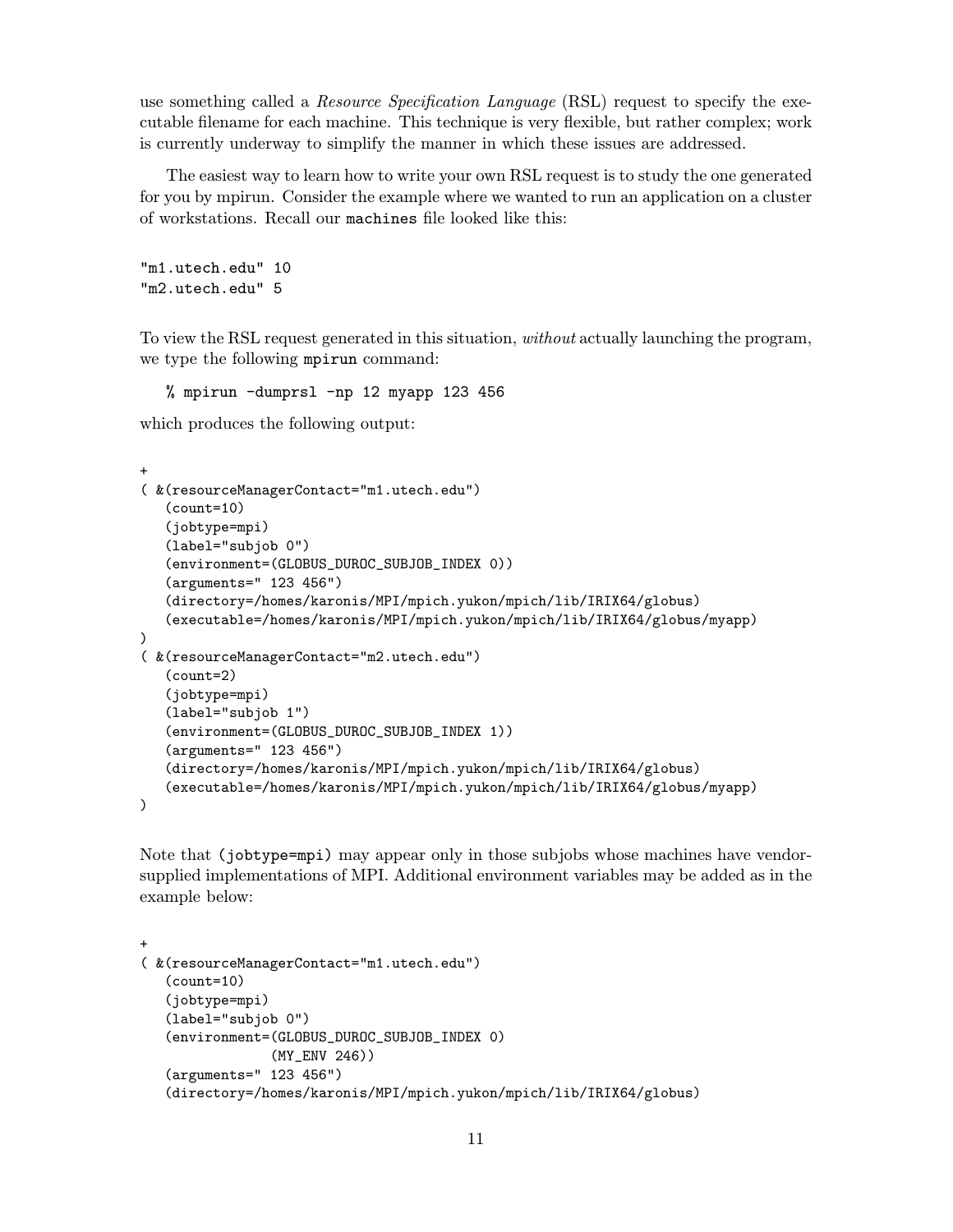use something called a *Resource Specification Language* (RSL) request to specify the executable filename for each machine. This technique is very flexible, but rather complex; work is currently underway to simplify the manner in which these issues are addressed.

The easiest way to learn how to write your own RSL request is to study the one generated for you by mpirun. Consider the example where we wanted to run an application on a cluster of workstations. Recall our `machines` file looked like this:

```
"m1.utech.edu" 10
"m2.utech.edu" 5
```

To view the RSL request generated in this situation, *without* actually launching the program, we type the following `mpirun` command:

```
% mpirun -dumprsl -np 12 myapp 123 456
```

which produces the following output:

```
+
( &(resourceManagerContact="m1.utech.edu")
   (count=10)
   (jobtype=mpi)
   (label="subjob 0")
   (environment=(GLOBUS_DUROC_SUBJOB_INDEX 0))
   (arguments=" 123 456")
   (directory=/homes/karonis/MPI/mpich.yukon/mpich/lib/IRIX64/globus)
   (executable=/homes/karonis/MPI/mpich.yukon/mpich/lib/IRIX64/globus/myapp)
)
( &(resourceManagerContact="m2.utech.edu")
   (count=2)
   (jobtype=mpi)
   (label="subjob 1")
   (environment=(GLOBUS_DUROC_SUBJOB_INDEX 1))
   (arguments=" 123 456")
   (directory=/homes/karonis/MPI/mpich.yukon/mpich/lib/IRIX64/globus)
   (executable=/homes/karonis/MPI/mpich.yukon/mpich/lib/IRIX64/globus/myapp)
)
```

Note that `(jobtype=mpi)` may appear only in those subjobs whose machines have vendor-supplied implementations of MPI. Additional environment variables may be added as in the example below:

```
+
( &(resourceManagerContact="m1.utech.edu")
   (count=10)
   (jobtype=mpi)
   (label="subjob 0")
   (environment=(GLOBUS_DUROC_SUBJOB_INDEX 0)
                (MY_ENV 246))
   (arguments=" 123 456")
   (directory=/homes/karonis/MPI/mpich.yukon/mpich/lib/IRIX64/globus)
```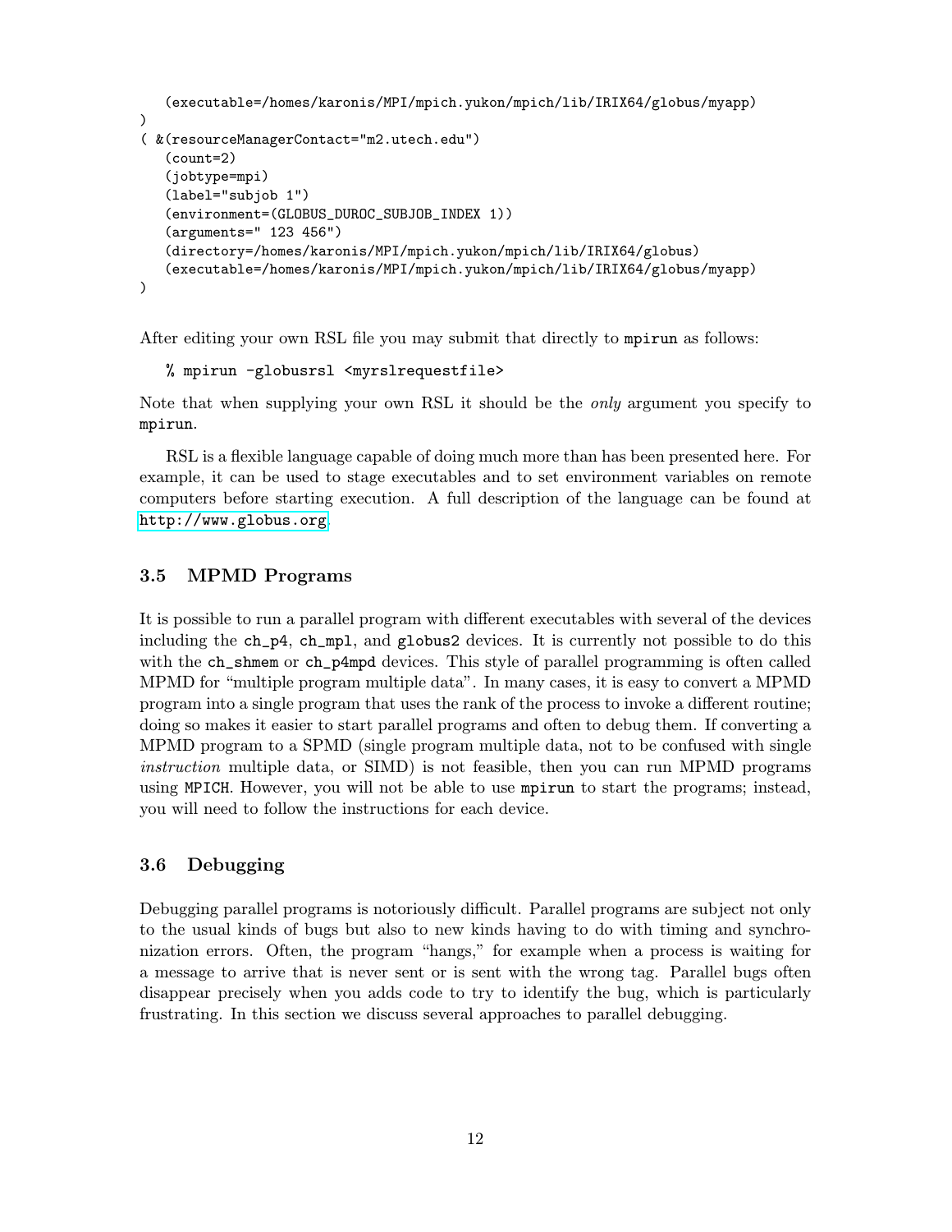```
   (executable=/homes/karonis/MPI/mpich.yukon/mpich/lib/IRIX64/globus/myapp)
)
( &(resourceManagerContact="m2.utech.edu")
   (count=2)
   (jobtype=mpi)
   (label="subjob 1")
   (environment=(GLOBUS_DUROC_SUBJOB_INDEX 1))
   (arguments=" 123 456")
   (directory=/homes/karonis/MPI/mpich.yukon/mpich/lib/IRIX64/globus)
   (executable=/homes/karonis/MPI/mpich.yukon/mpich/lib/IRIX64/globus/myapp)
)
```

After editing your own RSL file you may submit that directly to `mpirun` as follows:

```
% mpirun -globusrsl <myrslrequestfile>
```

Note that when supplying your own RSL it should be the *only* argument you specify to `mpirun`.

RSL is a flexible language capable of doing much more than has been presented here. For example, it can be used to stage executables and to set environment variables on remote computers before starting execution. A full description of the language can be found at http://www.globus.org.

### 3.5 MPMD Programs

It is possible to run a parallel program with different executables with several of the devices including the `ch_p4`, `ch_mpl`, and `globus2` devices. It is currently not possible to do this with the `ch_shmem` or `ch_p4mpd` devices. This style of parallel programming is often called MPMD for "multiple program multiple data". In many cases, it is easy to convert a MPMD program into a single program that uses the rank of the process to invoke a different routine; doing so makes it easier to start parallel programs and often to debug them. If converting a MPMD program to a SPMD (single program multiple data, not to be confused with single *instruction* multiple data, or SIMD) is not feasible, then you can run MPMD programs using `MPICH`. However, you will not be able to use `mpirun` to start the programs; instead, you will need to follow the instructions for each device.

### 3.6 Debugging

Debugging parallel programs is notoriously difficult. Parallel programs are subject not only to the usual kinds of bugs but also to new kinds having to do with timing and synchronization errors. Often, the program "hangs," for example when a process is waiting for a message to arrive that is never sent or is sent with the wrong tag. Parallel bugs often disappear precisely when you adds code to try to identify the bug, which is particularly frustrating. In this section we discuss several approaches to parallel debugging.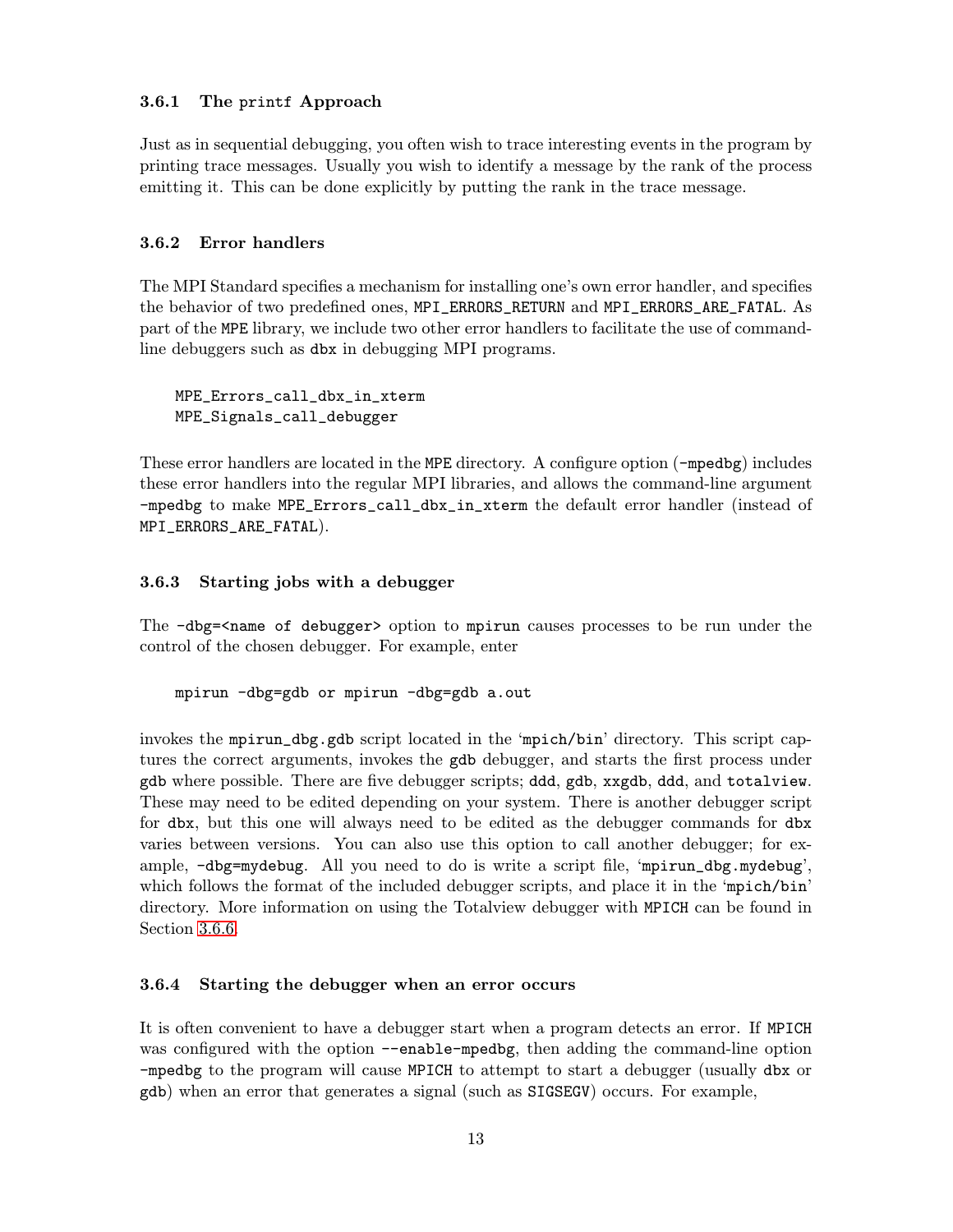### 3.6.1 The printf Approach

Just as in sequential debugging, you often wish to trace interesting events in the program by printing trace messages. Usually you wish to identify a message by the rank of the process emitting it. This can be done explicitly by putting the rank in the trace message.

### 3.6.2 Error handlers

The MPI Standard specifies a mechanism for installing one's own error handler, and specifies the behavior of two predefined ones, `MPI_ERRORS_RETURN` and `MPI_ERRORS_ARE_FATAL`. As part of the `MPE` library, we include two other error handlers to facilitate the use of command-line debuggers such as `dbx` in debugging MPI programs.

```
MPE_Errors_call_dbx_in_xterm
MPE_Signals_call_debugger
```

These error handlers are located in the `MPE` directory. A configure option (`-mpedbg`) includes these error handlers into the regular MPI libraries, and allows the command-line argument `-mpedbg` to make `MPE_Errors_call_dbx_in_xterm` the default error handler (instead of `MPI_ERRORS_ARE_FATAL`).

### 3.6.3 Starting jobs with a debugger

The `-dbg=<name of debugger>` option to `mpirun` causes processes to be run under the control of the chosen debugger. For example, enter

```
mpirun -dbg=gdb or mpirun -dbg=gdb a.out
```

invokes the `mpirun_dbg.gdb` script located in the '`mpich/bin`' directory. This script captures the correct arguments, invokes the `gdb` debugger, and starts the first process under `gdb` where possible. There are five debugger scripts; `ddd`, `gdb`, `xxgdb`, `ddd`, and `totalview`. These may need to be edited depending on your system. There is another debugger script for `dbx`, but this one will always need to be edited as the debugger commands for `dbx` varies between versions. You can also use this option to call another debugger; for example, `-dbg=mydebug`. All you need to do is write a script file, '`mpirun_dbg.mydebug`', which follows the format of the included debugger scripts, and place it in the '`mpich/bin`' directory. More information on using the Totalview debugger with `MPICH` can be found in Section 3.6.6.

### 3.6.4 Starting the debugger when an error occurs

It is often convenient to have a debugger start when a program detects an error. If `MPICH` was configured with the option `--enable-mpedbg`, then adding the command-line option `-mpedbg` to the program will cause `MPICH` to attempt to start a debugger (usually `dbx` or `gdb`) when an error that generates a signal (such as `SIGSEGV`) occurs. For example,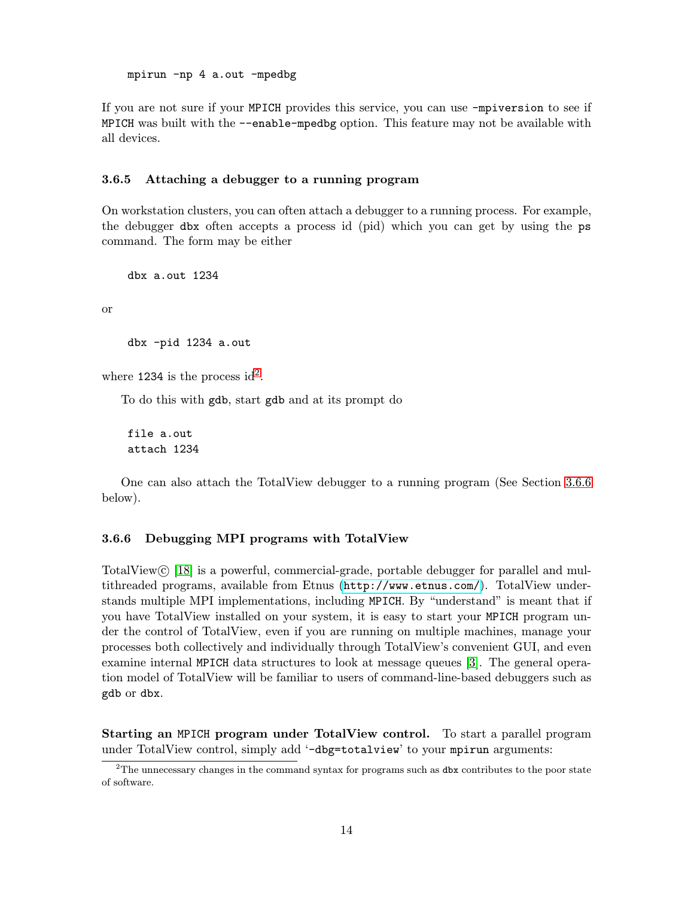```
mpirun -np 4 a.out -mpedbg
```

If you are not sure if your MPICH provides this service, you can use `-mpiversion` to see if MPICH was built with the `--enable-mpedbg` option. This feature may not be available with all devices.

### 3.6.5 Attaching a debugger to a running program

On workstation clusters, you can often attach a debugger to a running process. For example, the debugger `dbx` often accepts a process id (pid) which you can get by using the `ps` command. The form may be either

```
dbx a.out 1234
```

or

```
dbx -pid 1234 a.out
```

where 1234 is the process id[2].

To do this with `gdb`, start `gdb` and at its prompt do

```
file a.out
attach 1234
```

One can also attach the TotalView debugger to a running program (See Section 3.6.6 below).

### 3.6.6 Debugging MPI programs with TotalView

TotalView© [18] is a powerful, commercial-grade, portable debugger for parallel and multithreaded programs, available from Etnus (`http://www.etnus.com/`). TotalView understands multiple MPI implementations, including MPICH. By "understand" is meant that if you have TotalView installed on your system, it is easy to start your MPICH program under the control of TotalView, even if you are running on multiple machines, manage your processes both collectively and individually through TotalView's convenient GUI, and even examine internal MPICH data structures to look at message queues [3]. The general operation model of TotalView will be familiar to users of command-line-based debuggers such as `gdb` or `dbx`.

**Starting an MPICH program under TotalView control.** To start a parallel program under TotalView control, simply add '`-dbg=totalview`' to your `mpirun` arguments:

---

[2] The unnecessary changes in the command syntax for programs such as `dbx` contributes to the poor state of software.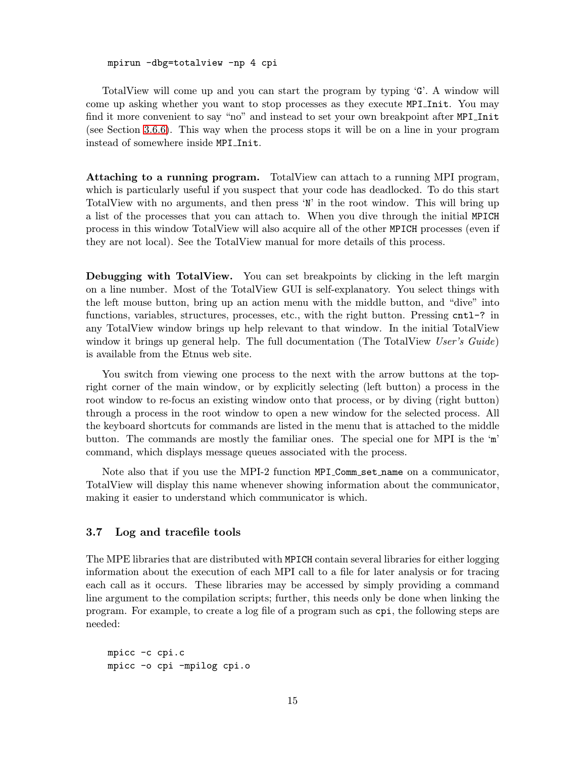```
mpirun -dbg=totalview -np 4 cpi
```

TotalView will come up and you can start the program by typing 'G'. A window will come up asking whether you want to stop processes as they execute `MPI_Init`. You may find it more convenient to say "no" and instead to set your own breakpoint after `MPI_Init` (see Section 3.6.6). This way when the process stops it will be on a line in your program instead of somewhere inside `MPI_Init`.

**Attaching to a running program.** TotalView can attach to a running MPI program, which is particularly useful if you suspect that your code has deadlocked. To do this start TotalView with no arguments, and then press 'N' in the root window. This will bring up a list of the processes that you can attach to. When you dive through the initial MPICH process in this window TotalView will also acquire all of the other MPICH processes (even if they are not local). See the TotalView manual for more details of this process.

**Debugging with TotalView.** You can set breakpoints by clicking in the left margin on a line number. Most of the TotalView GUI is self-explanatory. You select things with the left mouse button, bring up an action menu with the middle button, and "dive" into functions, variables, structures, processes, etc., with the right button. Pressing `cntl-?` in any TotalView window brings up help relevant to that window. In the initial TotalView window it brings up general help. The full documentation (The TotalView *User's Guide*) is available from the Etnus web site.

You switch from viewing one process to the next with the arrow buttons at the top-right corner of the main window, or by explicitly selecting (left button) a process in the root window to re-focus an existing window onto that process, or by diving (right button) through a process in the root window to open a new window for the selected process. All the keyboard shortcuts for commands are listed in the menu that is attached to the middle button. The commands are mostly the familiar ones. The special one for MPI is the 'm' command, which displays message queues associated with the process.

Note also that if you use the MPI-2 function `MPI_Comm_set_name` on a communicator, TotalView will display this name whenever showing information about the communicator, making it easier to understand which communicator is which.

### 3.7 Log and tracefile tools

The MPE libraries that are distributed with MPICH contain several libraries for either logging information about the execution of each MPI call to a file for later analysis or for tracing each call as it occurs. These libraries may be accessed by simply providing a command line argument to the compilation scripts; further, this needs only be done when linking the program. For example, to create a log file of a program such as `cpi`, the following steps are needed:

```
mpicc -c cpi.c
mpicc -o cpi -mpilog cpi.o
```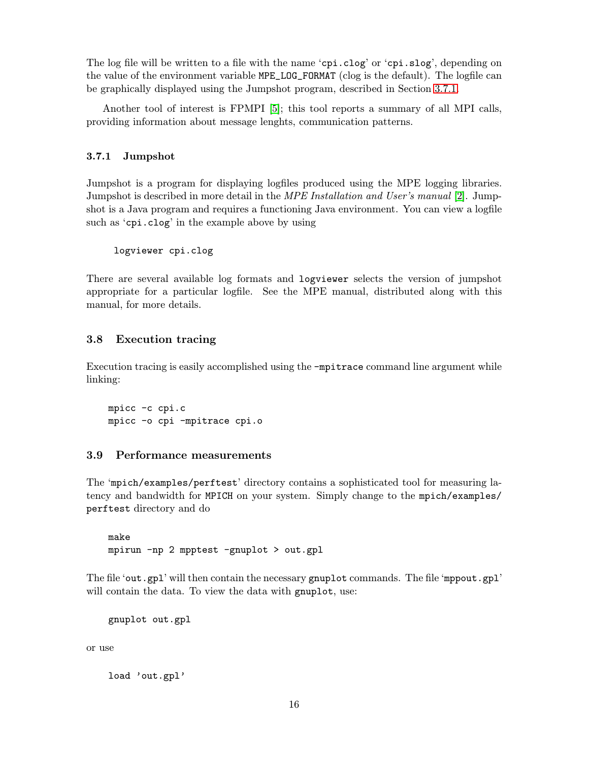The log file will be written to a file with the name 'cpi.clog' or 'cpi.slog', depending on the value of the environment variable MPE_LOG_FORMAT (clog is the default). The logfile can be graphically displayed using the Jumpshot program, described in Section 3.7.1.

Another tool of interest is FPMPI [5]; this tool reports a summary of all MPI calls, providing information about message lenghts, communication patterns.

### 3.7.1 Jumpshot

Jumpshot is a program for displaying logfiles produced using the MPE logging libraries. Jumpshot is described in more detail in the *MPE Installation and User's manual* [2]. Jumpshot is a Java program and requires a functioning Java environment. You can view a logfile such as 'cpi.clog' in the example above by using

```
logviewer cpi.clog
```

There are several available log formats and logviewer selects the version of jumpshot appropriate for a particular logfile. See the MPE manual, distributed along with this manual, for more details.

## 3.8 Execution tracing

Execution tracing is easily accomplished using the -mpitrace command line argument while linking:

```
mpicc -c cpi.c
mpicc -o cpi -mpitrace cpi.o
```

## 3.9 Performance measurements

The 'mpich/examples/perftest' directory contains a sophisticated tool for measuring latency and bandwidth for MPICH on your system. Simply change to the mpich/examples/perftest directory and do

```
make
mpirun -np 2 mpptest -gnuplot > out.gpl
```

The file 'out.gpl' will then contain the necessary gnuplot commands. The file 'mppout.gpl' will contain the data. To view the data with gnuplot, use:

```
gnuplot out.gpl
```

or use

```
load 'out.gpl'
```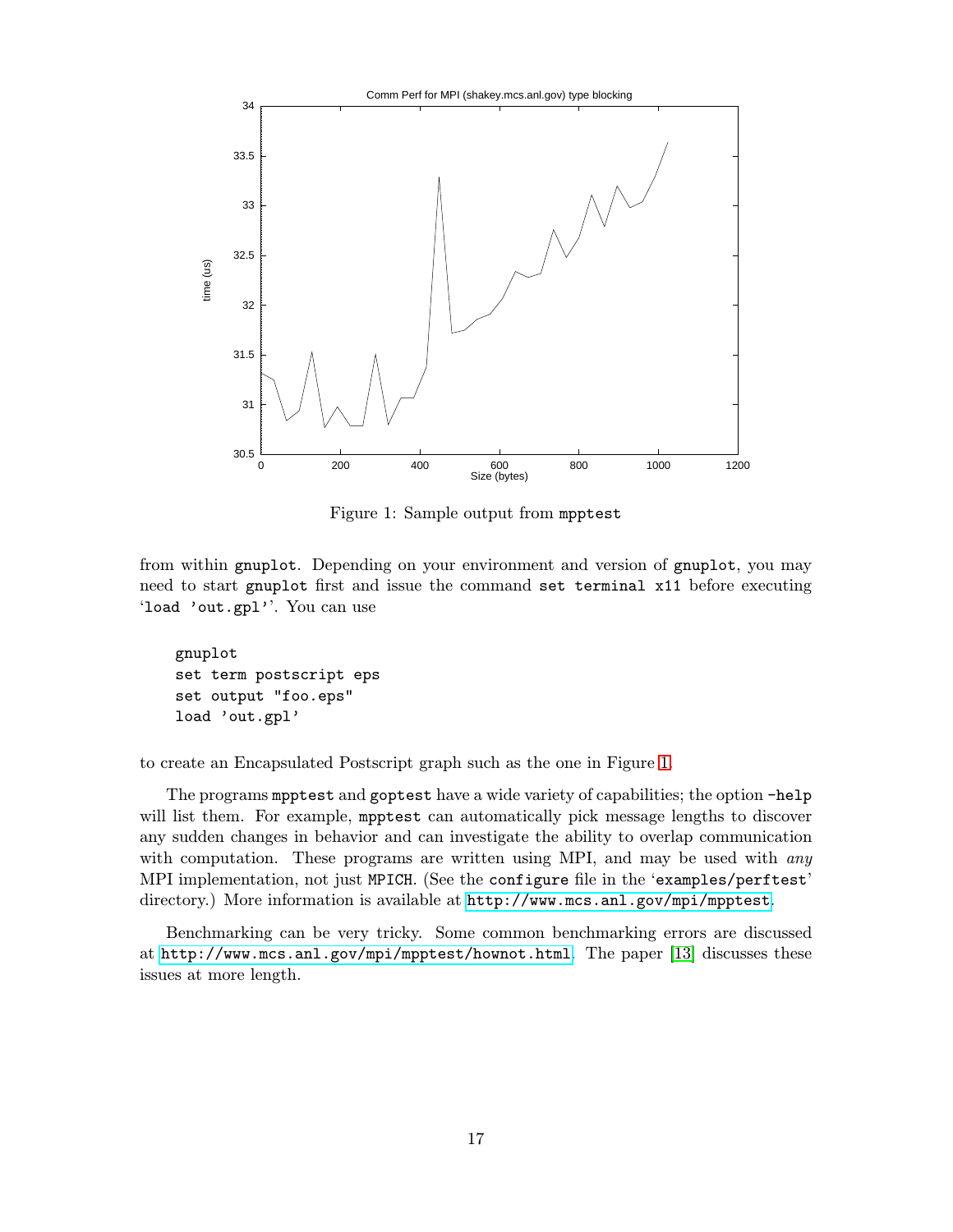Figure 1: Sample output from `mpptest`

from within `gnuplot`. Depending on your environment and version of `gnuplot`, you may need to start `gnuplot` first and issue the command `set terminal x11` before executing '`load 'out.gpl'`'. You can use

```
gnuplot
set term postscript eps
set output "foo.eps"
load 'out.gpl'
```

to create an Encapsulated Postscript graph such as the one in Figure 1.

The programs `mpptest` and `goptest` have a wide variety of capabilities; the option `-help` will list them. For example, `mpptest` can automatically pick message lengths to discover any sudden changes in behavior and can investigate the ability to overlap communication with computation. These programs are written using MPI, and may be used with *any* MPI implementation, not just `MPICH`. (See the `configure` file in the '`examples/perftest`' directory.) More information is available at `http://www.mcs.anl.gov/mpi/mpptest`.

Benchmarking can be very tricky. Some common benchmarking errors are discussed at `http://www.mcs.anl.gov/mpi/mpptest/hownot.html`. The paper [13] discusses these issues at more length.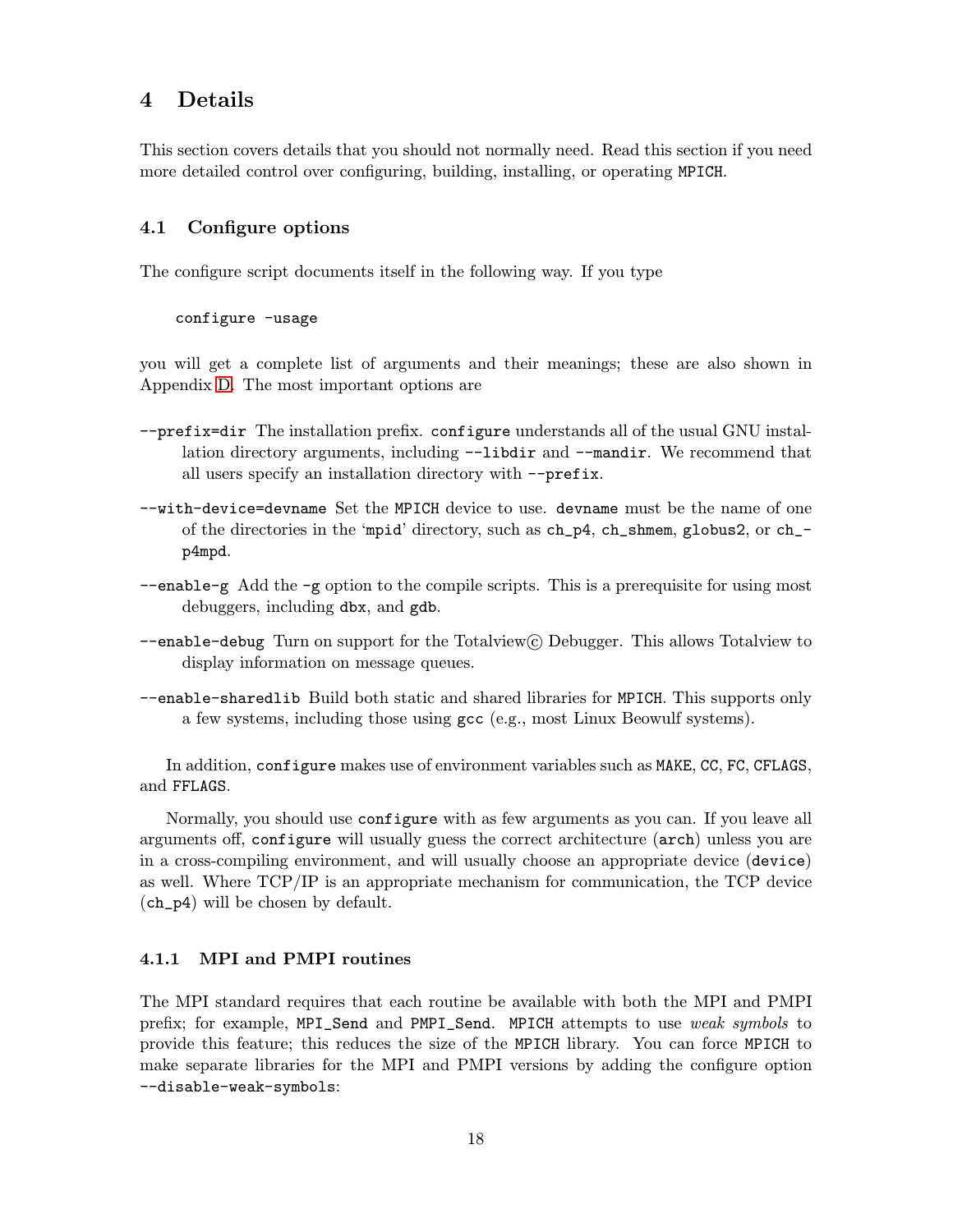# 4 Details

This section covers details that you should not normally need. Read this section if you need more detailed control over configuring, building, installing, or operating MPICH.

## 4.1 Configure options

The configure script documents itself in the following way. If you type

```
configure -usage
```

you will get a complete list of arguments and their meanings; these are also shown in Appendix D. The most important options are

**--prefix=dir** The installation prefix. configure understands all of the usual GNU installation directory arguments, including --libdir and --mandir. We recommend that all users specify an installation directory with --prefix.

**--with-device=devname** Set the MPICH device to use. devname must be the name of one of the directories in the 'mpid' directory, such as ch_p4, ch_shmem, globus2, or ch_p4mpd.

**--enable-g** Add the -g option to the compile scripts. This is a prerequisite for using most debuggers, including dbx, and gdb.

**--enable-debug** Turn on support for the Totalview© Debugger. This allows Totalview to display information on message queues.

**--enable-sharedlib** Build both static and shared libraries for MPICH. This supports only a few systems, including those using gcc (e.g., most Linux Beowulf systems).

In addition, configure makes use of environment variables such as MAKE, CC, FC, CFLAGS, and FFLAGS.

Normally, you should use configure with as few arguments as you can. If you leave all arguments off, configure will usually guess the correct architecture (arch) unless you are in a cross-compiling environment, and will usually choose an appropriate device (device) as well. Where TCP/IP is an appropriate mechanism for communication, the TCP device (ch_p4) will be chosen by default.

### 4.1.1 MPI and PMPI routines

The MPI standard requires that each routine be available with both the MPI and PMPI prefix; for example, MPI_Send and PMPI_Send. MPICH attempts to use *weak symbols* to provide this feature; this reduces the size of the MPICH library. You can force MPICH to make separate libraries for the MPI and PMPI versions by adding the configure option --disable-weak-symbols: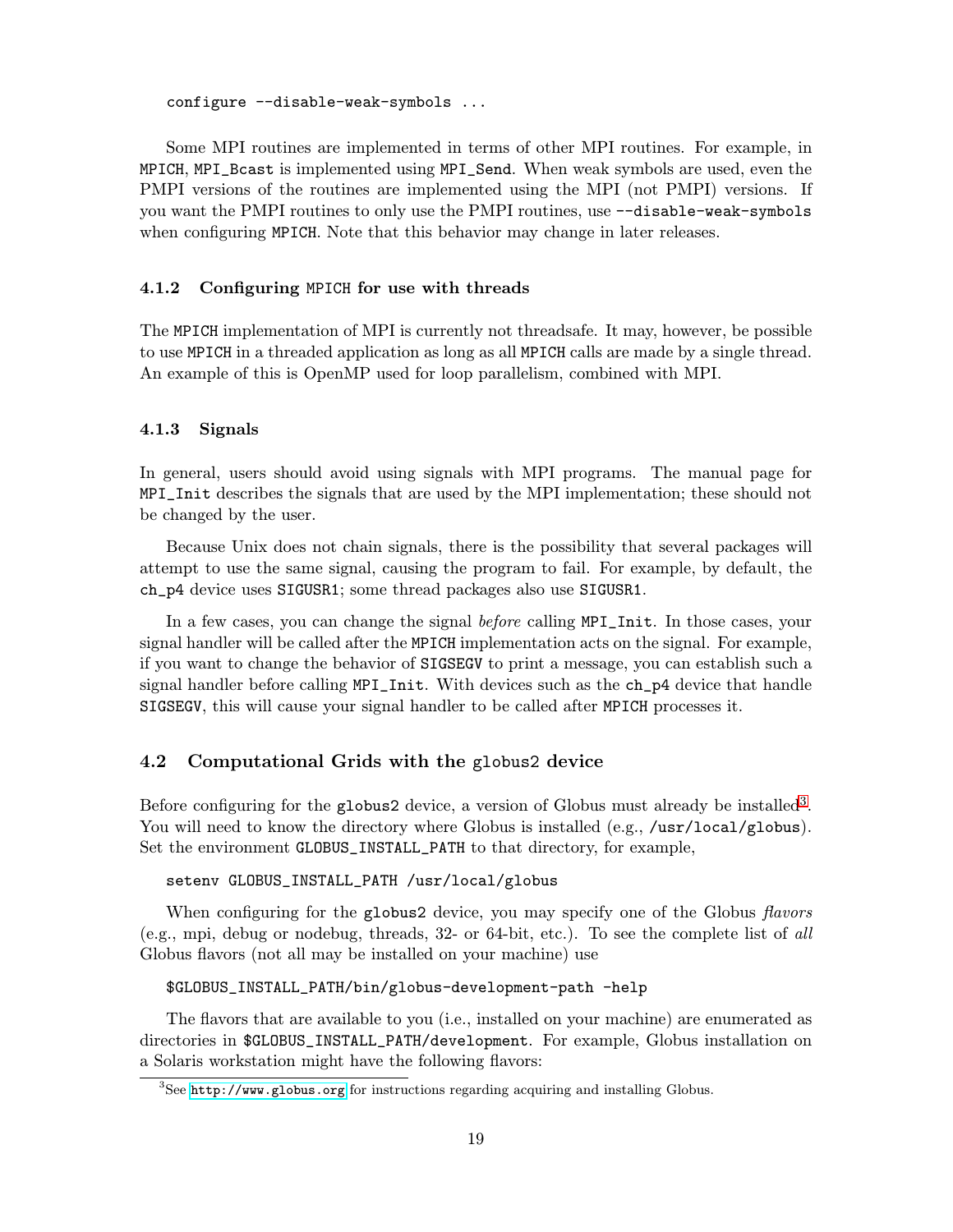```
configure --disable-weak-symbols ...
```

Some MPI routines are implemented in terms of other MPI routines. For example, in MPICH, MPI_Bcast is implemented using MPI_Send. When weak symbols are used, even the PMPI versions of the routines are implemented using the MPI (not PMPI) versions. If you want the PMPI routines to only use the PMPI routines, use --disable-weak-symbols when configuring MPICH. Note that this behavior may change in later releases.

### 4.1.2 Configuring MPICH for use with threads

The MPICH implementation of MPI is currently not threadsafe. It may, however, be possible to use MPICH in a threaded application as long as all MPICH calls are made by a single thread. An example of this is OpenMP used for loop parallelism, combined with MPI.

### 4.1.3 Signals

In general, users should avoid using signals with MPI programs. The manual page for MPI_Init describes the signals that are used by the MPI implementation; these should not be changed by the user.

Because Unix does not chain signals, there is the possibility that several packages will attempt to use the same signal, causing the program to fail. For example, by default, the ch_p4 device uses SIGUSR1; some thread packages also use SIGUSR1.

In a few cases, you can change the signal *before* calling MPI_Init. In those cases, your signal handler will be called after the MPICH implementation acts on the signal. For example, if you want to change the behavior of SIGSEGV to print a message, you can establish such a signal handler before calling MPI_Init. With devices such as the ch_p4 device that handle SIGSEGV, this will cause your signal handler to be called after MPICH processes it.

## 4.2 Computational Grids with the globus2 device

Before configuring for the globus2 device, a version of Globus must already be installed[3]. You will need to know the directory where Globus is installed (e.g., /usr/local/globus). Set the environment GLOBUS_INSTALL_PATH to that directory, for example,

```
setenv GLOBUS_INSTALL_PATH /usr/local/globus
```

When configuring for the globus2 device, you may specify one of the Globus *flavors* (e.g., mpi, debug or nodebug, threads, 32- or 64-bit, etc.). To see the complete list of *all* Globus flavors (not all may be installed on your machine) use

```
$GLOBUS_INSTALL_PATH/bin/globus-development-path -help
```

The flavors that are available to you (i.e., installed on your machine) are enumerated as directories in $GLOBUS_INSTALL_PATH/development. For example, Globus installation on a Solaris workstation might have the following flavors:

[3] See http://www.globus.org for instructions regarding acquiring and installing Globus.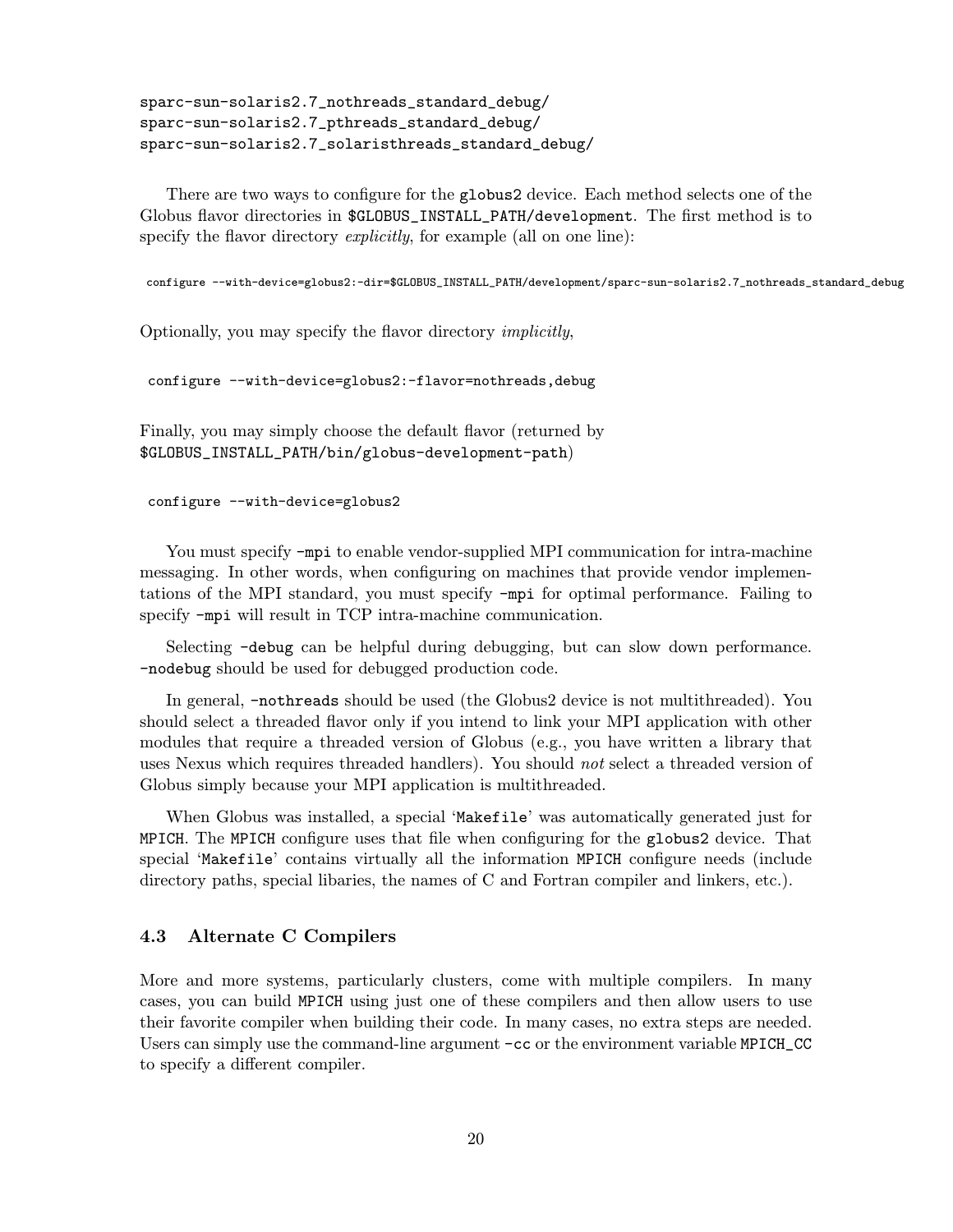```
sparc-sun-solaris2.7_nothreads_standard_debug/
sparc-sun-solaris2.7_pthreads_standard_debug/
sparc-sun-solaris2.7_solaristhreads_standard_debug/
```

There are two ways to configure for the `globus2` device. Each method selects one of the Globus flavor directories in `$GLOBUS_INSTALL_PATH/development`. The first method is to specify the flavor directory *explicitly*, for example (all on one line):

```
configure --with-device=globus2:-dir=$GLOBUS_INSTALL_PATH/development/sparc-sun-solaris2.7_nothreads_standard_debug
```

Optionally, you may specify the flavor directory *implicitly*,

```
configure --with-device=globus2:-flavor=nothreads,debug
```

Finally, you may simply choose the default flavor (returned by `$GLOBUS_INSTALL_PATH/bin/globus-development-path`)

```
configure --with-device=globus2
```

You must specify `-mpi` to enable vendor-supplied MPI communication for intra-machine messaging. In other words, when configuring on machines that provide vendor implementations of the MPI standard, you must specify `-mpi` for optimal performance. Failing to specify `-mpi` will result in TCP intra-machine communication.

Selecting `-debug` can be helpful during debugging, but can slow down performance. `-nodebug` should be used for debugged production code.

In general, `-nothreads` should be used (the Globus2 device is not multithreaded). You should select a threaded flavor only if you intend to link your MPI application with other modules that require a threaded version of Globus (e.g., you have written a library that uses Nexus which requires threaded handlers). You should *not* select a threaded version of Globus simply because your MPI application is multithreaded.

When Globus was installed, a special '`Makefile`' was automatically generated just for `MPICH`. The `MPICH` configure uses that file when configuring for the `globus2` device. That special '`Makefile`' contains virtually all the information `MPICH` configure needs (include directory paths, special libaries, the names of C and Fortran compiler and linkers, etc.).

### 4.3 Alternate C Compilers

More and more systems, particularly clusters, come with multiple compilers. In many cases, you can build `MPICH` using just one of these compilers and then allow users to use their favorite compiler when building their code. In many cases, no extra steps are needed. Users can simply use the command-line argument `-cc` or the environment variable `MPICH_CC` to specify a different compiler.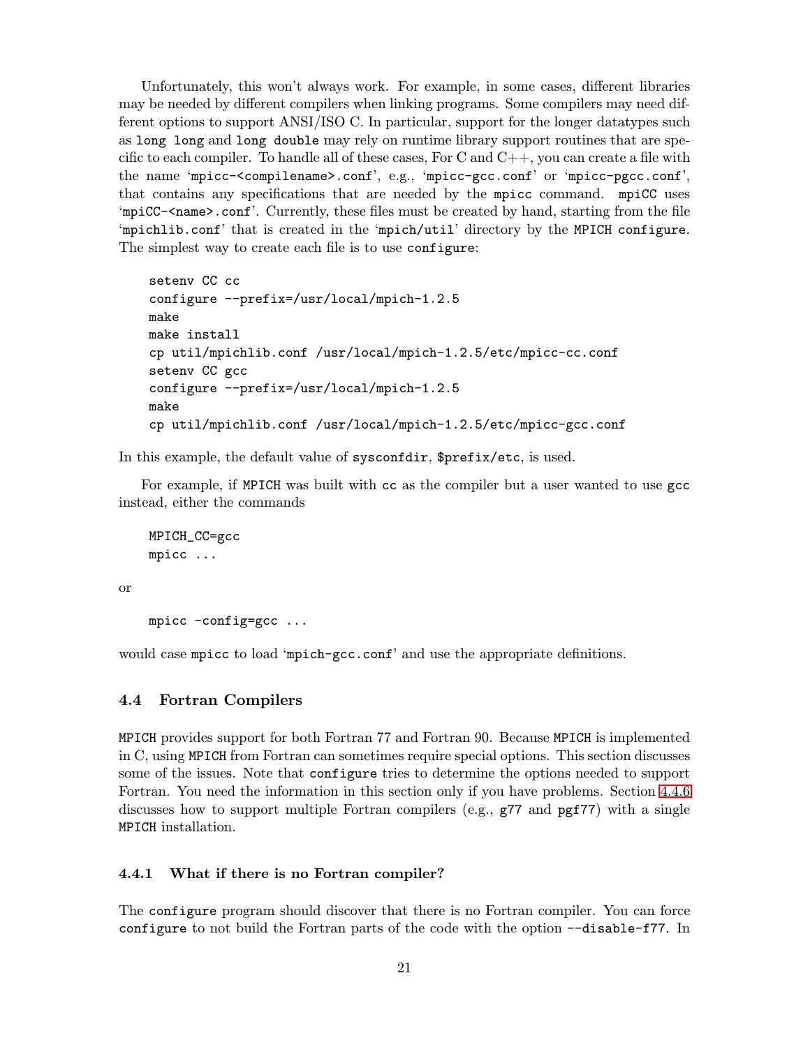Unfortunately, this won't always work. For example, in some cases, different libraries may be needed by different compilers when linking programs. Some compilers may need different options to support ANSI/ISO C. In particular, support for the longer datatypes such as `long long` and `long double` may rely on runtime library support routines that are specific to each compiler. To handle all of these cases, For C and C++, you can create a file with the name '`mpicc-<compilename>.conf`', e.g., '`mpicc-gcc.conf`' or '`mpicc-pgcc.conf`', that contains any specifications that are needed by the `mpicc` command. `mpiCC` uses '`mpiCC-<name>.conf`'. Currently, these files must be created by hand, starting from the file '`mpichlib.conf`' that is created in the '`mpich/util`' directory by the `MPICH configure`. The simplest way to create each file is to use `configure`:

```
setenv CC cc
configure --prefix=/usr/local/mpich-1.2.5
make
make install
cp util/mpichlib.conf /usr/local/mpich-1.2.5/etc/mpicc-cc.conf
setenv CC gcc
configure --prefix=/usr/local/mpich-1.2.5
make
cp util/mpichlib.conf /usr/local/mpich-1.2.5/etc/mpicc-gcc.conf
```

In this example, the default value of `sysconfdir`, `$prefix/etc`, is used.

For example, if `MPICH` was built with `cc` as the compiler but a user wanted to use `gcc` instead, either the commands

```
MPICH_CC=gcc
mpicc ...
```

or

```
mpicc -config=gcc ...
```

would case `mpicc` to load '`mpich-gcc.conf`' and use the appropriate definitions.

### 4.4 Fortran Compilers

`MPICH` provides support for both Fortran 77 and Fortran 90. Because `MPICH` is implemented in C, using `MPICH` from Fortran can sometimes require special options. This section discusses some of the issues. Note that `configure` tries to determine the options needed to support Fortran. You need the information in this section only if you have problems. Section 4.4.6 discusses how to support multiple Fortran compilers (e.g., `g77` and `pgf77`) with a single `MPICH` installation.

#### 4.4.1 What if there is no Fortran compiler?

The `configure` program should discover that there is no Fortran compiler. You can force `configure` to not build the Fortran parts of the code with the option `--disable-f77`. In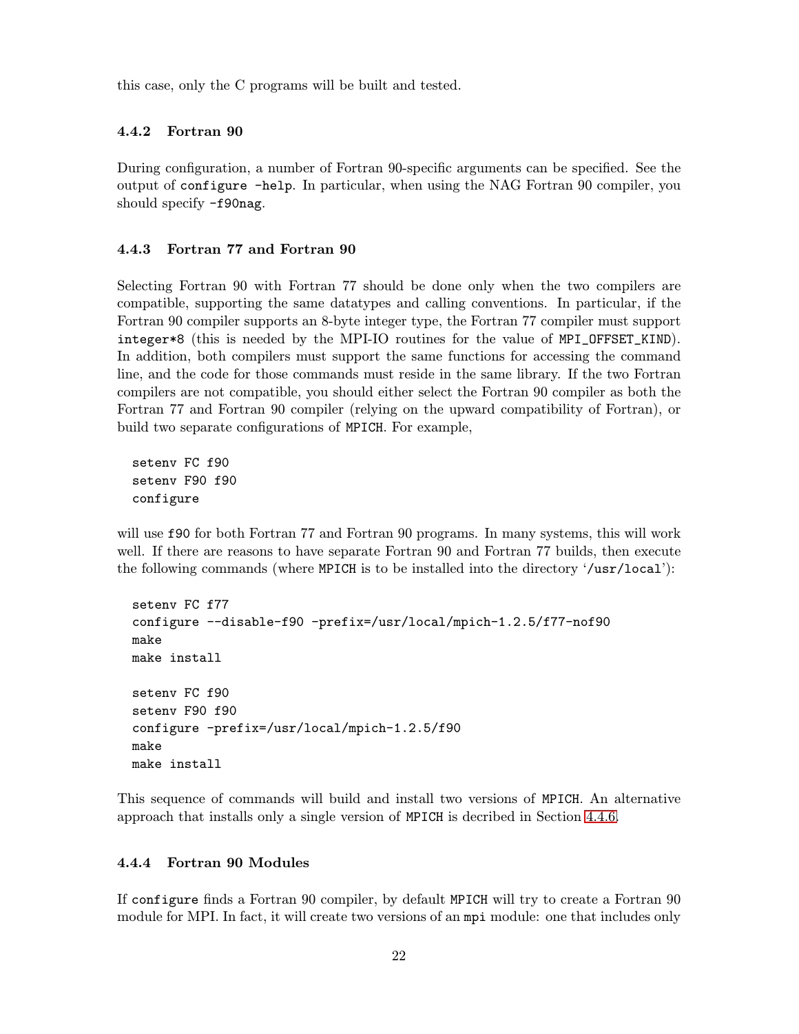this case, only the C programs will be built and tested.

### 4.4.2 Fortran 90

During configuration, a number of Fortran 90-specific arguments can be specified. See the output of `configure -help`. In particular, when using the NAG Fortran 90 compiler, you should specify `-f90nag`.

### 4.4.3 Fortran 77 and Fortran 90

Selecting Fortran 90 with Fortran 77 should be done only when the two compilers are compatible, supporting the same datatypes and calling conventions. In particular, if the Fortran 90 compiler supports an 8-byte integer type, the Fortran 77 compiler must support `integer*8` (this is needed by the MPI-IO routines for the value of `MPI_OFFSET_KIND`). In addition, both compilers must support the same functions for accessing the command line, and the code for those commands must reside in the same library. If the two Fortran compilers are not compatible, you should either select the Fortran 90 compiler as both the Fortran 77 and Fortran 90 compiler (relying on the upward compatibility of Fortran), or build two separate configurations of `MPICH`. For example,

```
setenv FC f90
setenv F90 f90
configure
```

will use `f90` for both Fortran 77 and Fortran 90 programs. In many systems, this will work well. If there are reasons to have separate Fortran 90 and Fortran 77 builds, then execute the following commands (where `MPICH` is to be installed into the directory '`/usr/local`'):

```
setenv FC f77
configure --disable-f90 -prefix=/usr/local/mpich-1.2.5/f77-nof90
make
make install

setenv FC f90
setenv F90 f90
configure -prefix=/usr/local/mpich-1.2.5/f90
make
make install
```

This sequence of commands will build and install two versions of `MPICH`. An alternative approach that installs only a single version of `MPICH` is decribed in Section 4.4.6.

### 4.4.4 Fortran 90 Modules

If `configure` finds a Fortran 90 compiler, by default `MPICH` will try to create a Fortran 90 module for MPI. In fact, it will create two versions of an `mpi` module: one that includes only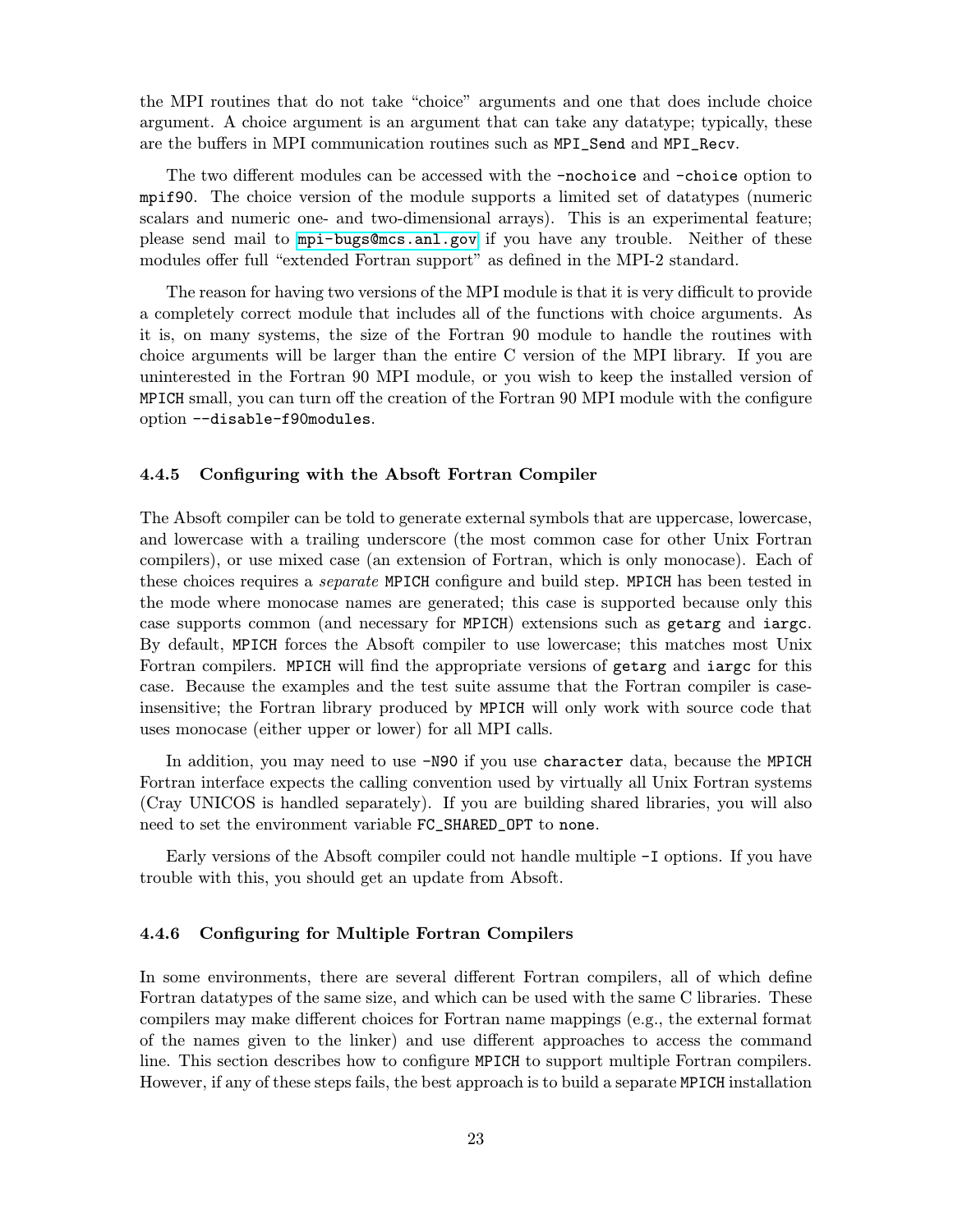the MPI routines that do not take "choice" arguments and one that does include choice argument. A choice argument is an argument that can take any datatype; typically, these are the buffers in MPI communication routines such as `MPI_Send` and `MPI_Recv`.

The two different modules can be accessed with the `-nochoice` and `-choice` option to `mpif90`. The choice version of the module supports a limited set of datatypes (numeric scalars and numeric one- and two-dimensional arrays). This is an experimental feature; please send mail to mpi-bugs@mcs.anl.gov if you have any trouble. Neither of these modules offer full "extended Fortran support" as defined in the MPI-2 standard.

The reason for having two versions of the MPI module is that it is very difficult to provide a completely correct module that includes all of the functions with choice arguments. As it is, on many systems, the size of the Fortran 90 module to handle the routines with choice arguments will be larger than the entire C version of the MPI library. If you are uninterested in the Fortran 90 MPI module, or you wish to keep the installed version of MPICH small, you can turn off the creation of the Fortran 90 MPI module with the configure option `--disable-f90modules`.

### 4.4.5 Configuring with the Absoft Fortran Compiler

The Absoft compiler can be told to generate external symbols that are uppercase, lowercase, and lowercase with a trailing underscore (the most common case for other Unix Fortran compilers), or use mixed case (an extension of Fortran, which is only monocase). Each of these choices requires a *separate* MPICH configure and build step. MPICH has been tested in the mode where monocase names are generated; this case is supported because only this case supports common (and necessary for MPICH) extensions such as `getarg` and `iargc`. By default, MPICH forces the Absoft compiler to use lowercase; this matches most Unix Fortran compilers. MPICH will find the appropriate versions of `getarg` and `iargc` for this case. Because the examples and the test suite assume that the Fortran compiler is case-insensitive; the Fortran library produced by MPICH will only work with source code that uses monocase (either upper or lower) for all MPI calls.

In addition, you may need to use `-N90` if you use `character` data, because the MPICH Fortran interface expects the calling convention used by virtually all Unix Fortran systems (Cray UNICOS is handled separately). If you are building shared libraries, you will also need to set the environment variable `FC_SHARED_OPT` to `none`.

Early versions of the Absoft compiler could not handle multiple `-I` options. If you have trouble with this, you should get an update from Absoft.

### 4.4.6 Configuring for Multiple Fortran Compilers

In some environments, there are several different Fortran compilers, all of which define Fortran datatypes of the same size, and which can be used with the same C libraries. These compilers may make different choices for Fortran name mappings (e.g., the external format of the names given to the linker) and use different approaches to access the command line. This section describes how to configure MPICH to support multiple Fortran compilers. However, if any of these steps fails, the best approach is to build a separate MPICH installation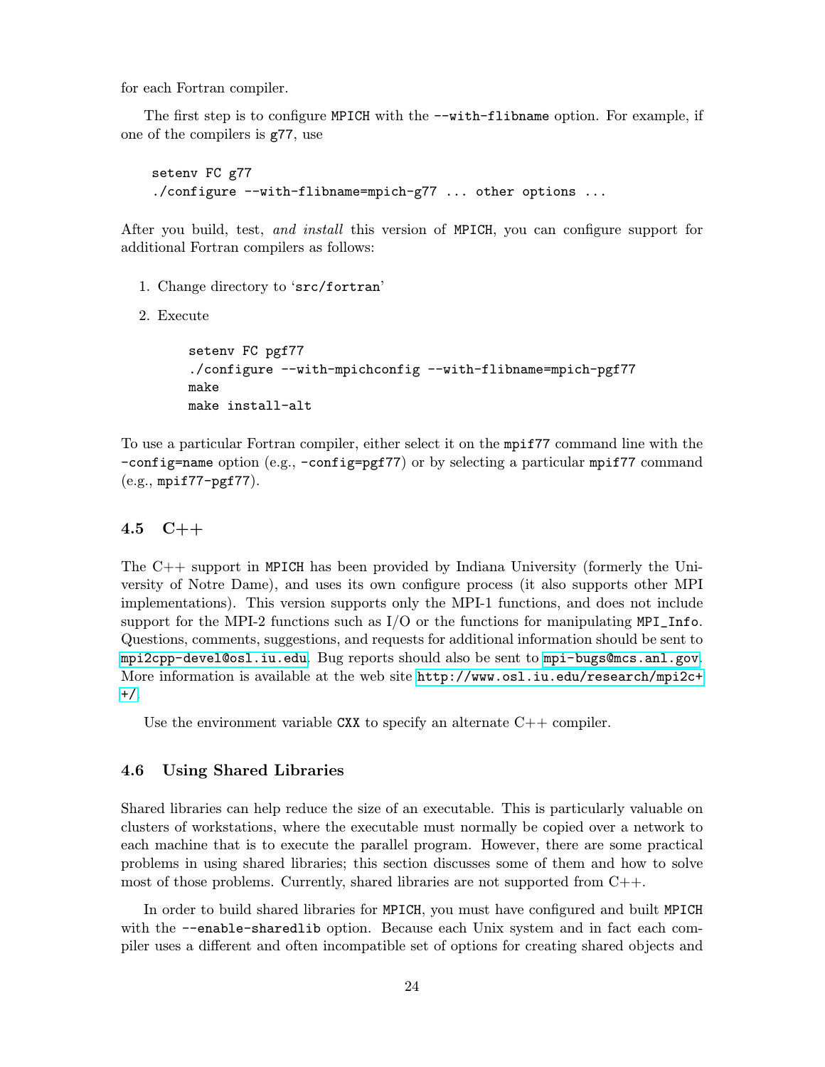for each Fortran compiler.

The first step is to configure MPICH with the `--with-flibname` option. For example, if one of the compilers is g77, use

```
setenv FC g77
./configure --with-flibname=mpich-g77 ... other options ...
```

After you build, test, *and install* this version of MPICH, you can configure support for additional Fortran compilers as follows:

1. Change directory to 'src/fortran'
2. Execute

```
setenv FC pgf77
./configure --with-mpichconfig --with-flibname=mpich-pgf77
make
make install-alt
```

To use a particular Fortran compiler, either select it on the mpif77 command line with the `-config=name` option (e.g., `-config=pgf77`) or by selecting a particular mpif77 command (e.g., `mpif77-pgf77`).

### 4.5 C++

The C++ support in MPICH has been provided by Indiana University (formerly the University of Notre Dame), and uses its own configure process (it also supports other MPI implementations). This version supports only the MPI-1 functions, and does not include support for the MPI-2 functions such as I/O or the functions for manipulating MPI_Info. Questions, comments, suggestions, and requests for additional information should be sent to mpi2cpp-devel@osl.iu.edu. Bug reports should also be sent to mpi-bugs@mcs.anl.gov. More information is available at the web site http://www.osl.iu.edu/research/mpi2c++/.

Use the environment variable CXX to specify an alternate C++ compiler.

### 4.6 Using Shared Libraries

Shared libraries can help reduce the size of an executable. This is particularly valuable on clusters of workstations, where the executable must normally be copied over a network to each machine that is to execute the parallel program. However, there are some practical problems in using shared libraries; this section discusses some of them and how to solve most of those problems. Currently, shared libraries are not supported from C++.

In order to build shared libraries for MPICH, you must have configured and built MPICH with the `--enable-sharedlib` option. Because each Unix system and in fact each compiler uses a different and often incompatible set of options for creating shared objects and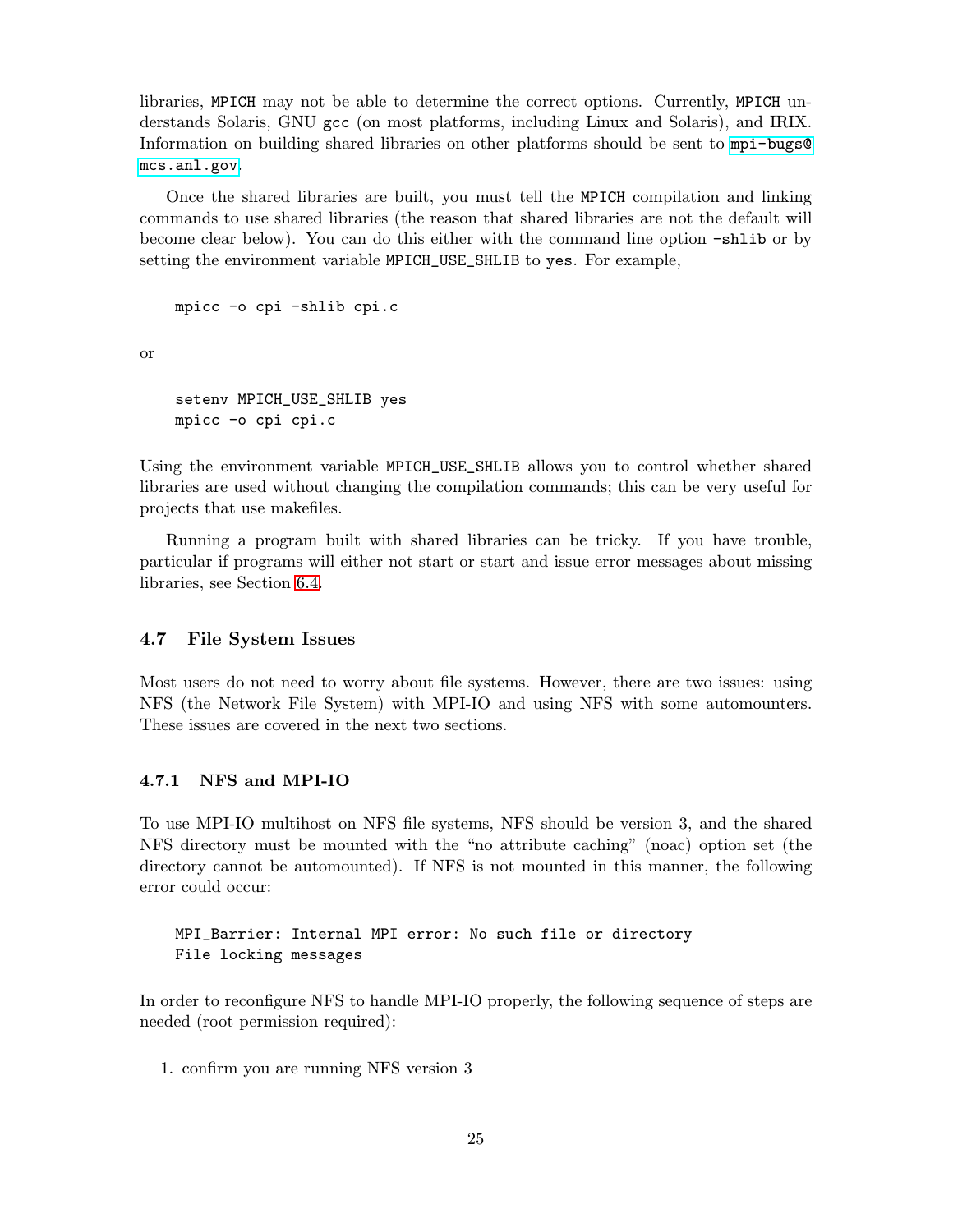libraries, MPICH may not be able to determine the correct options. Currently, MPICH understands Solaris, GNU gcc (on most platforms, including Linux and Solaris), and IRIX. Information on building shared libraries on other platforms should be sent to mpi-bugs@mcs.anl.gov.

Once the shared libraries are built, you must tell the MPICH compilation and linking commands to use shared libraries (the reason that shared libraries are not the default will become clear below). You can do this either with the command line option -shlib or by setting the environment variable MPICH_USE_SHLIB to yes. For example,

```
mpicc -o cpi -shlib cpi.c
```

or

```
setenv MPICH_USE_SHLIB yes
mpicc -o cpi cpi.c
```

Using the environment variable MPICH_USE_SHLIB allows you to control whether shared libraries are used without changing the compilation commands; this can be very useful for projects that use makefiles.

Running a program built with shared libraries can be tricky. If you have trouble, particular if programs will either not start or start and issue error messages about missing libraries, see Section 6.4.

### 4.7 File System Issues

Most users do not need to worry about file systems. However, there are two issues: using NFS (the Network File System) with MPI-IO and using NFS with some automounters. These issues are covered in the next two sections.

#### 4.7.1 NFS and MPI-IO

To use MPI-IO multihost on NFS file systems, NFS should be version 3, and the shared NFS directory must be mounted with the "no attribute caching" (noac) option set (the directory cannot be automounted). If NFS is not mounted in this manner, the following error could occur:

```
MPI_Barrier: Internal MPI error: No such file or directory
File locking messages
```

In order to reconfigure NFS to handle MPI-IO properly, the following sequence of steps are needed (root permission required):

1. confirm you are running NFS version 3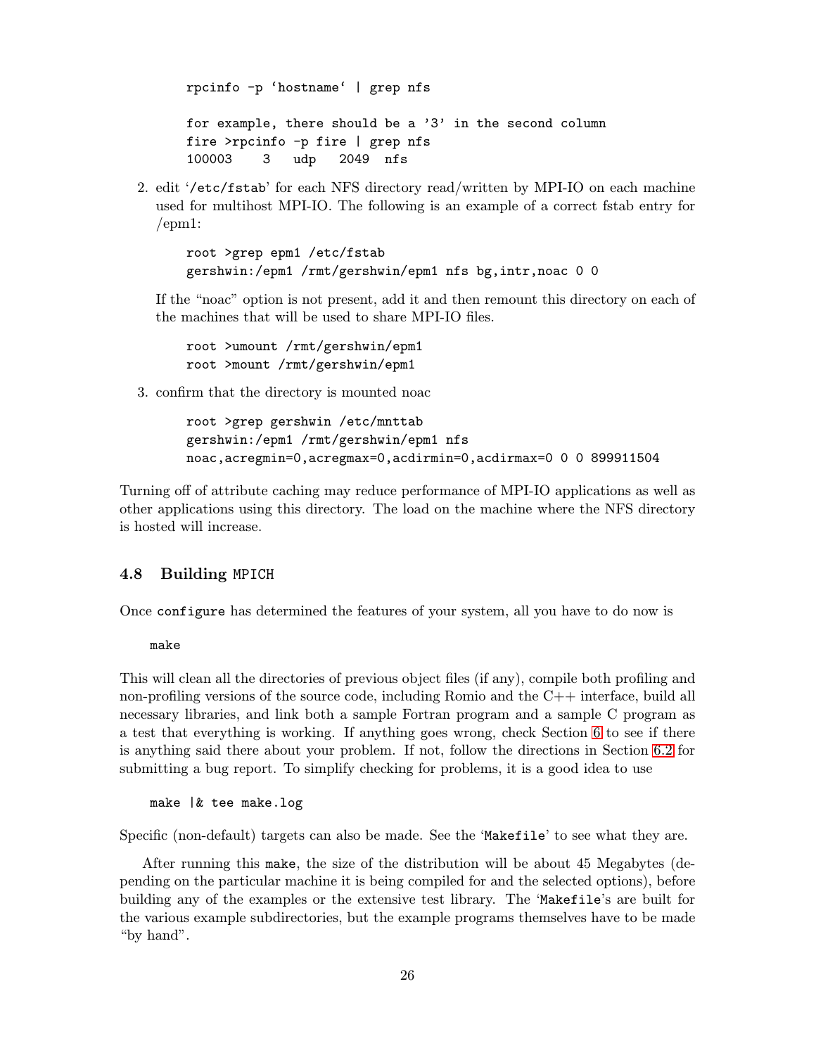```
rpcinfo -p `hostname` | grep nfs

for example, there should be a '3' in the second column
fire >rpcinfo -p fire | grep nfs
100003    3   udp   2049  nfs
```

2. edit '`/etc/fstab`' for each NFS directory read/written by MPI-IO on each machine used for multihost MPI-IO. The following is an example of a correct fstab entry for /epm1:

   ```
   root >grep epm1 /etc/fstab
   gershwin:/epm1 /rmt/gershwin/epm1 nfs bg,intr,noac 0 0
   ```

   If the "noac" option is not present, add it and then remount this directory on each of the machines that will be used to share MPI-IO files.

   ```
   root >umount /rmt/gershwin/epm1
   root >mount /rmt/gershwin/epm1
   ```

3. confirm that the directory is mounted noac

   ```
   root >grep gershwin /etc/mnttab
   gershwin:/epm1 /rmt/gershwin/epm1 nfs
   noac,acregmin=0,acregmax=0,acdirmin=0,acdirmax=0 0 0 899911504
   ```

Turning off of attribute caching may reduce performance of MPI-IO applications as well as other applications using this directory. The load on the machine where the NFS directory is hosted will increase.

### 4.8 Building MPICH

Once `configure` has determined the features of your system, all you have to do now is

```
make
```

This will clean all the directories of previous object files (if any), compile both profiling and non-profiling versions of the source code, including Romio and the C++ interface, build all necessary libraries, and link both a sample Fortran program and a sample C program as a test that everything is working. If anything goes wrong, check Section 6 to see if there is anything said there about your problem. If not, follow the directions in Section 6.2 for submitting a bug report. To simplify checking for problems, it is a good idea to use

```
make |& tee make.log
```

Specific (non-default) targets can also be made. See the '`Makefile`' to see what they are.

After running this `make`, the size of the distribution will be about 45 Megabytes (depending on the particular machine it is being compiled for and the selected options), before building any of the examples or the extensive test library. The '`Makefile`'s are built for the various example subdirectories, but the example programs themselves have to be made "by hand".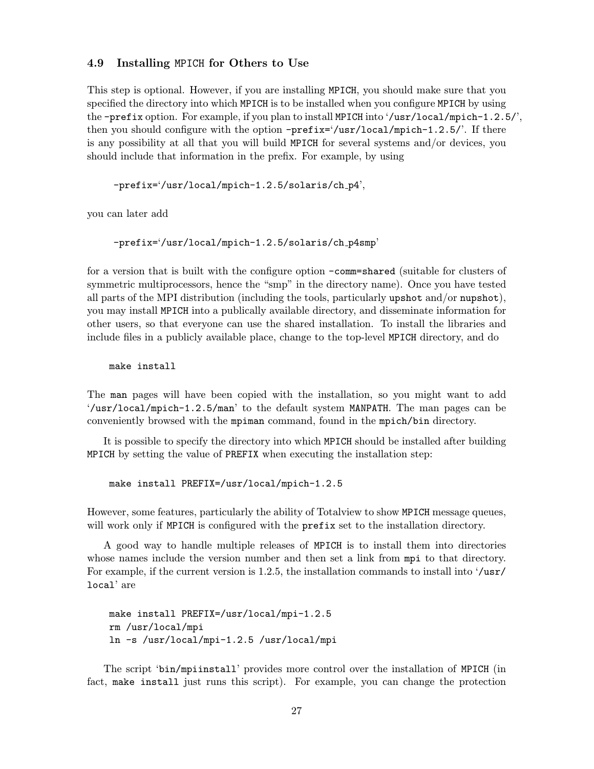### 4.9 Installing MPICH for Others to Use

This step is optional. However, if you are installing MPICH, you should make sure that you specified the directory into which MPICH is to be installed when you configure MPICH by using the `-prefix` option. For example, if you plan to install MPICH into '`/usr/local/mpich-1.2.5/`', then you should configure with the option `-prefix='/usr/local/mpich-1.2.5/'`. If there is any possibility at all that you will build MPICH for several systems and/or devices, you should include that information in the prefix. For example, by using

```
-prefix='/usr/local/mpich-1.2.5/solaris/ch_p4',
```

you can later add

```
-prefix='/usr/local/mpich-1.2.5/solaris/ch_p4smp'
```

for a version that is built with the configure option `-comm=shared` (suitable for clusters of symmetric multiprocessors, hence the "smp" in the directory name). Once you have tested all parts of the MPI distribution (including the tools, particularly `upshot` and/or `nupshot`), you may install MPICH into a publically available directory, and disseminate information for other users, so that everyone can use the shared installation. To install the libraries and include files in a publicly available place, change to the top-level MPICH directory, and do

```
make install
```

The `man` pages will have been copied with the installation, so you might want to add '`/usr/local/mpich-1.2.5/man`' to the default system MANPATH. The man pages can be conveniently browsed with the `mpiman` command, found in the `mpich/bin` directory.

It is possible to specify the directory into which MPICH should be installed after building MPICH by setting the value of PREFIX when executing the installation step:

```
make install PREFIX=/usr/local/mpich-1.2.5
```

However, some features, particularly the ability of Totalview to show MPICH message queues, will work only if MPICH is configured with the `prefix` set to the installation directory.

A good way to handle multiple releases of MPICH is to install them into directories whose names include the version number and then set a link from `mpi` to that directory. For example, if the current version is 1.2.5, the installation commands to install into '`/usr/local`' are

```
make install PREFIX=/usr/local/mpi-1.2.5
rm /usr/local/mpi
ln -s /usr/local/mpi-1.2.5 /usr/local/mpi
```

The script '`bin/mpiinstall`' provides more control over the installation of MPICH (in fact, `make install` just runs this script). For example, you can change the protection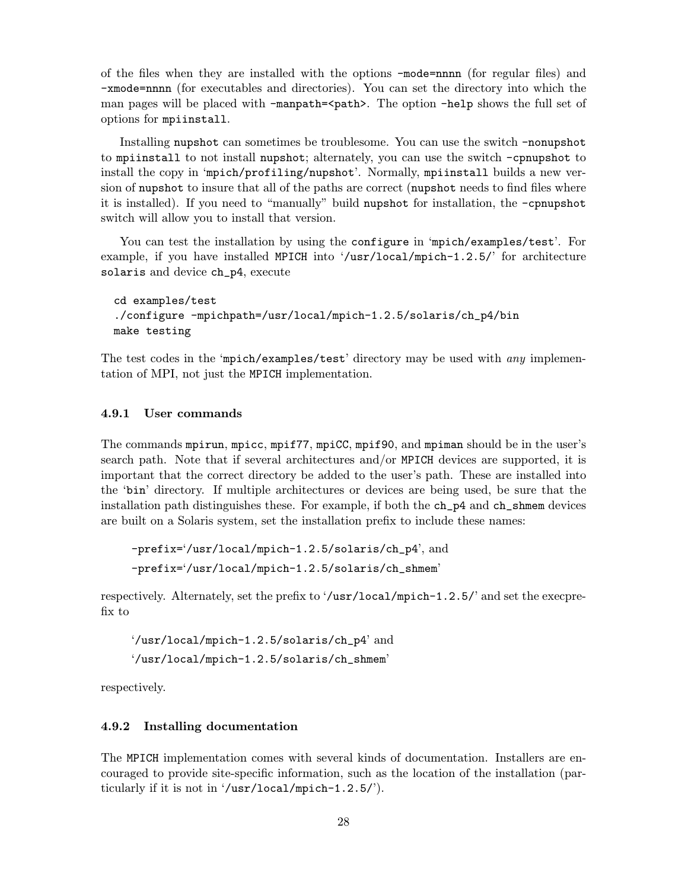of the files when they are installed with the options `-mode=nnnn` (for regular files) and `-xmode=nnnn` (for executables and directories). You can set the directory into which the man pages will be placed with `-manpath=<path>`. The option `-help` shows the full set of options for `mpiinstall`.

Installing `nupshot` can sometimes be troublesome. You can use the switch `-nonupshot` to `mpiinstall` to not install `nupshot`; alternately, you can use the switch `-cpnupshot` to install the copy in '`mpich/profiling/nupshot`'. Normally, `mpiinstall` builds a new version of `nupshot` to insure that all of the paths are correct (`nupshot` needs to find files where it is installed). If you need to "manually" build `nupshot` for installation, the `-cpnupshot` switch will allow you to install that version.

You can test the installation by using the `configure` in '`mpich/examples/test`'. For example, if you have installed `MPICH` into '`/usr/local/mpich-1.2.5/`' for architecture `solaris` and device `ch_p4`, execute

```
cd examples/test
./configure -mpichpath=/usr/local/mpich-1.2.5/solaris/ch_p4/bin
make testing
```

The test codes in the '`mpich/examples/test`' directory may be used with *any* implementation of MPI, not just the `MPICH` implementation.

### 4.9.1 User commands

The commands `mpirun`, `mpicc`, `mpif77`, `mpiCC`, `mpif90`, and `mpiman` should be in the user's search path. Note that if several architectures and/or `MPICH` devices are supported, it is important that the correct directory be added to the user's path. These are installed into the '`bin`' directory. If multiple architectures or devices are being used, be sure that the installation path distinguishes these. For example, if both the `ch_p4` and `ch_shmem` devices are built on a Solaris system, set the installation prefix to include these names:

`-prefix=`'`/usr/local/mpich-1.2.5/solaris/ch_p4`', and

`-prefix=`'`/usr/local/mpich-1.2.5/solaris/ch_shmem`'

respectively. Alternately, set the prefix to '`/usr/local/mpich-1.2.5/`' and set the execprefix to

'`/usr/local/mpich-1.2.5/solaris/ch_p4`' and

'`/usr/local/mpich-1.2.5/solaris/ch_shmem`'

respectively.

### 4.9.2 Installing documentation

The `MPICH` implementation comes with several kinds of documentation. Installers are encouraged to provide site-specific information, such as the location of the installation (particularly if it is not in '`/usr/local/mpich-1.2.5/`').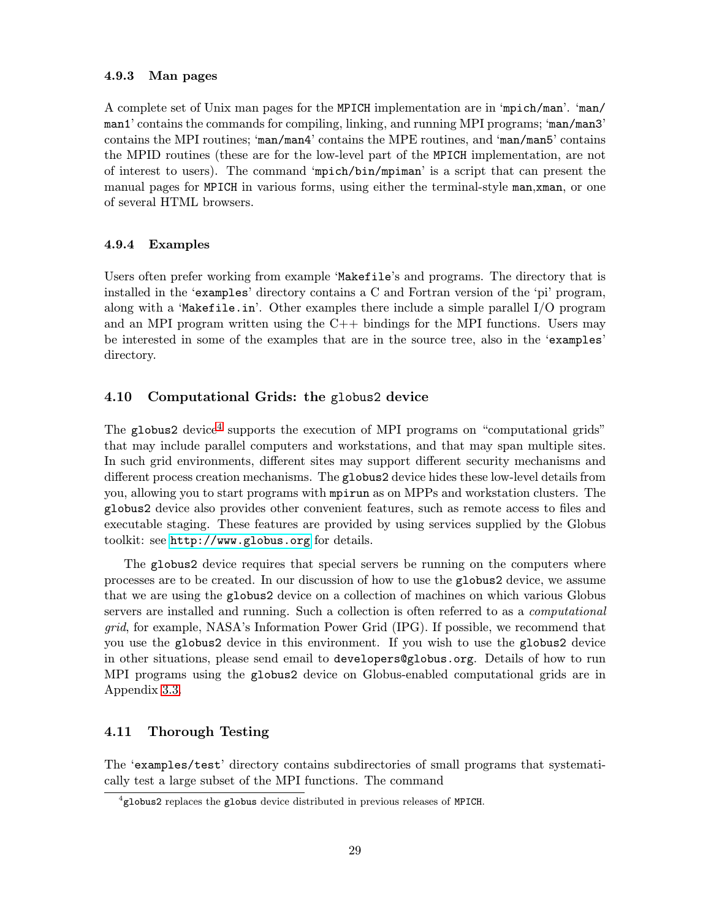### 4.9.3 Man pages

A complete set of Unix man pages for the MPICH implementation are in 'mpich/man'. 'man/man1' contains the commands for compiling, linking, and running MPI programs; 'man/man3' contains the MPI routines; 'man/man4' contains the MPE routines, and 'man/man5' contains the MPID routines (these are for the low-level part of the MPICH implementation, are not of interest to users). The command 'mpich/bin/mpiman' is a script that can present the manual pages for MPICH in various forms, using either the terminal-style man,xman, or one of several HTML browsers.

### 4.9.4 Examples

Users often prefer working from example 'Makefile's and programs. The directory that is installed in the 'examples' directory contains a C and Fortran version of the 'pi' program, along with a 'Makefile.in'. Other examples there include a simple parallel I/O program and an MPI program written using the C++ bindings for the MPI functions. Users may be interested in some of the examples that are in the source tree, also in the 'examples' directory.

## 4.10 Computational Grids: the globus2 device

The globus2 device[4] supports the execution of MPI programs on "computational grids" that may include parallel computers and workstations, and that may span multiple sites. In such grid environments, different sites may support different security mechanisms and different process creation mechanisms. The globus2 device hides these low-level details from you, allowing you to start programs with mpirun as on MPPs and workstation clusters. The globus2 device also provides other convenient features, such as remote access to files and executable staging. These features are provided by using services supplied by the Globus toolkit: see http://www.globus.org for details.

The globus2 device requires that special servers be running on the computers where processes are to be created. In our discussion of how to use the globus2 device, we assume that we are using the globus2 device on a collection of machines on which various Globus servers are installed and running. Such a collection is often referred to as a *computational grid*, for example, NASA's Information Power Grid (IPG). If possible, we recommend that you use the globus2 device in this environment. If you wish to use the globus2 device in other situations, please send email to developers@globus.org. Details of how to run MPI programs using the globus2 device on Globus-enabled computational grids are in Appendix 3.3.

## 4.11 Thorough Testing

The 'examples/test' directory contains subdirectories of small programs that systematically test a large subset of the MPI functions. The command

[4] globus2 replaces the globus device distributed in previous releases of MPICH.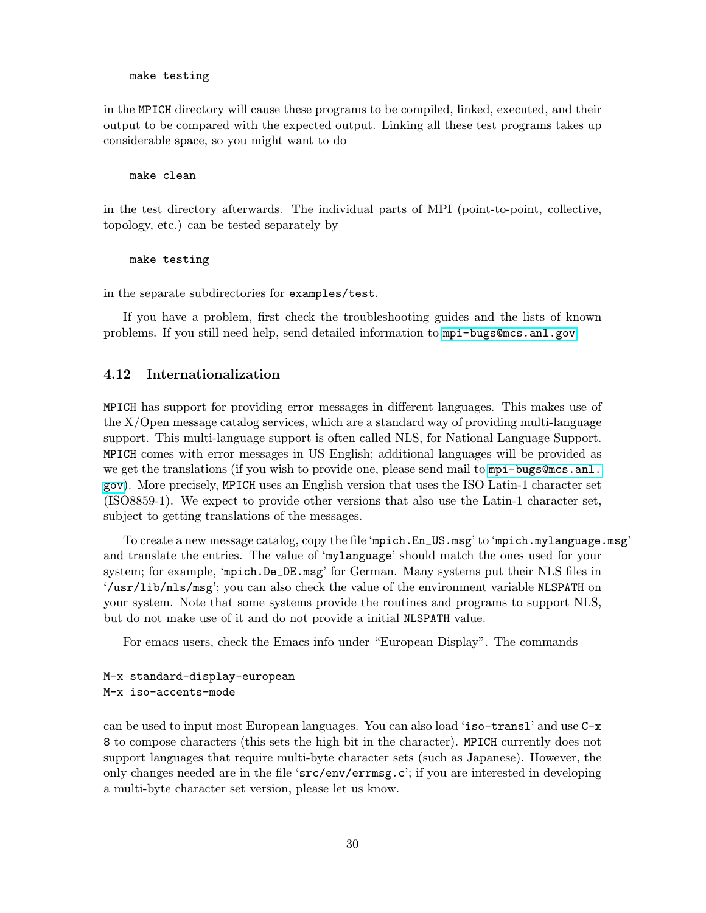```
make testing
```

in the MPICH directory will cause these programs to be compiled, linked, executed, and their output to be compared with the expected output. Linking all these test programs takes up considerable space, so you might want to do

```
make clean
```

in the test directory afterwards. The individual parts of MPI (point-to-point, collective, topology, etc.) can be tested separately by

```
make testing
```

in the separate subdirectories for `examples/test`.

If you have a problem, first check the troubleshooting guides and the lists of known problems. If you still need help, send detailed information to mpi-bugs@mcs.anl.gov

### 4.12 Internationalization

MPICH has support for providing error messages in different languages. This makes use of the X/Open message catalog services, which are a standard way of providing multi-language support. This multi-language support is often called NLS, for National Language Support. MPICH comes with error messages in US English; additional languages will be provided as we get the translations (if you wish to provide one, please send mail to mpi-bugs@mcs.anl.gov). More precisely, MPICH uses an English version that uses the ISO Latin-1 character set (ISO8859-1). We expect to provide other versions that also use the Latin-1 character set, subject to getting translations of the messages.

To create a new message catalog, copy the file '`mpich.En_US.msg`' to '`mpich.mylanguage.msg`' and translate the entries. The value of '`mylanguage`' should match the ones used for your system; for example, '`mpich.De_DE.msg`' for German. Many systems put their NLS files in '`/usr/lib/nls/msg`'; you can also check the value of the environment variable NLSPATH on your system. Note that some systems provide the routines and programs to support NLS, but do not make use of it and do not provide a initial NLSPATH value.

For emacs users, check the Emacs info under "European Display". The commands

```
M-x standard-display-european
M-x iso-accents-mode
```

can be used to input most European languages. You can also load '`iso-transl`' and use `C-x 8` to compose characters (this sets the high bit in the character). MPICH currently does not support languages that require multi-byte character sets (such as Japanese). However, the only changes needed are in the file '`src/env/errmsg.c`'; if you are interested in developing a multi-byte character set version, please let us know.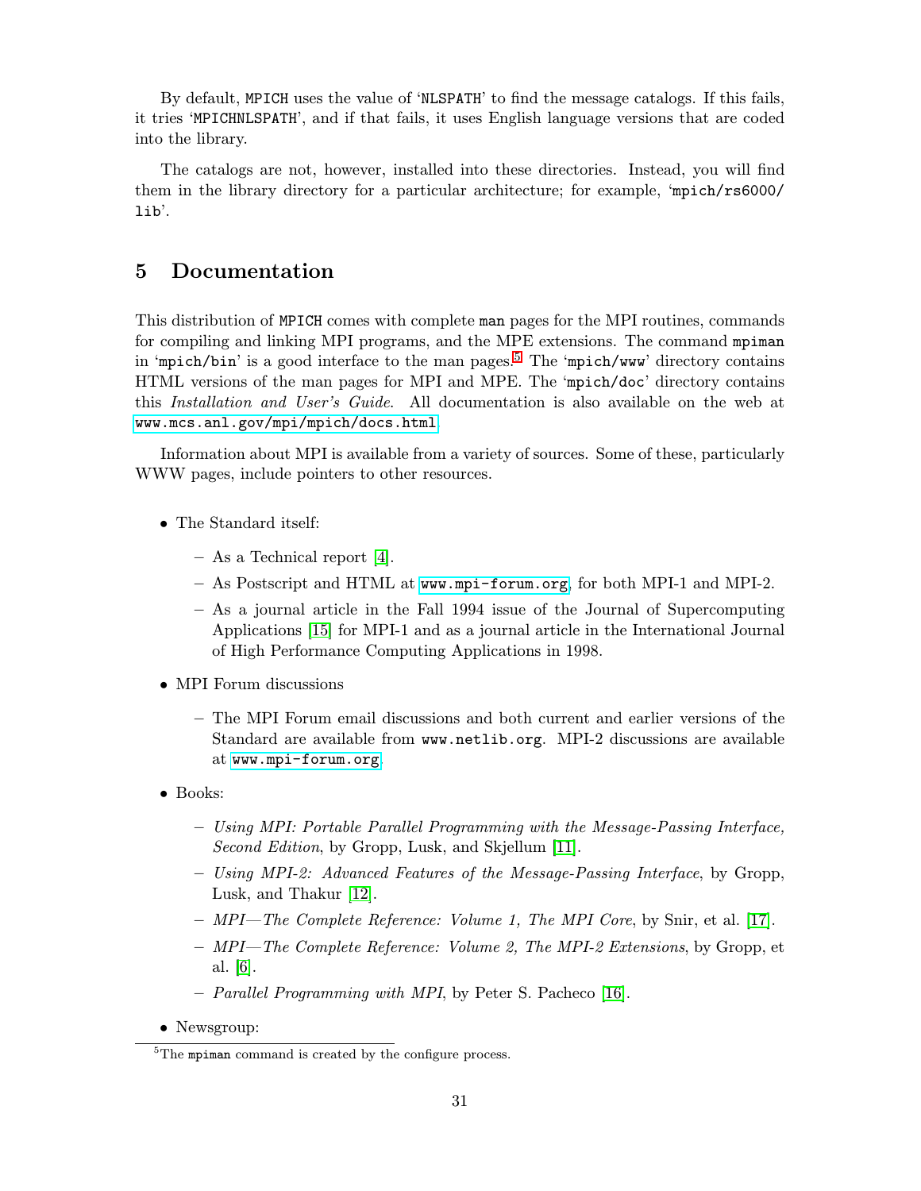By default, `MPICH` uses the value of '`NLSPATH`' to find the message catalogs. If this fails, it tries '`MPICHNLSPATH`', and if that fails, it uses English language versions that are coded into the library.

The catalogs are not, however, installed into these directories. Instead, you will find them in the library directory for a particular architecture; for example, '`mpich/rs6000/lib`'.

## 5 Documentation

This distribution of `MPICH` comes with complete `man` pages for the MPI routines, commands for compiling and linking MPI programs, and the MPE extensions. The command `mpiman` in '`mpich/bin`' is a good interface to the man pages.[5] The '`mpich/www`' directory contains HTML versions of the man pages for MPI and MPE. The '`mpich/doc`' directory contains this *Installation and User's Guide*. All documentation is also available on the web at `www.mcs.anl.gov/mpi/mpich/docs.html`.

Information about MPI is available from a variety of sources. Some of these, particularly WWW pages, include pointers to other resources.

- The Standard itself:
  - As a Technical report [4].
  - As Postscript and HTML at `www.mpi-forum.org`, for both MPI-1 and MPI-2.
  - As a journal article in the Fall 1994 issue of the Journal of Supercomputing Applications [15] for MPI-1 and as a journal article in the International Journal of High Performance Computing Applications in 1998.
- MPI Forum discussions
  - The MPI Forum email discussions and both current and earlier versions of the Standard are available from `www.netlib.org`. MPI-2 discussions are available at `www.mpi-forum.org`.
- Books:
  - *Using MPI: Portable Parallel Programming with the Message-Passing Interface, Second Edition*, by Gropp, Lusk, and Skjellum [11].
  - *Using MPI-2: Advanced Features of the Message-Passing Interface*, by Gropp, Lusk, and Thakur [12].
  - *MPI—The Complete Reference: Volume 1, The MPI Core*, by Snir, et al. [17].
  - *MPI—The Complete Reference: Volume 2, The MPI-2 Extensions*, by Gropp, et al. [6].
  - *Parallel Programming with MPI*, by Peter S. Pacheco [16].
- Newsgroup:

[5] The `mpiman` command is created by the configure process.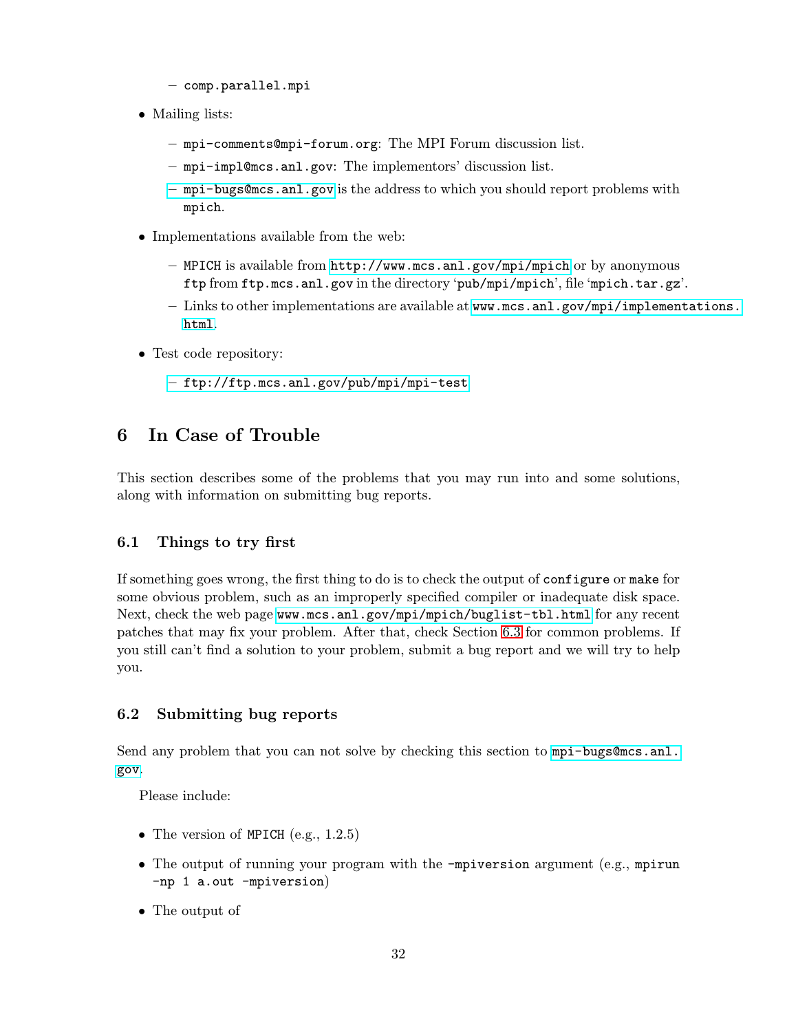- `comp.parallel.mpi`

- Mailing lists:
  - `mpi-comments@mpi-forum.org`: The MPI Forum discussion list.
  - `mpi-impl@mcs.anl.gov`: The implementors' discussion list.
  - `mpi-bugs@mcs.anl.gov` is the address to which you should report problems with `mpich`.

- Implementations available from the web:
  - `MPICH` is available from `http://www.mcs.anl.gov/mpi/mpich` or by anonymous `ftp` from `ftp.mcs.anl.gov` in the directory '`pub/mpi/mpich`', file '`mpich.tar.gz`'.
  - Links to other implementations are available at `www.mcs.anl.gov/mpi/implementations.html`.

- Test code repository:
  - `ftp://ftp.mcs.anl.gov/pub/mpi/mpi-test`

# 6 In Case of Trouble

This section describes some of the problems that you may run into and some solutions, along with information on submitting bug reports.

## 6.1 Things to try first

If something goes wrong, the first thing to do is to check the output of `configure` or `make` for some obvious problem, such as an improperly specified compiler or inadequate disk space. Next, check the web page `www.mcs.anl.gov/mpi/mpich/buglist-tbl.html` for any recent patches that may fix your problem. After that, check Section 6.3 for common problems. If you still can't find a solution to your problem, submit a bug report and we will try to help you.

## 6.2 Submitting bug reports

Send any problem that you can not solve by checking this section to `mpi-bugs@mcs.anl.gov`.

Please include:

- The version of `MPICH` (e.g., 1.2.5)
- The output of running your program with the `-mpiversion` argument (e.g., `mpirun -np 1 a.out -mpiversion`)
- The output of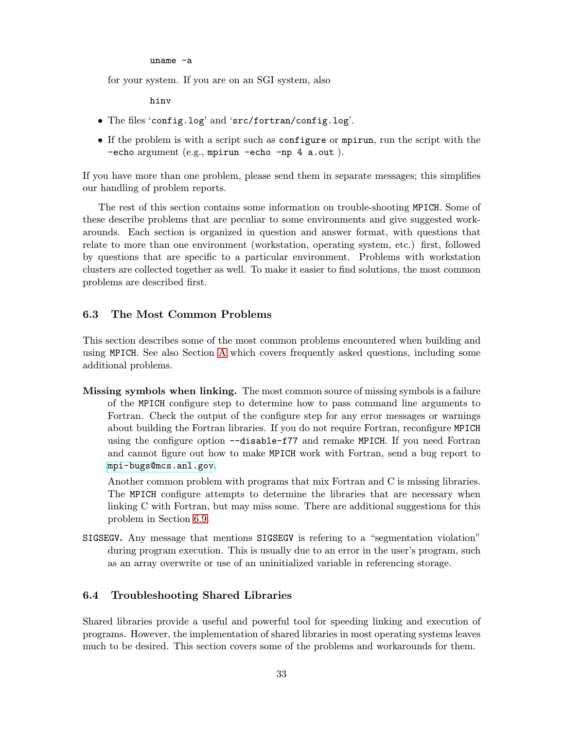```
uname -a
```

for your system. If you are on an SGI system, also

```
hinv
```

- The files 'config.log' and 'src/fortran/config.log'.
- If the problem is with a script such as `configure` or `mpirun`, run the script with the `-echo` argument (e.g., `mpirun -echo -np 4 a.out` ).

If you have more than one problem, please send them in separate messages; this simplifies our handling of problem reports.

The rest of this section contains some information on trouble-shooting MPICH. Some of these describe problems that are peculiar to some environments and give suggested workarounds. Each section is organized in question and answer format, with questions that relate to more than one environment (workstation, operating system, etc.) first, followed by questions that are specific to a particular environment. Problems with workstation clusters are collected together as well. To make it easier to find solutions, the most common problems are described first.

### 6.3 The Most Common Problems

This section describes some of the most common problems encountered when building and using MPICH. See also Section A which covers frequently asked questions, including some additional problems.

**Missing symbols when linking.** The most common source of missing symbols is a failure of the MPICH configure step to determine how to pass command line arguments to Fortran. Check the output of the configure step for any error messages or warnings about building the Fortran libraries. If you do not require Fortran, reconfigure MPICH using the configure option `--disable-f77` and remake MPICH. If you need Fortran and cannot figure out how to make MPICH work with Fortran, send a bug report to mpi-bugs@mcs.anl.gov.

Another common problem with programs that mix Fortran and C is missing libraries. The MPICH configure attempts to determine the libraries that are necessary when linking C with Fortran, but may miss some. There are additional suggestions for this problem in Section 6.9.

**SIGSEGV.** Any message that mentions SIGSEGV is refering to a "segmentation violation" during program execution. This is usually due to an error in the user's program, such as an array overwrite or use of an uninitialized variable in referencing storage.

### 6.4 Troubleshooting Shared Libraries

Shared libraries provide a useful and powerful tool for speeding linking and execution of programs. However, the implementation of shared libraries in most operating systems leaves much to be desired. This section covers some of the problems and workarounds for them.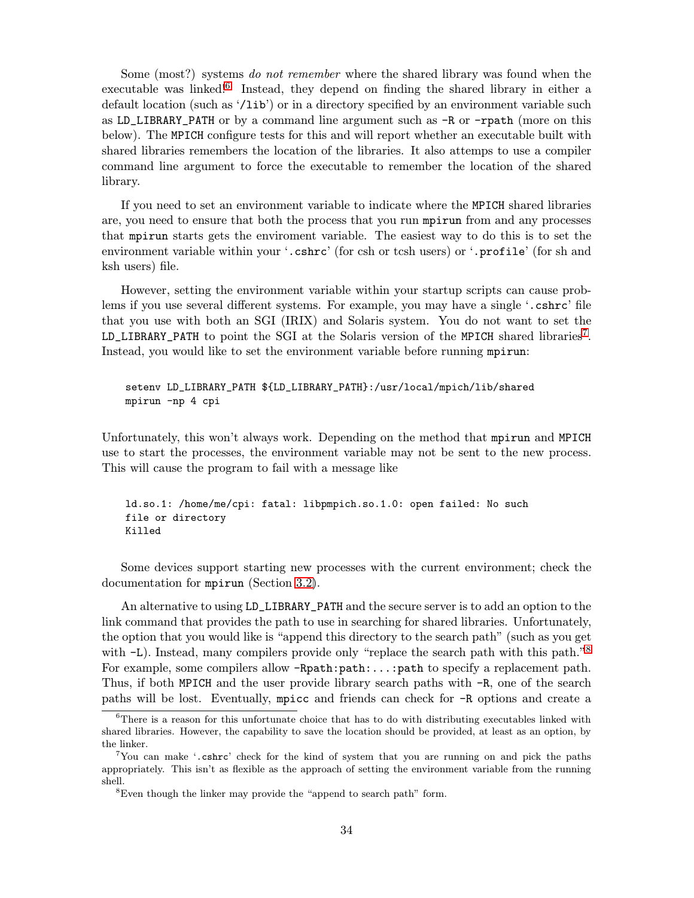Some (most?) systems *do not remember* where the shared library was found when the executable was linked![6] Instead, they depend on finding the shared library in either a default location (such as '/lib') or in a directory specified by an environment variable such as LD_LIBRARY_PATH or by a command line argument such as -R or -rpath (more on this below). The MPICH configure tests for this and will report whether an executable built with shared libraries remembers the location of the libraries. It also attemps to use a compiler command line argument to force the executable to remember the location of the shared library.

If you need to set an environment variable to indicate where the MPICH shared libraries are, you need to ensure that both the process that you run mpirun from and any processes that mpirun starts gets the enviroment variable. The easiest way to do this is to set the environment variable within your '.cshrc' (for csh or tcsh users) or '.profile' (for sh and ksh users) file.

However, setting the environment variable within your startup scripts can cause problems if you use several different systems. For example, you may have a single '.cshrc' file that you use with both an SGI (IRIX) and Solaris system. You do not want to set the LD_LIBRARY_PATH to point the SGI at the Solaris version of the MPICH shared libraries[7]. Instead, you would like to set the environment variable before running mpirun:

```
setenv LD_LIBRARY_PATH ${LD_LIBRARY_PATH}:/usr/local/mpich/lib/shared
mpirun -np 4 cpi
```

Unfortunately, this won't always work. Depending on the method that mpirun and MPICH use to start the processes, the environment variable may not be sent to the new process. This will cause the program to fail with a message like

```
ld.so.1: /home/me/cpi: fatal: libpmpich.so.1.0: open failed: No such
file or directory
Killed
```

Some devices support starting new processes with the current environment; check the documentation for mpirun (Section 3.2).

An alternative to using LD_LIBRARY_PATH and the secure server is to add an option to the link command that provides the path to use in searching for shared libraries. Unfortunately, the option that you would like is "append this directory to the search path" (such as you get with -L). Instead, many compilers provide only "replace the search path with this path."[8] For example, some compilers allow -Rpath:path:...:path to specify a replacement path. Thus, if both MPICH and the user provide library search paths with -R, one of the search paths will be lost. Eventually, mpicc and friends can check for -R options and create a

---

[6] There is a reason for this unfortunate choice that has to do with distributing executables linked with shared libraries. However, the capability to save the location should be provided, at least as an option, by the linker.

[7] You can make '.cshrc' check for the kind of system that you are running on and pick the paths appropriately. This isn't as flexible as the approach of setting the environment variable from the running shell.

[8] Even though the linker may provide the "append to search path" form.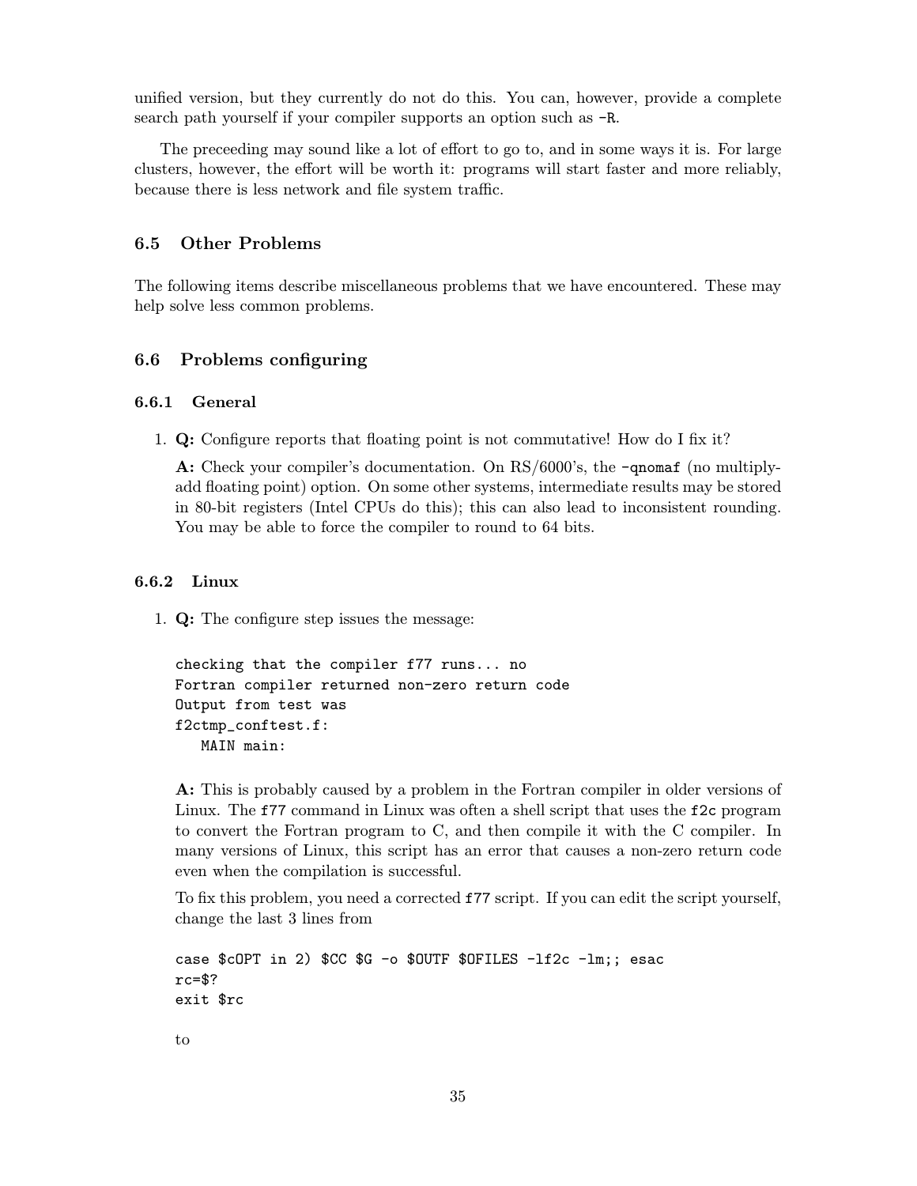unified version, but they currently do not do this. You can, however, provide a complete search path yourself if your compiler supports an option such as `-R`.

The preceeding may sound like a lot of effort to go to, and in some ways it is. For large clusters, however, the effort will be worth it: programs will start faster and more reliably, because there is less network and file system traffic.

## 6.5 Other Problems

The following items describe miscellaneous problems that we have encountered. These may help solve less common problems.

## 6.6 Problems configuring

### 6.6.1 General

1. **Q:** Configure reports that floating point is not commutative! How do I fix it?

   **A:** Check your compiler's documentation. On RS/6000's, the `-qnomaf` (no multiply-add floating point) option. On some other systems, intermediate results may be stored in 80-bit registers (Intel CPUs do this); this can also lead to inconsistent rounding. You may be able to force the compiler to round to 64 bits.

### 6.6.2 Linux

1. **Q:** The configure step issues the message:

   ```
   checking that the compiler f77 runs... no
   Fortran compiler returned non-zero return code
   Output from test was
   f2ctmp_conftest.f:
      MAIN main:
   ```

   **A:** This is probably caused by a problem in the Fortran compiler in older versions of Linux. The `f77` command in Linux was often a shell script that uses the `f2c` program to convert the Fortran program to C, and then compile it with the C compiler. In many versions of Linux, this script has an error that causes a non-zero return code even when the compilation is successful.

   To fix this problem, you need a corrected `f77` script. If you can edit the script yourself, change the last 3 lines from

   ```
   case $cOPT in 2) $CC $G -o $OUTF $OFILES -lf2c -lm;; esac
   rc=$?
   exit $rc
   ```

   to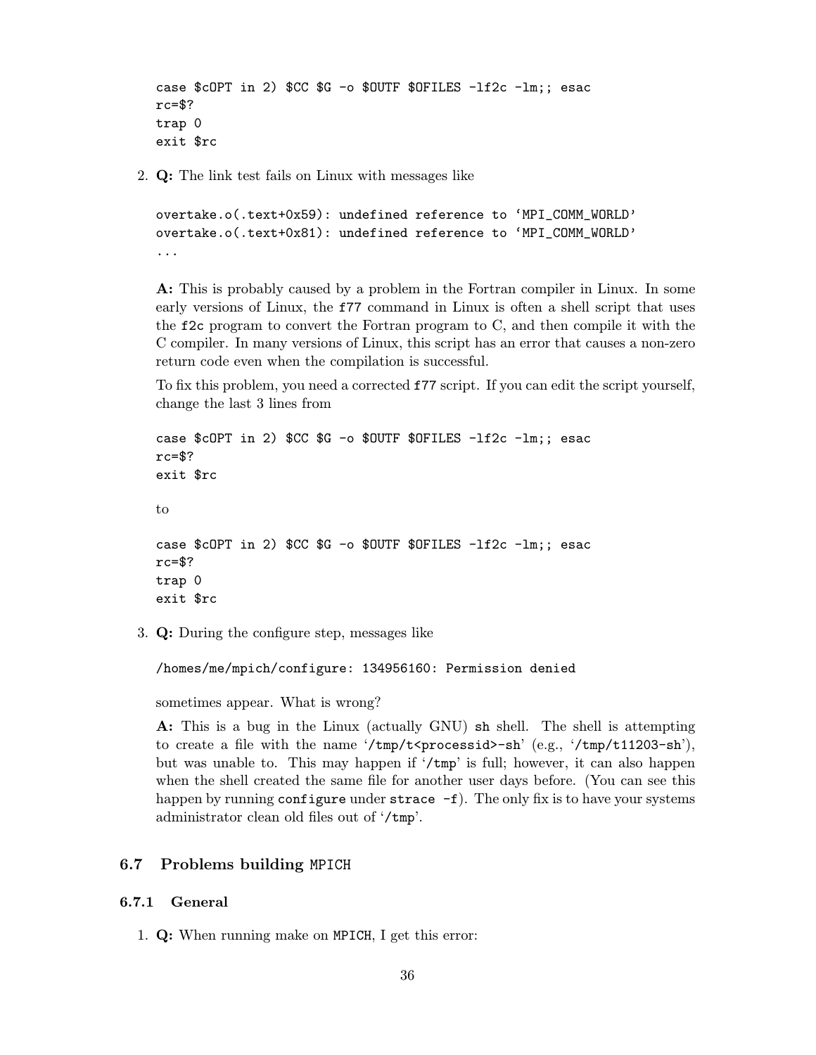```
case $cOPT in 2) $CC $G -o $OUTF $OFILES -lf2c -lm;; esac
rc=$?
trap 0
exit $rc
```

2. **Q:** The link test fails on Linux with messages like

   ```
   overtake.o(.text+0x59): undefined reference to 'MPI_COMM_WORLD'
   overtake.o(.text+0x81): undefined reference to 'MPI_COMM_WORLD'
   ...
   ```

   **A:** This is probably caused by a problem in the Fortran compiler in Linux. In some early versions of Linux, the `f77` command in Linux is often a shell script that uses the `f2c` program to convert the Fortran program to C, and then compile it with the C compiler. In many versions of Linux, this script has an error that causes a non-zero return code even when the compilation is successful.

   To fix this problem, you need a corrected `f77` script. If you can edit the script yourself, change the last 3 lines from

   ```
   case $cOPT in 2) $CC $G -o $OUTF $OFILES -lf2c -lm;; esac
   rc=$?
   exit $rc
   ```

   to

   ```
   case $cOPT in 2) $CC $G -o $OUTF $OFILES -lf2c -lm;; esac
   rc=$?
   trap 0
   exit $rc
   ```

3. **Q:** During the configure step, messages like

   ```
   /homes/me/mpich/configure: 134956160: Permission denied
   ```

   sometimes appear. What is wrong?

   **A:** This is a bug in the Linux (actually GNU) `sh` shell. The shell is attempting to create a file with the name '`/tmp/t<processid>-sh`' (e.g., '`/tmp/t11203-sh`'), but was unable to. This may happen if '`/tmp`' is full; however, it can also happen when the shell created the same file for another user days before. (You can see this happen by running `configure` under `strace -f`). The only fix is to have your systems administrator clean old files out of '`/tmp`'.

## 6.7 Problems building MPICH

### 6.7.1 General

1. **Q:** When running make on MPICH, I get this error: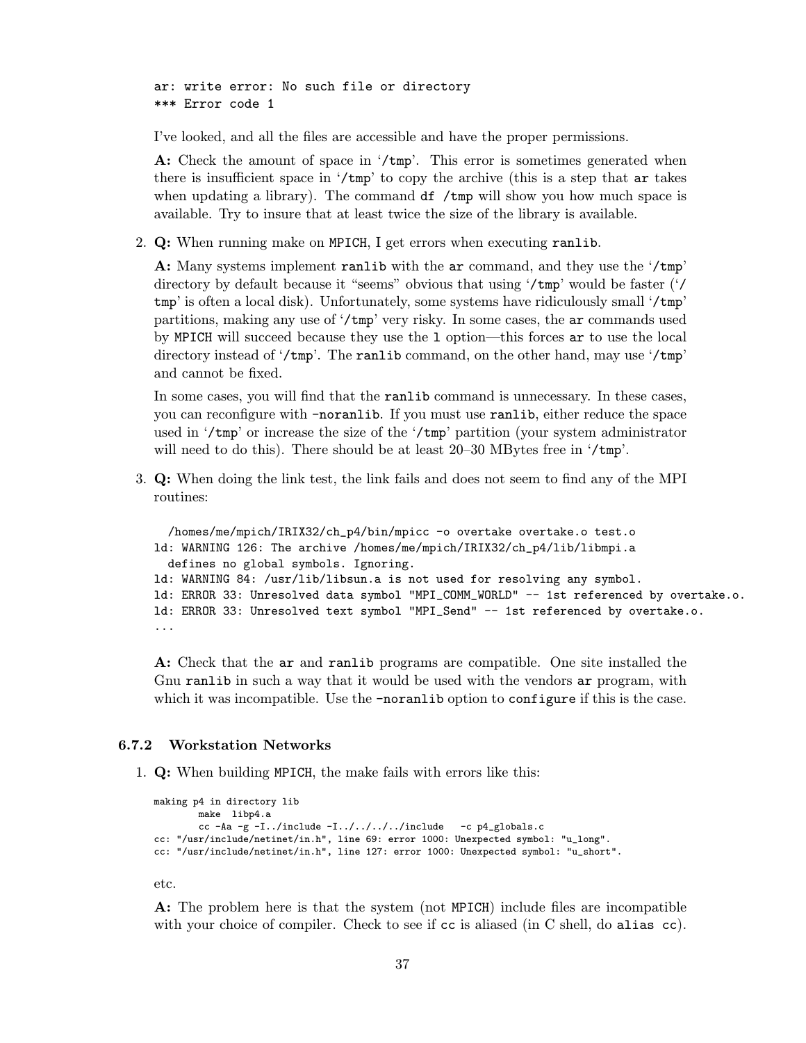```
ar: write error: No such file or directory
*** Error code 1
```

I've looked, and all the files are accessible and have the proper permissions.

**A:** Check the amount of space in '`/tmp`'. This error is sometimes generated when there is insufficient space in '`/tmp`' to copy the archive (this is a step that `ar` takes when updating a library). The command `df /tmp` will show you how much space is available. Try to insure that at least twice the size of the library is available.

2. **Q:** When running make on `MPICH`, I get errors when executing `ranlib`.

   **A:** Many systems implement `ranlib` with the `ar` command, and they use the '`/tmp`' directory by default because it "seems" obvious that using '`/tmp`' would be faster ('`/tmp`' is often a local disk). Unfortunately, some systems have ridiculously small '`/tmp`' partitions, making any use of '`/tmp`' very risky. In some cases, the `ar` commands used by `MPICH` will succeed because they use the `l` option—this forces `ar` to use the local directory instead of '`/tmp`'. The `ranlib` command, on the other hand, may use '`/tmp`' and cannot be fixed.

   In some cases, you will find that the `ranlib` command is unnecessary. In these cases, you can reconfigure with `-noranlib`. If you must use `ranlib`, either reduce the space used in '`/tmp`' or increase the size of the '`/tmp`' partition (your system administrator will need to do this). There should be at least 20–30 MBytes free in '`/tmp`'.

3. **Q:** When doing the link test, the link fails and does not seem to find any of the MPI routines:

   ```
     /homes/me/mpich/IRIX32/ch_p4/bin/mpicc -o overtake overtake.o test.o
   ld: WARNING 126: The archive /homes/me/mpich/IRIX32/ch_p4/lib/libmpi.a
     defines no global symbols. Ignoring.
   ld: WARNING 84: /usr/lib/libsun.a is not used for resolving any symbol.
   ld: ERROR 33: Unresolved data symbol "MPI_COMM_WORLD" -- 1st referenced by overtake.o.
   ld: ERROR 33: Unresolved text symbol "MPI_Send" -- 1st referenced by overtake.o.
   ...
   ```

   **A:** Check that the `ar` and `ranlib` programs are compatible. One site installed the Gnu `ranlib` in such a way that it would be used with the vendors `ar` program, with which it was incompatible. Use the `-noranlib` option to `configure` if this is the case.

### 6.7.2 Workstation Networks

1. **Q:** When building `MPICH`, the make fails with errors like this:

   ```
   making p4 in directory lib
           make  libp4.a
           cc -Aa -g -I../include -I../../../../include   -c p4_globals.c
   cc: "/usr/include/netinet/in.h", line 69: error 1000: Unexpected symbol: "u_long".
   cc: "/usr/include/netinet/in.h", line 127: error 1000: Unexpected symbol: "u_short".
   ```

   etc.

   **A:** The problem here is that the system (not `MPICH`) include files are incompatible with your choice of compiler. Check to see if `cc` is aliased (in C shell, do `alias cc`).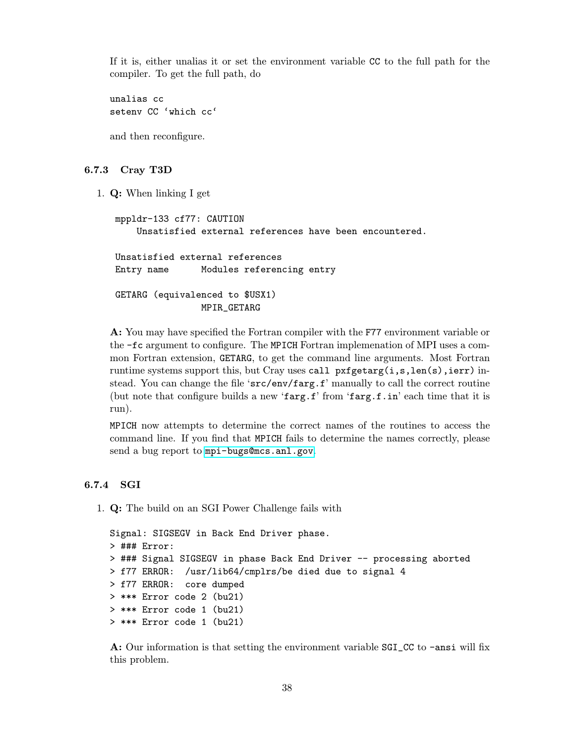If it is, either unalias it or set the environment variable CC to the full path for the compiler. To get the full path, do

```
unalias cc
setenv CC 'which cc'
```

and then reconfigure.

### 6.7.3 Cray T3D

1. **Q:** When linking I get

   ```
   mppldr-133 cf77: CAUTION
       Unsatisfied external references have been encountered.

   Unsatisfied external references
   Entry name      Modules referencing entry

   GETARG (equivalenced to $USX1)
                   MPIR_GETARG
   ```

   **A:** You may have specified the Fortran compiler with the F77 environment variable or the -fc argument to configure. The MPICH Fortran implemenation of MPI uses a common Fortran extension, GETARG, to get the command line arguments. Most Fortran runtime systems support this, but Cray uses `call pxfgetarg(i,s,len(s),ierr)` instead. You can change the file 'src/env/farg.f' manually to call the correct routine (but note that configure builds a new 'farg.f' from 'farg.f.in' each time that it is run).

   MPICH now attempts to determine the correct names of the routines to access the command line. If you find that MPICH fails to determine the names correctly, please send a bug report to mpi-bugs@mcs.anl.gov.

### 6.7.4 SGI

1. **Q:** The build on an SGI Power Challenge fails with

   ```
   Signal: SIGSEGV in Back End Driver phase.
   > ### Error:
   > ### Signal SIGSEGV in phase Back End Driver -- processing aborted
   > f77 ERROR:  /usr/lib64/cmplrs/be died due to signal 4
   > f77 ERROR:  core dumped
   > *** Error code 2 (bu21)
   > *** Error code 1 (bu21)
   > *** Error code 1 (bu21)
   ```

   **A:** Our information is that setting the environment variable SGI_CC to -ansi will fix this problem.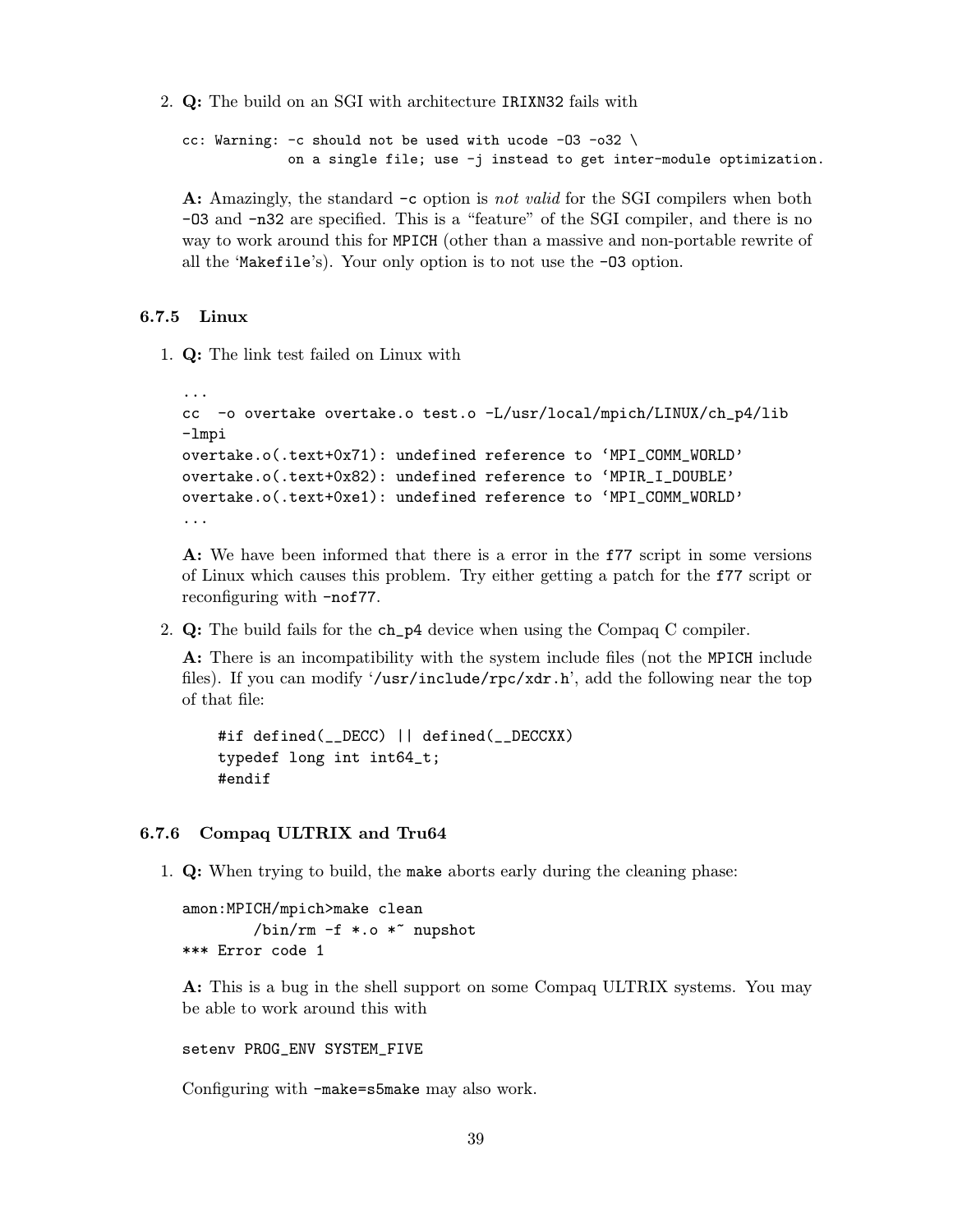2. **Q:** The build on an SGI with architecture `IRIXN32` fails with

   ```
   cc: Warning: -c should not be used with ucode -O3 -o32 \
                on a single file; use -j instead to get inter-module optimization.
   ```

   **A:** Amazingly, the standard `-c` option is *not valid* for the SGI compilers when both `-O3` and `-n32` are specified. This is a "feature" of the SGI compiler, and there is no way to work around this for `MPICH` (other than a massive and non-portable rewrite of all the '`Makefile`'s). Your only option is to not use the `-O3` option.

### 6.7.5 Linux

1. **Q:** The link test failed on Linux with

   ```
   ...
   cc  -o overtake overtake.o test.o -L/usr/local/mpich/LINUX/ch_p4/lib
   -lmpi
   overtake.o(.text+0x71): undefined reference to 'MPI_COMM_WORLD'
   overtake.o(.text+0x82): undefined reference to 'MPIR_I_DOUBLE'
   overtake.o(.text+0xe1): undefined reference to 'MPI_COMM_WORLD'
   ...
   ```

   **A:** We have been informed that there is a error in the `f77` script in some versions of Linux which causes this problem. Try either getting a patch for the `f77` script or reconfiguring with `-nof77`.

2. **Q:** The build fails for the `ch_p4` device when using the Compaq C compiler.

   **A:** There is an incompatibility with the system include files (not the `MPICH` include files). If you can modify '`/usr/include/rpc/xdr.h`', add the following near the top of that file:

   ```
   #if defined(__DECC) || defined(__DECCXX)
   typedef long int int64_t;
   #endif
   ```

### 6.7.6 Compaq ULTRIX and Tru64

1. **Q:** When trying to build, the `make` aborts early during the cleaning phase:

   ```
   amon:MPICH/mpich>make clean
           /bin/rm -f *.o *~ nupshot
   *** Error code 1
   ```

   **A:** This is a bug in the shell support on some Compaq ULTRIX systems. You may be able to work around this with

   ```
   setenv PROG_ENV SYSTEM_FIVE
   ```

   Configuring with `-make=s5make` may also work.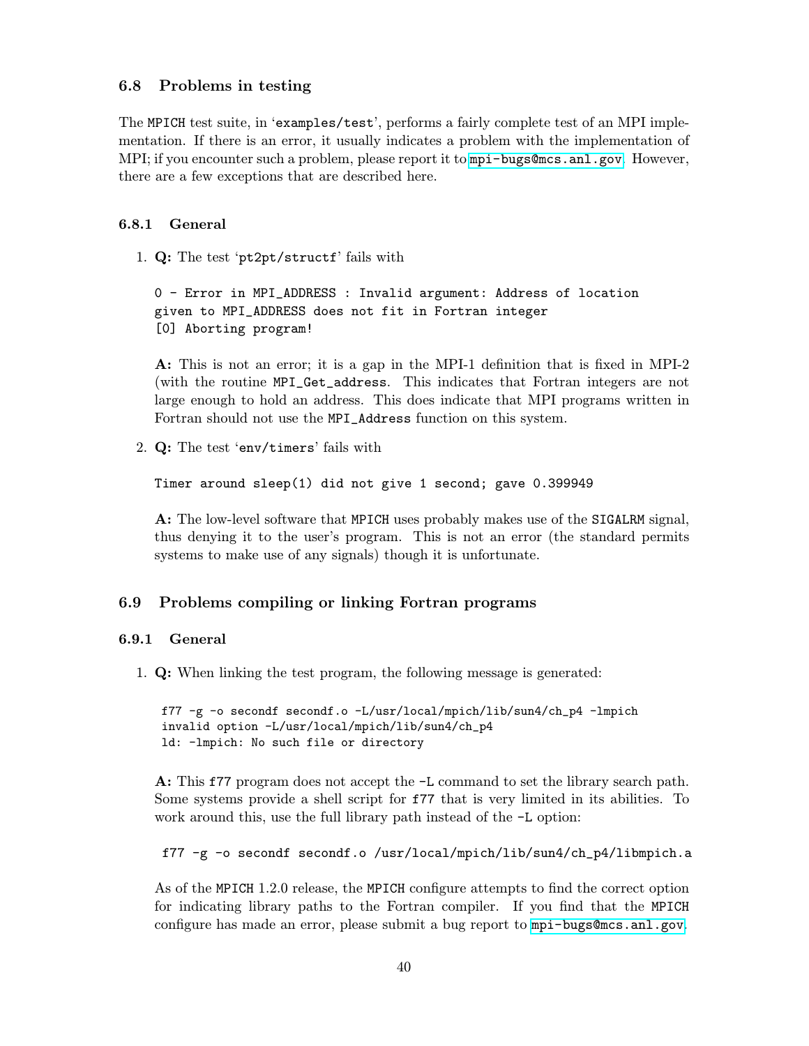## 6.8 Problems in testing

The MPICH test suite, in 'examples/test', performs a fairly complete test of an MPI implementation. If there is an error, it usually indicates a problem with the implementation of MPI; if you encounter such a problem, please report it to mpi-bugs@mcs.anl.gov. However, there are a few exceptions that are described here.

### 6.8.1 General

1. **Q:** The test 'pt2pt/structf' fails with

   ```
   0 - Error in MPI_ADDRESS : Invalid argument: Address of location
   given to MPI_ADDRESS does not fit in Fortran integer
   [0] Aborting program!
   ```

   **A:** This is not an error; it is a gap in the MPI-1 definition that is fixed in MPI-2 (with the routine MPI_Get_address. This indicates that Fortran integers are not large enough to hold an address. This does indicate that MPI programs written in Fortran should not use the MPI_Address function on this system.

2. **Q:** The test 'env/timers' fails with

   ```
   Timer around sleep(1) did not give 1 second; gave 0.399949
   ```

   **A:** The low-level software that MPICH uses probably makes use of the SIGALRM signal, thus denying it to the user's program. This is not an error (the standard permits systems to make use of any signals) though it is unfortunate.

## 6.9 Problems compiling or linking Fortran programs

### 6.9.1 General

1. **Q:** When linking the test program, the following message is generated:

   ```
   f77 -g -o secondf secondf.o -L/usr/local/mpich/lib/sun4/ch_p4 -lmpich
   invalid option -L/usr/local/mpich/lib/sun4/ch_p4
   ld: -lmpich: No such file or directory
   ```

   **A:** This f77 program does not accept the -L command to set the library search path. Some systems provide a shell script for f77 that is very limited in its abilities. To work around this, use the full library path instead of the -L option:

   ```
   f77 -g -o secondf secondf.o /usr/local/mpich/lib/sun4/ch_p4/libmpich.a
   ```

   As of the MPICH 1.2.0 release, the MPICH configure attempts to find the correct option for indicating library paths to the Fortran compiler. If you find that the MPICH configure has made an error, please submit a bug report to mpi-bugs@mcs.anl.gov.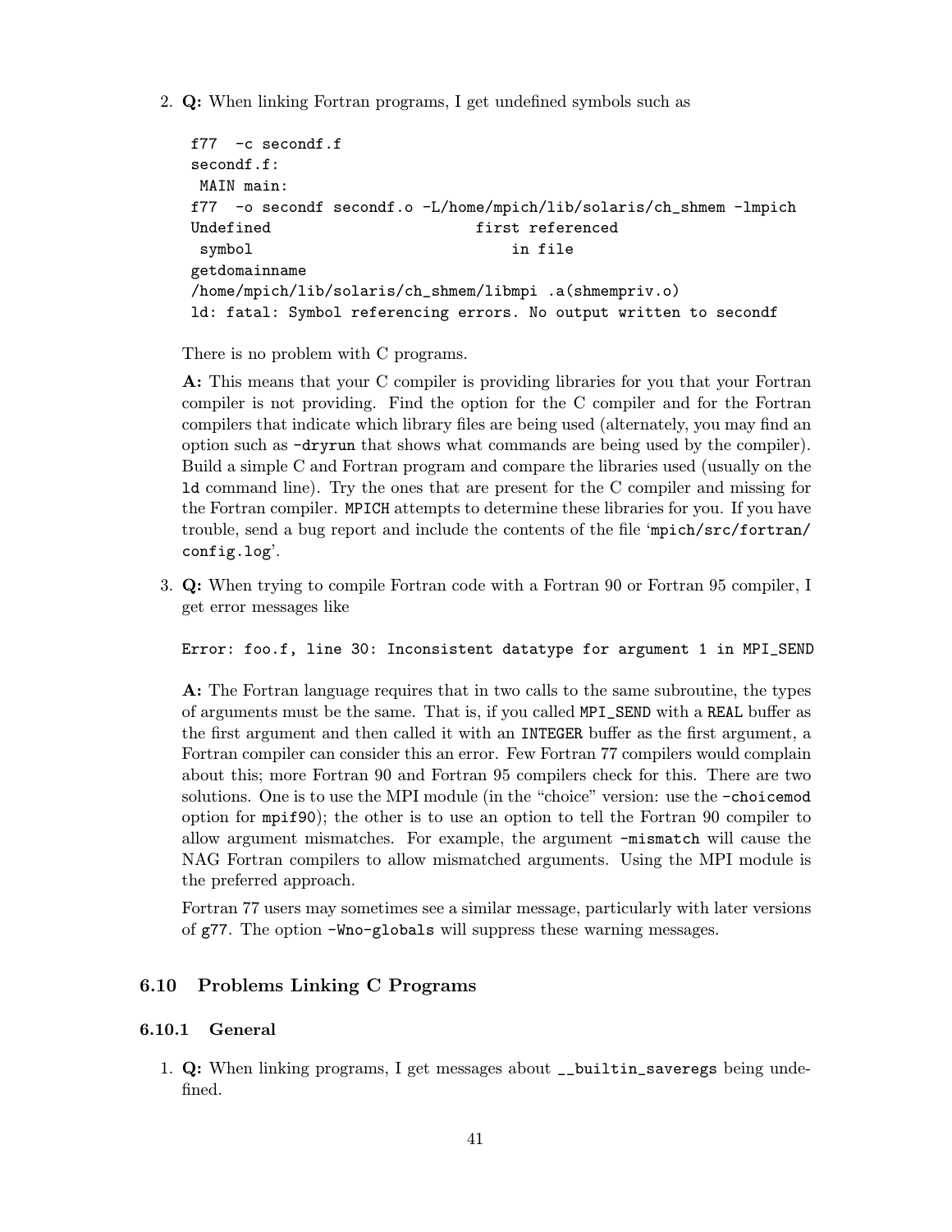2. **Q:** When linking Fortran programs, I get undefined symbols such as

   ```
   f77  -c secondf.f
   secondf.f:
    MAIN main:
   f77  -o secondf secondf.o -L/home/mpich/lib/solaris/ch_shmem -lmpich
   Undefined                       first referenced
    symbol                             in file
   getdomainname
   /home/mpich/lib/solaris/ch_shmem/libmpi .a(shmempriv.o)
   ld: fatal: Symbol referencing errors. No output written to secondf
   ```

   There is no problem with C programs.

   **A:** This means that your C compiler is providing libraries for you that your Fortran compiler is not providing. Find the option for the C compiler and for the Fortran compilers that indicate which library files are being used (alternately, you may find an option such as `-dryrun` that shows what commands are being used by the compiler). Build a simple C and Fortran program and compare the libraries used (usually on the `ld` command line). Try the ones that are present for the C compiler and missing for the Fortran compiler. `MPICH` attempts to determine these libraries for you. If you have trouble, send a bug report and include the contents of the file '`mpich/src/fortran/config.log`'.

3. **Q:** When trying to compile Fortran code with a Fortran 90 or Fortran 95 compiler, I get error messages like

   ```
   Error: foo.f, line 30: Inconsistent datatype for argument 1 in MPI_SEND
   ```

   **A:** The Fortran language requires that in two calls to the same subroutine, the types of arguments must be the same. That is, if you called `MPI_SEND` with a `REAL` buffer as the first argument and then called it with an `INTEGER` buffer as the first argument, a Fortran compiler can consider this an error. Few Fortran 77 compilers would complain about this; more Fortran 90 and Fortran 95 compilers check for this. There are two solutions. One is to use the MPI module (in the "choice" version: use the `-choicemod` option for `mpif90`); the other is to use an option to tell the Fortran 90 compiler to allow argument mismatches. For example, the argument `-mismatch` will cause the NAG Fortran compilers to allow mismatched arguments. Using the MPI module is the preferred approach.

   Fortran 77 users may sometimes see a similar message, particularly with later versions of `g77`. The option `-Wno-globals` will suppress these warning messages.

### 6.10 Problems Linking C Programs

#### 6.10.1 General

1. **Q:** When linking programs, I get messages about `__builtin_saveregs` being undefined.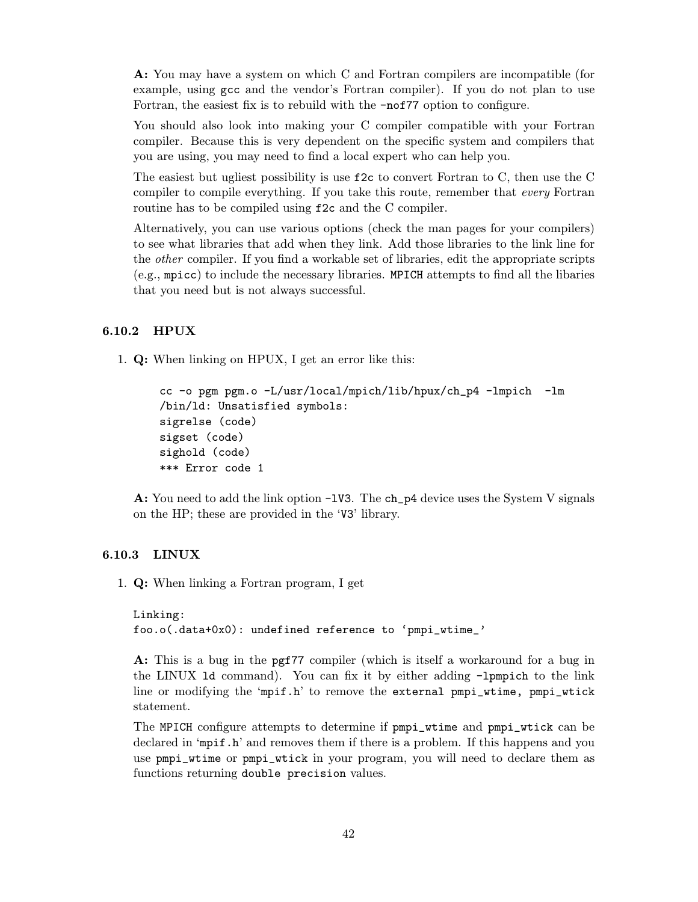**A:** You may have a system on which C and Fortran compilers are incompatible (for example, using `gcc` and the vendor's Fortran compiler). If you do not plan to use Fortran, the easiest fix is to rebuild with the `-nof77` option to configure.

You should also look into making your C compiler compatible with your Fortran compiler. Because this is very dependent on the specific system and compilers that you are using, you may need to find a local expert who can help you.

The easiest but ugliest possibility is use `f2c` to convert Fortran to C, then use the C compiler to compile everything. If you take this route, remember that *every* Fortran routine has to be compiled using `f2c` and the C compiler.

Alternatively, you can use various options (check the man pages for your compilers) to see what libraries that add when they link. Add those libraries to the link line for the *other* compiler. If you find a workable set of libraries, edit the appropriate scripts (e.g., `mpicc`) to include the necessary libraries. `MPICH` attempts to find all the libaries that you need but is not always successful.

### 6.10.2 HPUX

1. **Q:** When linking on HPUX, I get an error like this:

   ```
   cc -o pgm pgm.o -L/usr/local/mpich/lib/hpux/ch_p4 -lmpich  -lm
   /bin/ld: Unsatisfied symbols:
   sigrelse (code)
   sigset (code)
   sighold (code)
   *** Error code 1
   ```

   **A:** You need to add the link option `-lV3`. The `ch_p4` device uses the System V signals on the HP; these are provided in the '`V3`' library.

### 6.10.3 LINUX

1. **Q:** When linking a Fortran program, I get

   ```
   Linking:
   foo.o(.data+0x0): undefined reference to 'pmpi_wtime_'
   ```

   **A:** This is a bug in the `pgf77` compiler (which is itself a workaround for a bug in the LINUX `ld` command). You can fix it by either adding `-lpmpich` to the link line or modifying the '`mpif.h`' to remove the `external pmpi_wtime, pmpi_wtick` statement.

   The `MPICH` configure attempts to determine if `pmpi_wtime` and `pmpi_wtick` can be declared in '`mpif.h`' and removes them if there is a problem. If this happens and you use `pmpi_wtime` or `pmpi_wtick` in your program, you will need to declare them as functions returning `double precision` values.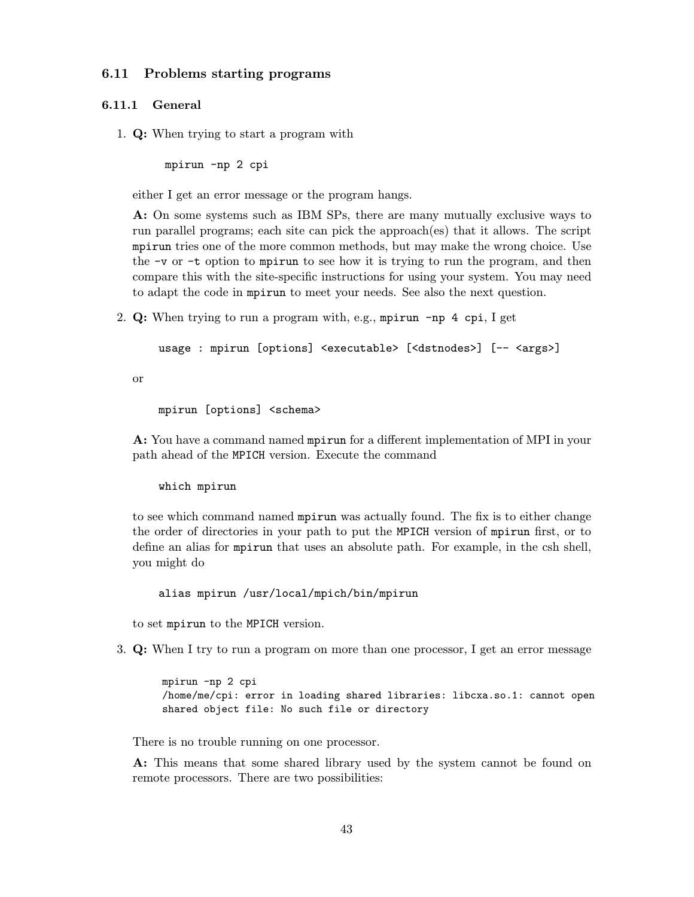## 6.11 Problems starting programs

### 6.11.1 General

1. **Q:** When trying to start a program with

   ```
   mpirun -np 2 cpi
   ```

   either I get an error message or the program hangs.

   **A:** On some systems such as IBM SPs, there are many mutually exclusive ways to run parallel programs; each site can pick the approach(es) that it allows. The script `mpirun` tries one of the more common methods, but may make the wrong choice. Use the `-v` or `-t` option to `mpirun` to see how it is trying to run the program, and then compare this with the site-specific instructions for using your system. You may need to adapt the code in `mpirun` to meet your needs. See also the next question.

2. **Q:** When trying to run a program with, e.g., `mpirun -np 4 cpi`, I get

   ```
   usage : mpirun [options] <executable> [<dstnodes>] [-- <args>]
   ```

   or

   ```
   mpirun [options] <schema>
   ```

   **A:** You have a command named `mpirun` for a different implementation of MPI in your path ahead of the `MPICH` version. Execute the command

   ```
   which mpirun
   ```

   to see which command named `mpirun` was actually found. The fix is to either change the order of directories in your path to put the `MPICH` version of `mpirun` first, or to define an alias for `mpirun` that uses an absolute path. For example, in the csh shell, you might do

   ```
   alias mpirun /usr/local/mpich/bin/mpirun
   ```

   to set `mpirun` to the `MPICH` version.

3. **Q:** When I try to run a program on more than one processor, I get an error message

   ```
   mpirun -np 2 cpi
   /home/me/cpi: error in loading shared libraries: libcxa.so.1: cannot open
   shared object file: No such file or directory
   ```

   There is no trouble running on one processor.

   **A:** This means that some shared library used by the system cannot be found on remote processors. There are two possibilities: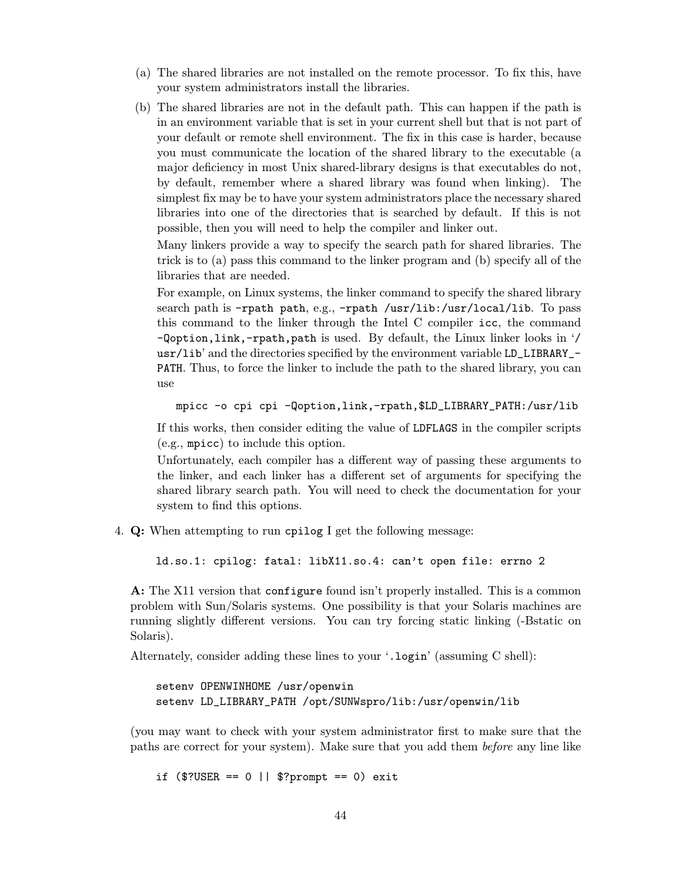(a) The shared libraries are not installed on the remote processor. To fix this, have your system administrators install the libraries.

(b) The shared libraries are not in the default path. This can happen if the path is in an environment variable that is set in your current shell but that is not part of your default or remote shell environment. The fix in this case is harder, because you must communicate the location of the shared library to the executable (a major deficiency in most Unix shared-library designs is that executables do not, by default, remember where a shared library was found when linking). The simplest fix may be to have your system administrators place the necessary shared libraries into one of the directories that is searched by default. If this is not possible, then you will need to help the compiler and linker out.

   Many linkers provide a way to specify the search path for shared libraries. The trick is to (a) pass this command to the linker program and (b) specify all of the libraries that are needed.

   For example, on Linux systems, the linker command to specify the shared library search path is `-rpath path`, e.g., `-rpath /usr/lib:/usr/local/lib`. To pass this command to the linker through the Intel C compiler `icc`, the command `-Qoption,link,-rpath,path` is used. By default, the Linux linker looks in '`/usr/lib`' and the directories specified by the environment variable `LD_LIBRARY_PATH`. Thus, to force the linker to include the path to the shared library, you can use

   ```
   mpicc -o cpi cpi -Qoption,link,-rpath,$LD_LIBRARY_PATH:/usr/lib
   ```

   If this works, then consider editing the value of `LDFLAGS` in the compiler scripts (e.g., `mpicc`) to include this option.

   Unfortunately, each compiler has a different way of passing these arguments to the linker, and each linker has a different set of arguments for specifying the shared library search path. You will need to check the documentation for your system to find this options.

4. **Q:** When attempting to run `cpilog` I get the following message:

   ```
   ld.so.1: cpilog: fatal: libX11.so.4: can't open file: errno 2
   ```

   **A:** The X11 version that `configure` found isn't properly installed. This is a common problem with Sun/Solaris systems. One possibility is that your Solaris machines are running slightly different versions. You can try forcing static linking (-Bstatic on Solaris).

   Alternately, consider adding these lines to your '`.login`' (assuming C shell):

   ```
   setenv OPENWINHOME /usr/openwin
   setenv LD_LIBRARY_PATH /opt/SUNWspro/lib:/usr/openwin/lib
   ```

   (you may want to check with your system administrator first to make sure that the paths are correct for your system). Make sure that you add them *before* any line like

   ```
   if ($?USER == 0 || $?prompt == 0) exit
   ```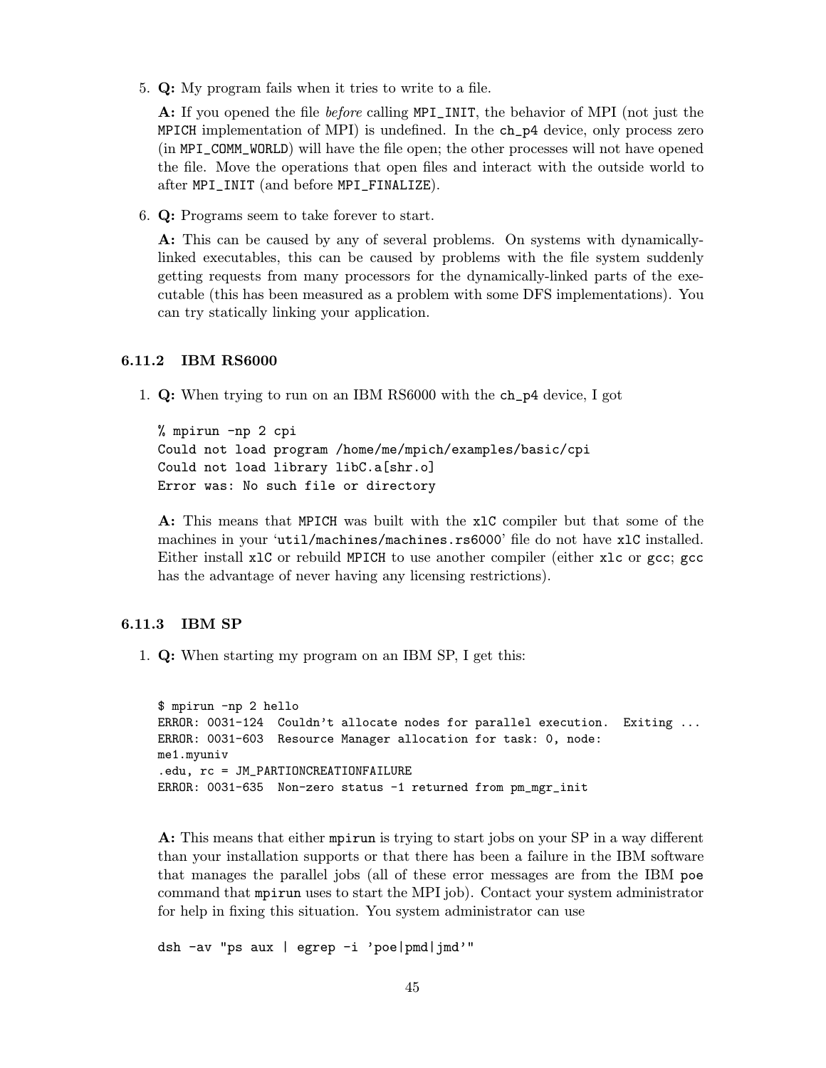5. **Q:** My program fails when it tries to write to a file.

   **A:** If you opened the file *before* calling `MPI_INIT`, the behavior of MPI (not just the `MPICH` implementation of MPI) is undefined. In the `ch_p4` device, only process zero (in `MPI_COMM_WORLD`) will have the file open; the other processes will not have opened the file. Move the operations that open files and interact with the outside world to after `MPI_INIT` (and before `MPI_FINALIZE`).

6. **Q:** Programs seem to take forever to start.

   **A:** This can be caused by any of several problems. On systems with dynamically-linked executables, this can be caused by problems with the file system suddenly getting requests from many processors for the dynamically-linked parts of the executable (this has been measured as a problem with some DFS implementations). You can try statically linking your application.

### 6.11.2 IBM RS6000

1. **Q:** When trying to run on an IBM RS6000 with the `ch_p4` device, I got

   ```
   % mpirun -np 2 cpi
   Could not load program /home/me/mpich/examples/basic/cpi
   Could not load library libC.a[shr.o]
   Error was: No such file or directory
   ```

   **A:** This means that `MPICH` was built with the `xlC` compiler but that some of the machines in your '`util/machines/machines.rs6000`' file do not have `xlC` installed. Either install `xlC` or rebuild `MPICH` to use another compiler (either `xlc` or `gcc`; `gcc` has the advantage of never having any licensing restrictions).

### 6.11.3 IBM SP

1. **Q:** When starting my program on an IBM SP, I get this:

   ```
   $ mpirun -np 2 hello
   ERROR: 0031-124  Couldn't allocate nodes for parallel execution.  Exiting ...
   ERROR: 0031-603  Resource Manager allocation for task: 0, node:
   me1.myuniv
   .edu, rc = JM_PARTIONCREATIONFAILURE
   ERROR: 0031-635  Non-zero status -1 returned from pm_mgr_init
   ```

   **A:** This means that either `mpirun` is trying to start jobs on your SP in a way different than your installation supports or that there has been a failure in the IBM software that manages the parallel jobs (all of these error messages are from the IBM `poe` command that `mpirun` uses to start the MPI job). Contact your system administrator for help in fixing this situation. You system administrator can use

   ```
   dsh -av "ps aux | egrep -i 'poe|pmd|jmd'"
   ```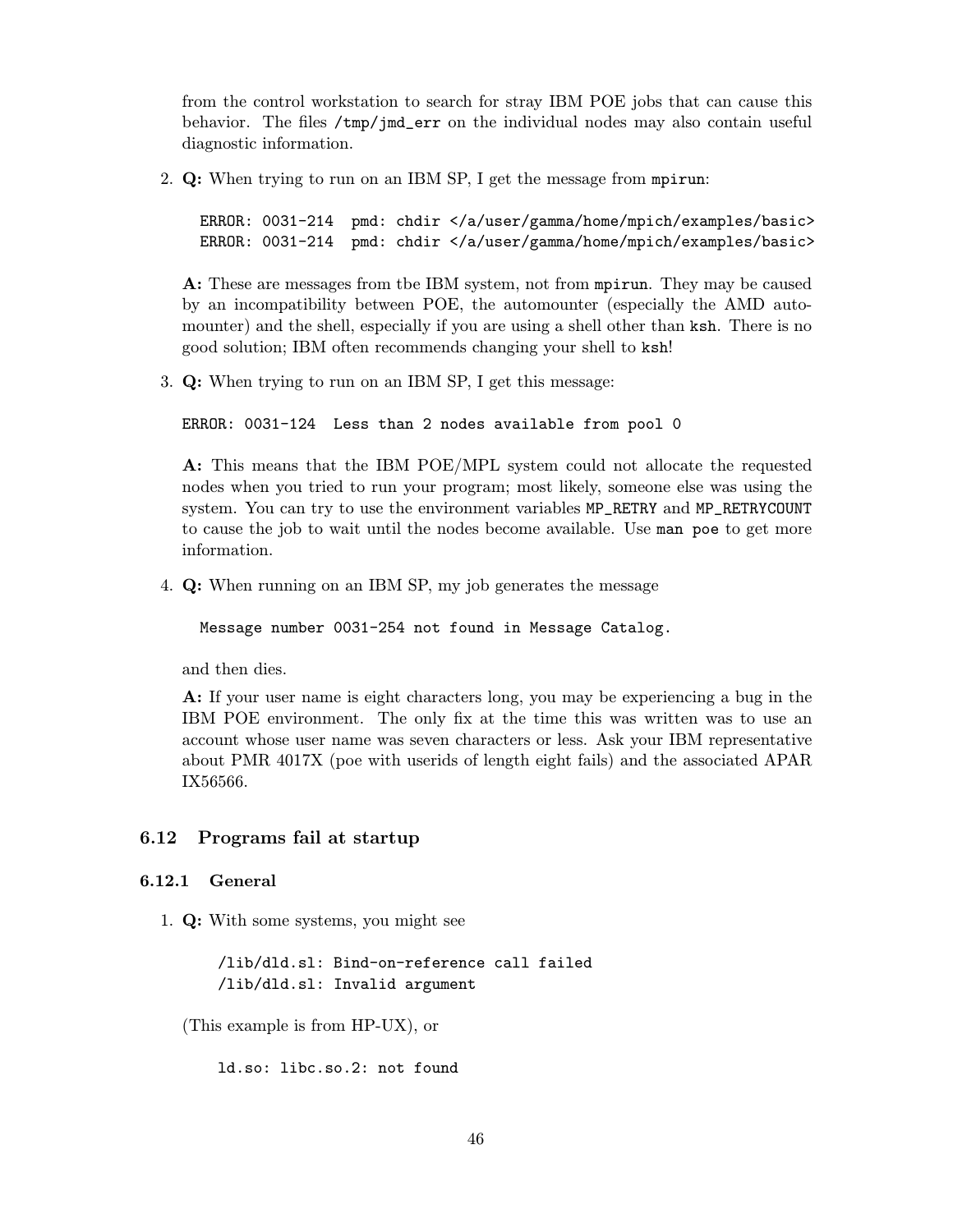from the control workstation to search for stray IBM POE jobs that can cause this behavior. The files `/tmp/jmd_err` on the individual nodes may also contain useful diagnostic information.

2. **Q:** When trying to run on an IBM SP, I get the message from `mpirun`:

   ```
   ERROR: 0031-214  pmd: chdir </a/user/gamma/home/mpich/examples/basic>
   ERROR: 0031-214  pmd: chdir </a/user/gamma/home/mpich/examples/basic>
   ```

   **A:** These are messages from tbe IBM system, not from `mpirun`. They may be caused by an incompatibility between POE, the automounter (especially the AMD automounter) and the shell, especially if you are using a shell other than `ksh`. There is no good solution; IBM often recommends changing your shell to `ksh`!

3. **Q:** When trying to run on an IBM SP, I get this message:

   ```
   ERROR: 0031-124  Less than 2 nodes available from pool 0
   ```

   **A:** This means that the IBM POE/MPL system could not allocate the requested nodes when you tried to run your program; most likely, someone else was using the system. You can try to use the environment variables `MP_RETRY` and `MP_RETRYCOUNT` to cause the job to wait until the nodes become available. Use `man poe` to get more information.

4. **Q:** When running on an IBM SP, my job generates the message

   ```
   Message number 0031-254 not found in Message Catalog.
   ```

   and then dies.

   **A:** If your user name is eight characters long, you may be experiencing a bug in the IBM POE environment. The only fix at the time this was written was to use an account whose user name was seven characters or less. Ask your IBM representative about PMR 4017X (poe with userids of length eight fails) and the associated APAR IX56566.

## 6.12 Programs fail at startup

### 6.12.1 General

1. **Q:** With some systems, you might see

   ```
   /lib/dld.sl: Bind-on-reference call failed
   /lib/dld.sl: Invalid argument
   ```

   (This example is from HP-UX), or

   ```
   ld.so: libc.so.2: not found
   ```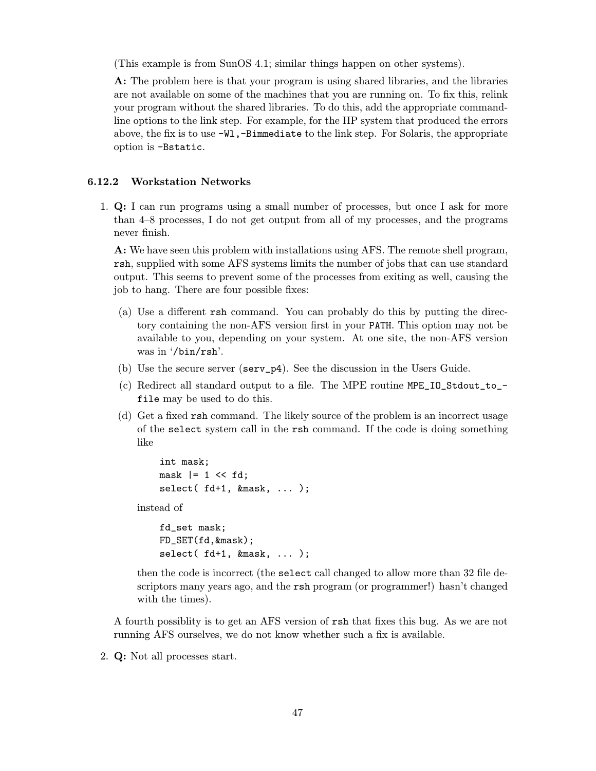(This example is from SunOS 4.1; similar things happen on other systems).

**A:** The problem here is that your program is using shared libraries, and the libraries are not available on some of the machines that you are running on. To fix this, relink your program without the shared libraries. To do this, add the appropriate command-line options to the link step. For example, for the HP system that produced the errors above, the fix is to use `-Wl,-Bimmediate` to the link step. For Solaris, the appropriate option is `-Bstatic`.

### 6.12.2 Workstation Networks

1. **Q:** I can run programs using a small number of processes, but once I ask for more than 4–8 processes, I do not get output from all of my processes, and the programs never finish.

   **A:** We have seen this problem with installations using AFS. The remote shell program, `rsh`, supplied with some AFS systems limits the number of jobs that can use standard output. This seems to prevent some of the processes from exiting as well, causing the job to hang. There are four possible fixes:

   (a) Use a different `rsh` command. You can probably do this by putting the directory containing the non-AFS version first in your `PATH`. This option may not be available to you, depending on your system. At one site, the non-AFS version was in '`/bin/rsh`'.

   (b) Use the secure server (`serv_p4`). See the discussion in the Users Guide.

   (c) Redirect all standard output to a file. The MPE routine `MPE_IO_Stdout_to_file` may be used to do this.

   (d) Get a fixed `rsh` command. The likely source of the problem is an incorrect usage of the `select` system call in the `rsh` command. If the code is doing something like

   ```
   int mask;
   mask |= 1 << fd;
   select( fd+1, &mask, ... );
   ```

   instead of

   ```
   fd_set mask;
   FD_SET(fd,&mask);
   select( fd+1, &mask, ... );
   ```

   then the code is incorrect (the `select` call changed to allow more than 32 file descriptors many years ago, and the `rsh` program (or programmer!) hasn't changed with the times).

   A fourth possiblity is to get an AFS version of `rsh` that fixes this bug. As we are not running AFS ourselves, we do not know whether such a fix is available.

2. **Q:** Not all processes start.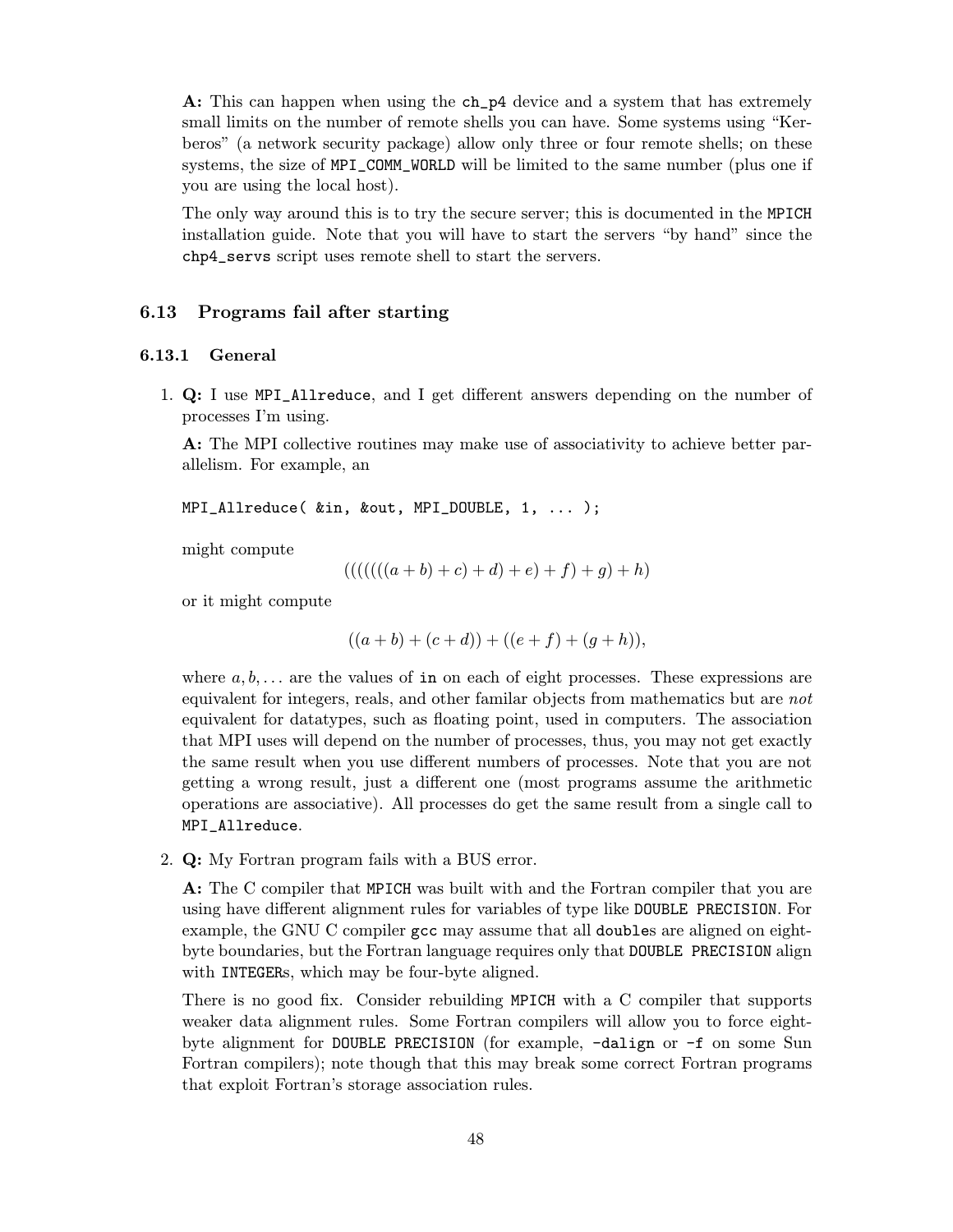**A:** This can happen when using the `ch_p4` device and a system that has extremely small limits on the number of remote shells you can have. Some systems using "Kerberos" (a network security package) allow only three or four remote shells; on these systems, the size of `MPI_COMM_WORLD` will be limited to the same number (plus one if you are using the local host).

The only way around this is to try the secure server; this is documented in the `MPICH` installation guide. Note that you will have to start the servers "by hand" since the `chp4_servs` script uses remote shell to start the servers.

## 6.13 Programs fail after starting

### 6.13.1 General

1. **Q:** I use `MPI_Allreduce`, and I get different answers depending on the number of processes I'm using.

   **A:** The MPI collective routines may make use of associativity to achieve better parallelism. For example, an

   ```
   MPI_Allreduce( &in, &out, MPI_DOUBLE, 1, ... );
   ```

   might compute

   $$(((((((a + b) + c) + d) + e) + f) + g) + h)$$

   or it might compute

   $$((a + b) + (c + d)) + ((e + f) + (g + h)),$$

   where $a, b, \ldots$ are the values of `in` on each of eight processes. These expressions are equivalent for integers, reals, and other familar objects from mathematics but are *not* equivalent for datatypes, such as floating point, used in computers. The association that MPI uses will depend on the number of processes, thus, you may not get exactly the same result when you use different numbers of processes. Note that you are not getting a wrong result, just a different one (most programs assume the arithmetic operations are associative). All processes do get the same result from a single call to `MPI_Allreduce`.

2. **Q:** My Fortran program fails with a BUS error.

   **A:** The C compiler that `MPICH` was built with and the Fortran compiler that you are using have different alignment rules for variables of type like `DOUBLE PRECISION`. For example, the GNU C compiler `gcc` may assume that all `double`s are aligned on eight-byte boundaries, but the Fortran language requires only that `DOUBLE PRECISION` align with `INTEGER`s, which may be four-byte aligned.

   There is no good fix. Consider rebuilding `MPICH` with a C compiler that supports weaker data alignment rules. Some Fortran compilers will allow you to force eight-byte alignment for `DOUBLE PRECISION` (for example, `-dalign` or `-f` on some Sun Fortran compilers); note though that this may break some correct Fortran programs that exploit Fortran's storage association rules.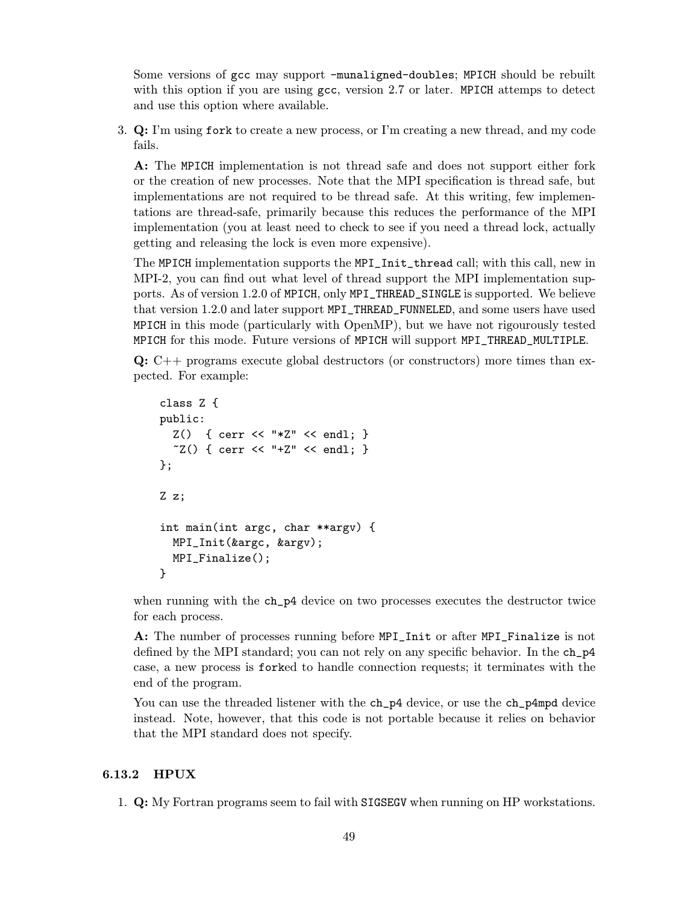Some versions of gcc may support -munaligned-doubles; MPICH should be rebuilt with this option if you are using gcc, version 2.7 or later. MPICH attemps to detect and use this option where available.

3. **Q:** I'm using fork to create a new process, or I'm creating a new thread, and my code fails.

   **A:** The MPICH implementation is not thread safe and does not support either fork or the creation of new processes. Note that the MPI specification is thread safe, but implementations are not required to be thread safe. At this writing, few implementations are thread-safe, primarily because this reduces the performance of the MPI implementation (you at least need to check to see if you need a thread lock, actually getting and releasing the lock is even more expensive).

   The MPICH implementation supports the MPI_Init_thread call; with this call, new in MPI-2, you can find out what level of thread support the MPI implementation supports. As of version 1.2.0 of MPICH, only MPI_THREAD_SINGLE is supported. We believe that version 1.2.0 and later support MPI_THREAD_FUNNELED, and some users have used MPICH in this mode (particularly with OpenMP), but we have not rigourously tested MPICH for this mode. Future versions of MPICH will support MPI_THREAD_MULTIPLE.

   **Q:** C++ programs execute global destructors (or constructors) more times than expected. For example:

```
class Z {
public:
  Z()  { cerr << "*Z" << endl; }
  ~Z() { cerr << "+Z" << endl; }
};

Z z;

int main(int argc, char **argv) {
  MPI_Init(&argc, &argv);
  MPI_Finalize();
}
```

   when running with the ch_p4 device on two processes executes the destructor twice for each process.

   **A:** The number of processes running before MPI_Init or after MPI_Finalize is not defined by the MPI standard; you can not rely on any specific behavior. In the ch_p4 case, a new process is forked to handle connection requests; it terminates with the end of the program.

   You can use the threaded listener with the ch_p4 device, or use the ch_p4mpd device instead. Note, however, that this code is not portable because it relies on behavior that the MPI standard does not specify.

### 6.13.2 HPUX

1. **Q:** My Fortran programs seem to fail with SIGSEGV when running on HP workstations.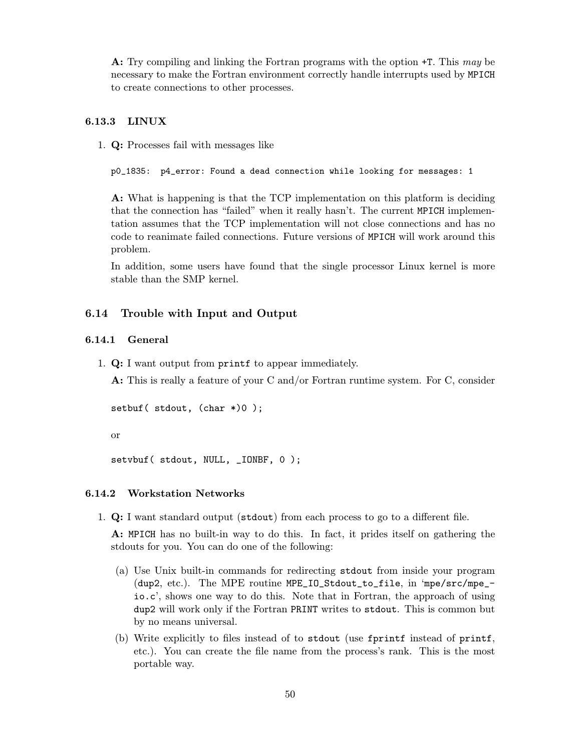**A:** Try compiling and linking the Fortran programs with the option `+T`. This *may* be necessary to make the Fortran environment correctly handle interrupts used by `MPICH` to create connections to other processes.

### 6.13.3 LINUX

1. **Q:** Processes fail with messages like

   ```
   p0_1835:  p4_error: Found a dead connection while looking for messages: 1
   ```

   **A:** What is happening is that the TCP implementation on this platform is deciding that the connection has "failed" when it really hasn't. The current `MPICH` implementation assumes that the TCP implementation will not close connections and has no code to reanimate failed connections. Future versions of `MPICH` will work around this problem.

   In addition, some users have found that the single processor Linux kernel is more stable than the SMP kernel.

## 6.14 Trouble with Input and Output

### 6.14.1 General

1. **Q:** I want output from `printf` to appear immediately.

   **A:** This is really a feature of your C and/or Fortran runtime system. For C, consider

   ```
   setbuf( stdout, (char *)0 );
   ```

   or

   ```
   setvbuf( stdout, NULL, _IONBF, 0 );
   ```

### 6.14.2 Workstation Networks

1. **Q:** I want standard output (`stdout`) from each process to go to a different file.

   **A:** `MPICH` has no built-in way to do this. In fact, it prides itself on gathering the stdouts for you. You can do one of the following:

   (a) Use Unix built-in commands for redirecting `stdout` from inside your program (`dup2`, etc.). The MPE routine `MPE_IO_Stdout_to_file`, in '`mpe/src/mpe_io.c`', shows one way to do this. Note that in Fortran, the approach of using `dup2` will work only if the Fortran `PRINT` writes to `stdout`. This is common but by no means universal.

   (b) Write explicitly to files instead of to `stdout` (use `fprintf` instead of `printf`, etc.). You can create the file name from the process's rank. This is the most portable way.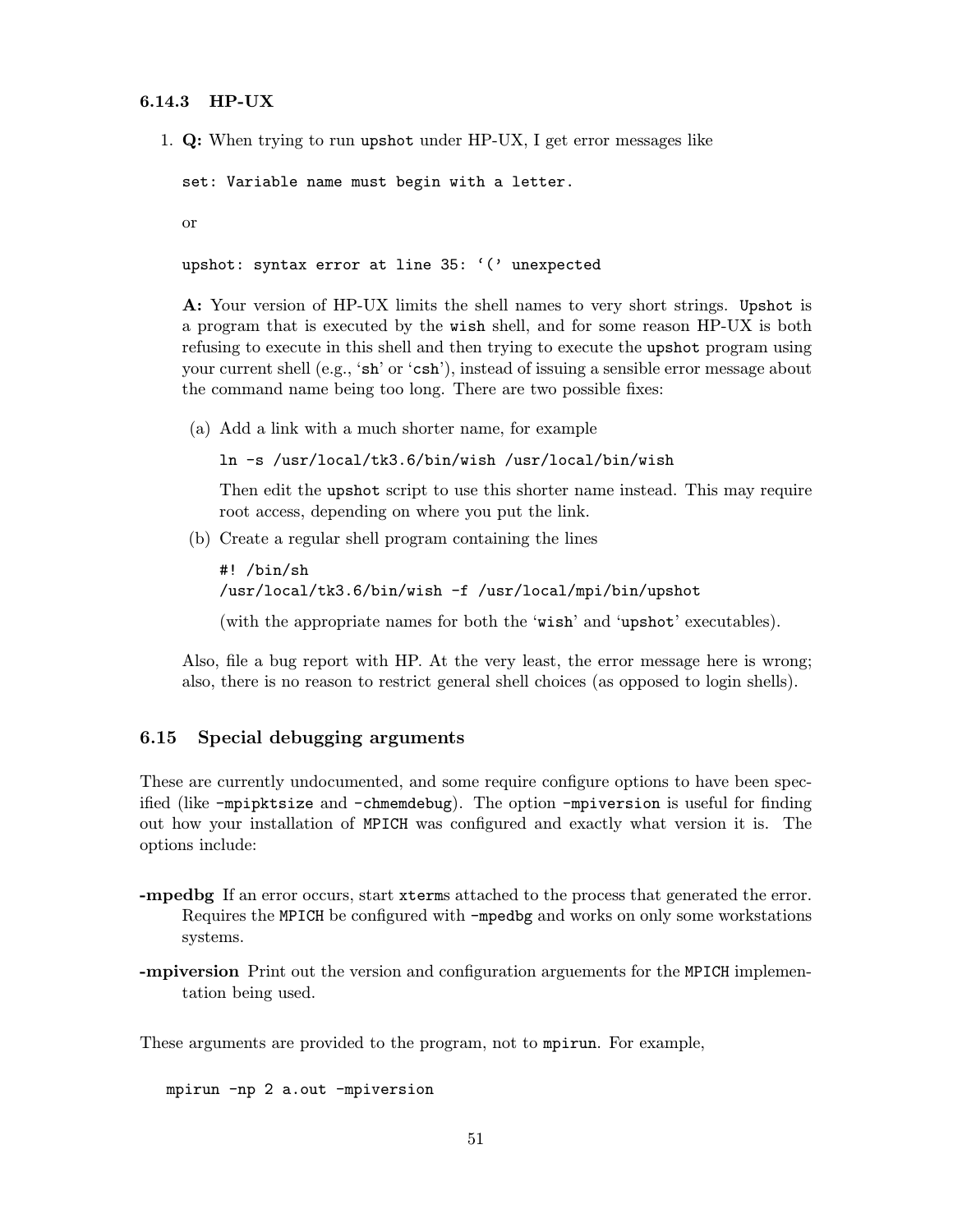### 6.14.3 HP-UX

1. **Q:** When trying to run `upshot` under HP-UX, I get error messages like

   ```
   set: Variable name must begin with a letter.
   ```

   or

   ```
   upshot: syntax error at line 35: '(' unexpected
   ```

   **A:** Your version of HP-UX limits the shell names to very short strings. `Upshot` is a program that is executed by the `wish` shell, and for some reason HP-UX is both refusing to execute in this shell and then trying to execute the `upshot` program using your current shell (e.g., '`sh`' or '`csh`'), instead of issuing a sensible error message about the command name being too long. There are two possible fixes:

   (a) Add a link with a much shorter name, for example

   ```
   ln -s /usr/local/tk3.6/bin/wish /usr/local/bin/wish
   ```

   Then edit the `upshot` script to use this shorter name instead. This may require root access, depending on where you put the link.

   (b) Create a regular shell program containing the lines

   ```
   #! /bin/sh
   /usr/local/tk3.6/bin/wish -f /usr/local/mpi/bin/upshot
   ```

   (with the appropriate names for both the '`wish`' and '`upshot`' executables).

   Also, file a bug report with HP. At the very least, the error message here is wrong; also, there is no reason to restrict general shell choices (as opposed to login shells).

## 6.15 Special debugging arguments

These are currently undocumented, and some require configure options to have been specified (like `-mpipktsize` and `-chmemdebug`). The option `-mpiversion` is useful for finding out how your installation of `MPICH` was configured and exactly what version it is. The options include:

**-mpedbg** If an error occurs, start `xterm`s attached to the process that generated the error. Requires the `MPICH` be configured with `-mpedbg` and works on only some workstations systems.

**-mpiversion** Print out the version and configuration arguements for the `MPICH` implementation being used.

These arguments are provided to the program, not to `mpirun`. For example,

```
mpirun -np 2 a.out -mpiversion
```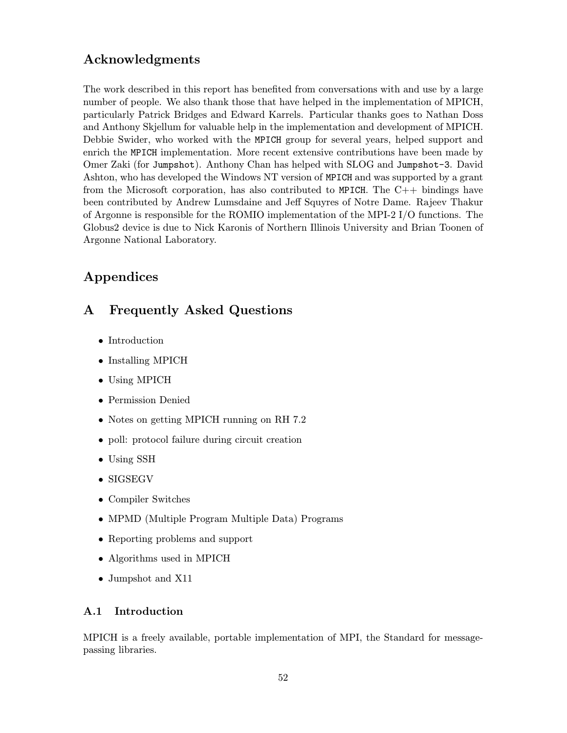## Acknowledgments

The work described in this report has benefited from conversations with and use by a large number of people. We also thank those that have helped in the implementation of MPICH, particularly Patrick Bridges and Edward Karrels. Particular thanks goes to Nathan Doss and Anthony Skjellum for valuable help in the implementation and development of MPICH. Debbie Swider, who worked with the `MPICH` group for several years, helped support and enrich the `MPICH` implementation. More recent extensive contributions have been made by Omer Zaki (for `Jumpshot`). Anthony Chan has helped with SLOG and `Jumpshot-3`. David Ashton, who has developed the Windows NT version of `MPICH` and was supported by a grant from the Microsoft corporation, has also contributed to `MPICH`. The C++ bindings have been contributed by Andrew Lumsdaine and Jeff Squyres of Notre Dame. Rajeev Thakur of Argonne is responsible for the ROMIO implementation of the MPI-2 I/O functions. The Globus2 device is due to Nick Karonis of Northern Illinois University and Brian Toonen of Argonne National Laboratory.

## Appendices

## A Frequently Asked Questions

- Introduction
- Installing MPICH
- Using MPICH
- Permission Denied
- Notes on getting MPICH running on RH 7.2
- poll: protocol failure during circuit creation
- Using SSH
- SIGSEGV
- Compiler Switches
- MPMD (Multiple Program Multiple Data) Programs
- Reporting problems and support
- Algorithms used in MPICH
- Jumpshot and X11

### A.1 Introduction

MPICH is a freely available, portable implementation of MPI, the Standard for message-passing libraries.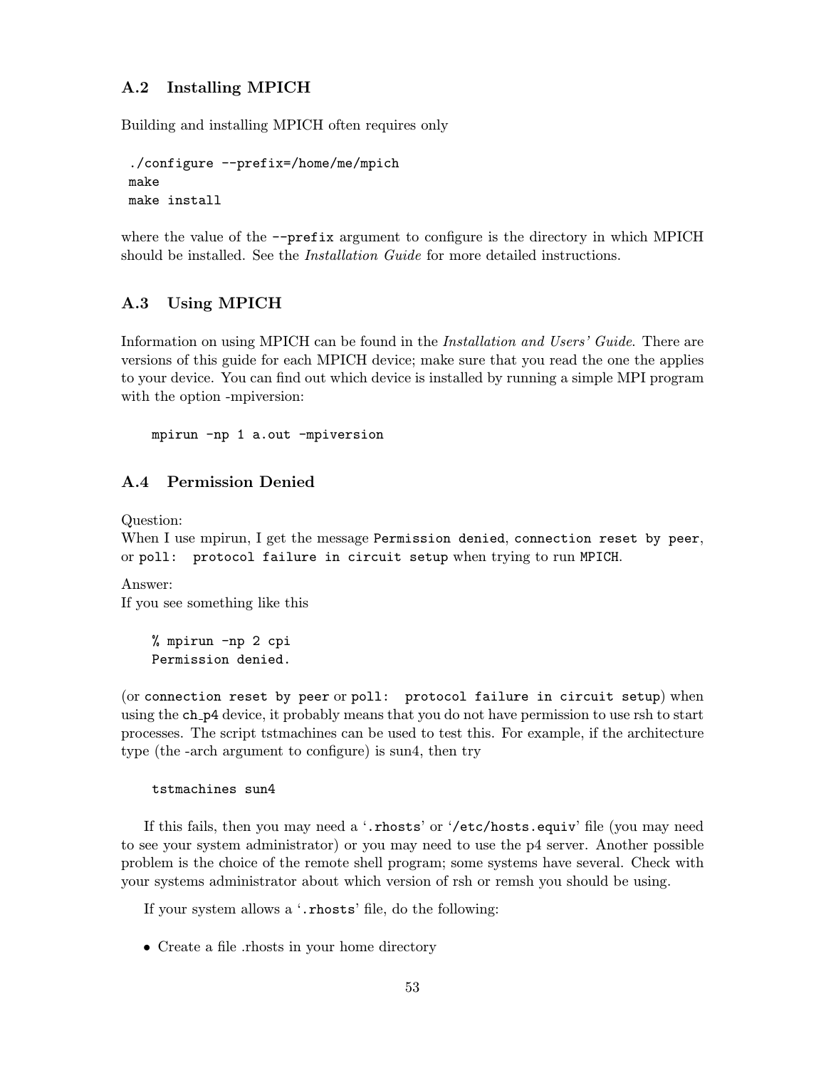### A.2 Installing MPICH

Building and installing MPICH often requires only

```
./configure --prefix=/home/me/mpich
make
make install
```

where the value of the `--prefix` argument to configure is the directory in which MPICH should be installed. See the *Installation Guide* for more detailed instructions.

### A.3 Using MPICH

Information on using MPICH can be found in the *Installation and Users' Guide*. There are versions of this guide for each MPICH device; make sure that you read the one the applies to your device. You can find out which device is installed by running a simple MPI program with the option -mpiversion:

```
mpirun -np 1 a.out -mpiversion
```

### A.4 Permission Denied

Question:
When I use mpirun, I get the message `Permission denied`, `connection reset by peer`, or `poll: protocol failure in circuit setup` when trying to run `MPICH`.

Answer:
If you see something like this

```
% mpirun -np 2 cpi
Permission denied.
```

(or `connection reset by peer` or `poll: protocol failure in circuit setup`) when using the `ch_p4` device, it probably means that you do not have permission to use rsh to start processes. The script tstmachines can be used to test this. For example, if the architecture type (the -arch argument to configure) is sun4, then try

```
tstmachines sun4
```

If this fails, then you may need a '`.rhosts`' or '`/etc/hosts.equiv`' file (you may need to see your system administrator) or you may need to use the p4 server. Another possible problem is the choice of the remote shell program; some systems have several. Check with your systems administrator about which version of rsh or remsh you should be using.

If your system allows a '`.rhosts`' file, do the following:

- Create a file .rhosts in your home directory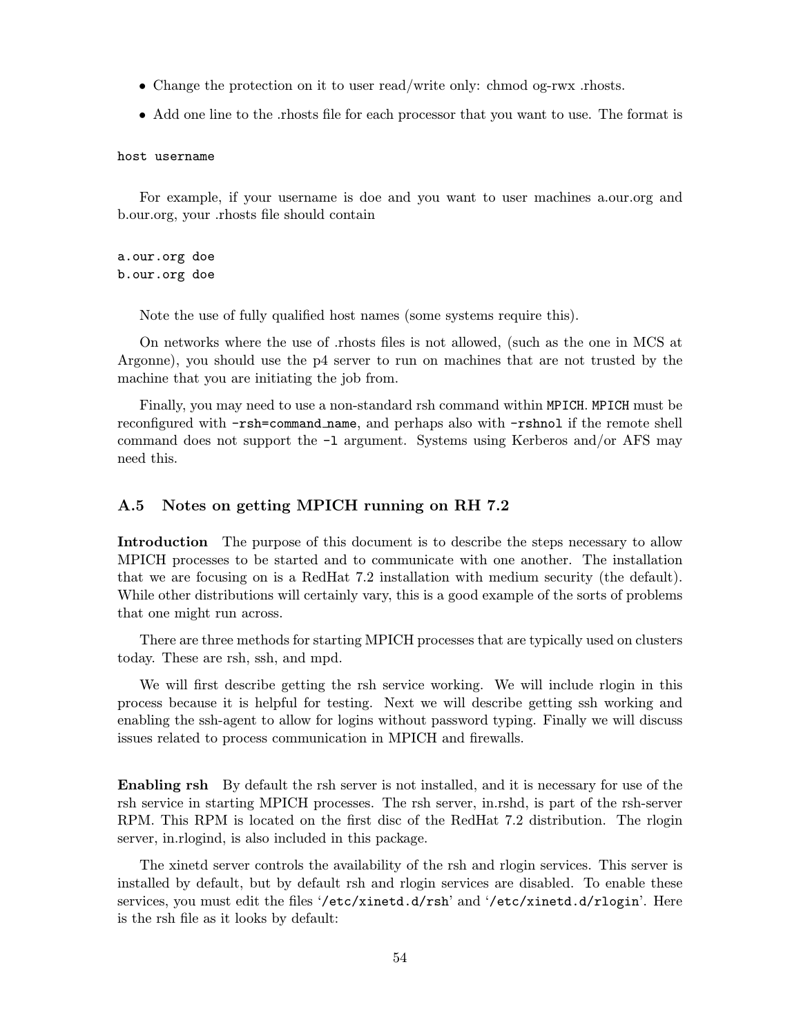- Change the protection on it to user read/write only: chmod og-rwx .rhosts.
- Add one line to the .rhosts file for each processor that you want to use. The format is

```
host username
```

For example, if your username is doe and you want to user machines a.our.org and b.our.org, your .rhosts file should contain

```
a.our.org doe
b.our.org doe
```

Note the use of fully qualified host names (some systems require this).

On networks where the use of .rhosts files is not allowed, (such as the one in MCS at Argonne), you should use the p4 server to run on machines that are not trusted by the machine that you are initiating the job from.

Finally, you may need to use a non-standard rsh command within `MPICH`. `MPICH` must be reconfigured with `-rsh=command_name`, and perhaps also with `-rshnol` if the remote shell command does not support the `-l` argument. Systems using Kerberos and/or AFS may need this.

### A.5 Notes on getting MPICH running on RH 7.2

**Introduction** The purpose of this document is to describe the steps necessary to allow MPICH processes to be started and to communicate with one another. The installation that we are focusing on is a RedHat 7.2 installation with medium security (the default). While other distributions will certainly vary, this is a good example of the sorts of problems that one might run across.

There are three methods for starting MPICH processes that are typically used on clusters today. These are rsh, ssh, and mpd.

We will first describe getting the rsh service working. We will include rlogin in this process because it is helpful for testing. Next we will describe getting ssh working and enabling the ssh-agent to allow for logins without password typing. Finally we will discuss issues related to process communication in MPICH and firewalls.

**Enabling rsh** By default the rsh server is not installed, and it is necessary for use of the rsh service in starting MPICH processes. The rsh server, in.rshd, is part of the rsh-server RPM. This RPM is located on the first disc of the RedHat 7.2 distribution. The rlogin server, in.rlogind, is also included in this package.

The xinetd server controls the availability of the rsh and rlogin services. This server is installed by default, but by default rsh and rlogin services are disabled. To enable these services, you must edit the files '`/etc/xinetd.d/rsh`' and '`/etc/xinetd.d/rlogin`'. Here is the rsh file as it looks by default: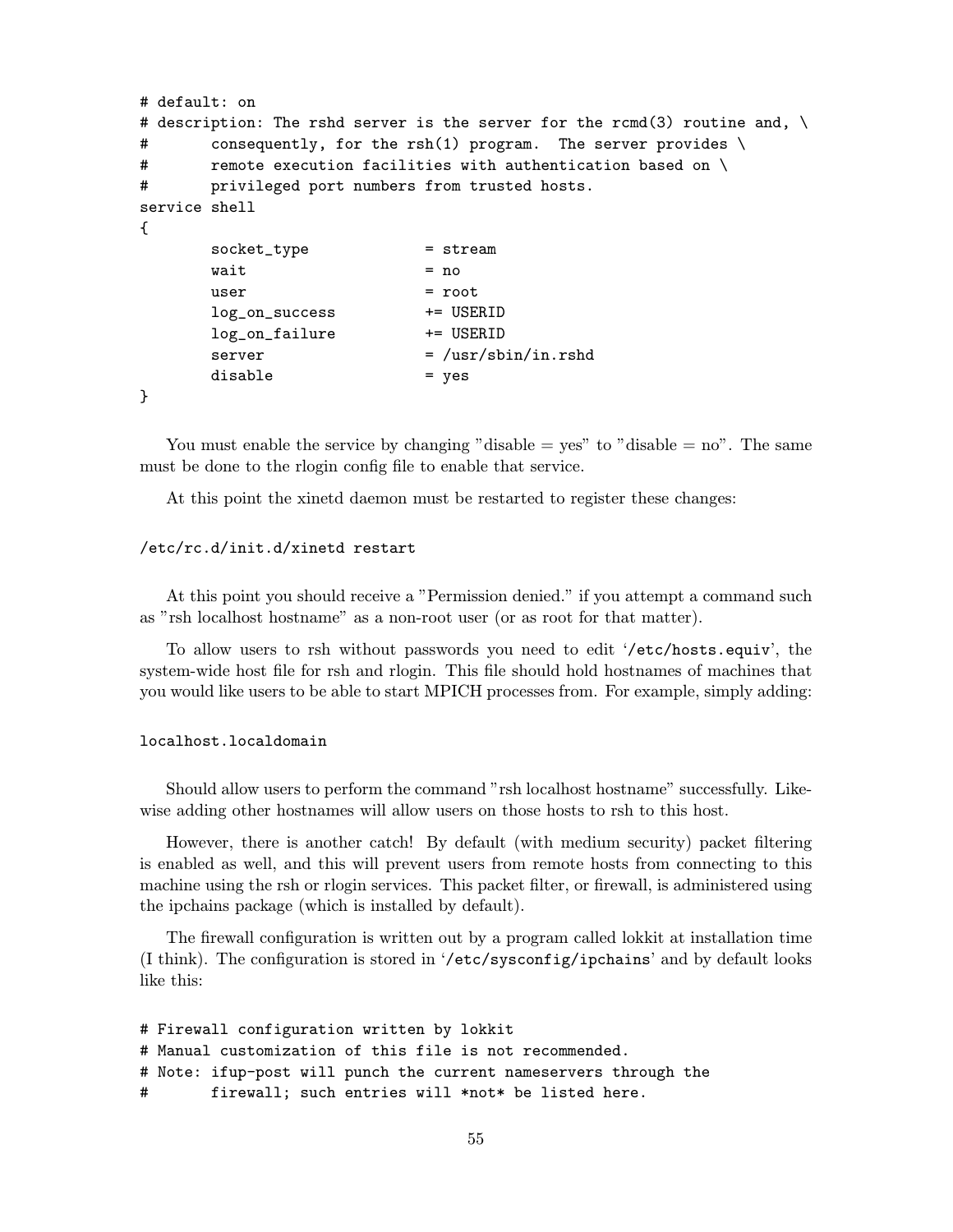```
# default: on
# description: The rshd server is the server for the rcmd(3) routine and, \
#       consequently, for the rsh(1) program.  The server provides \
#       remote execution facilities with authentication based on \
#       privileged port numbers from trusted hosts.
service shell
{
        socket_type             = stream
        wait                    = no
        user                    = root
        log_on_success          += USERID
        log_on_failure          += USERID
        server                  = /usr/sbin/in.rshd
        disable                 = yes
}
```

You must enable the service by changing "disable = yes" to "disable = no". The same must be done to the rlogin config file to enable that service.

At this point the xinetd daemon must be restarted to register these changes:

```
/etc/rc.d/init.d/xinetd restart
```

At this point you should receive a "Permission denied." if you attempt a command such as "rsh localhost hostname" as a non-root user (or as root for that matter).

To allow users to rsh without passwords you need to edit '`/etc/hosts.equiv`', the system-wide host file for rsh and rlogin. This file should hold hostnames of machines that you would like users to be able to start MPICH processes from. For example, simply adding:

```
localhost.localdomain
```

Should allow users to perform the command "rsh localhost hostname" successfully. Likewise adding other hostnames will allow users on those hosts to rsh to this host.

However, there is another catch! By default (with medium security) packet filtering is enabled as well, and this will prevent users from remote hosts from connecting to this machine using the rsh or rlogin services. This packet filter, or firewall, is administered using the ipchains package (which is installed by default).

The firewall configuration is written out by a program called lokkit at installation time (I think). The configuration is stored in '`/etc/sysconfig/ipchains`' and by default looks like this:

```
# Firewall configuration written by lokkit
# Manual customization of this file is not recommended.
# Note: ifup-post will punch the current nameservers through the
#       firewall; such entries will *not* be listed here.
```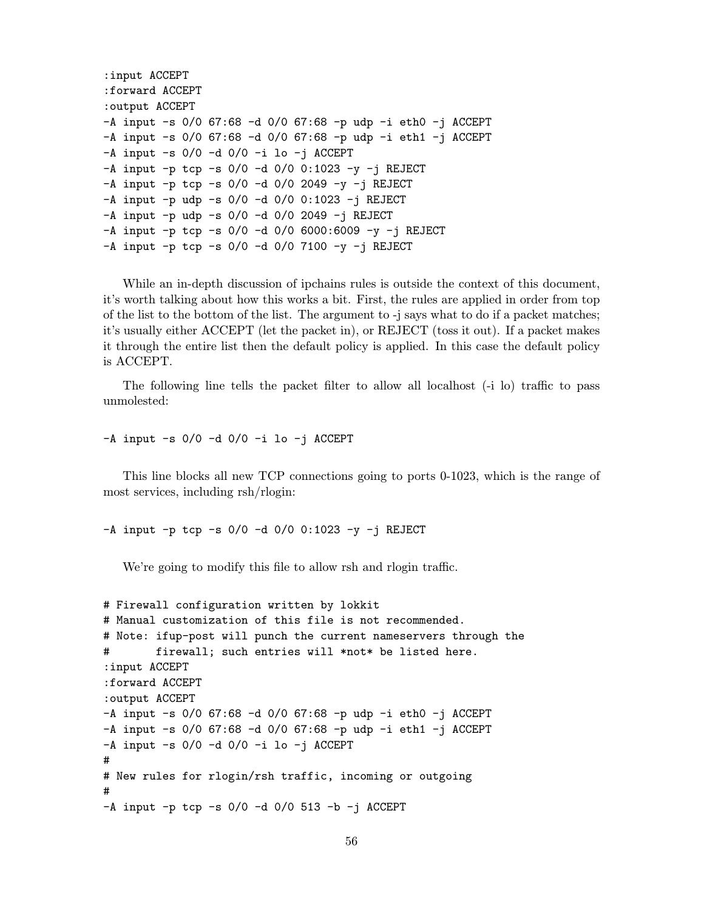```
:input ACCEPT
:forward ACCEPT
:output ACCEPT
-A input -s 0/0 67:68 -d 0/0 67:68 -p udp -i eth0 -j ACCEPT
-A input -s 0/0 67:68 -d 0/0 67:68 -p udp -i eth1 -j ACCEPT
-A input -s 0/0 -d 0/0 -i lo -j ACCEPT
-A input -p tcp -s 0/0 -d 0/0 0:1023 -y -j REJECT
-A input -p tcp -s 0/0 -d 0/0 2049 -y -j REJECT
-A input -p udp -s 0/0 -d 0/0 0:1023 -j REJECT
-A input -p udp -s 0/0 -d 0/0 2049 -j REJECT
-A input -p tcp -s 0/0 -d 0/0 6000:6009 -y -j REJECT
-A input -p tcp -s 0/0 -d 0/0 7100 -y -j REJECT
```

While an in-depth discussion of ipchains rules is outside the context of this document, it's worth talking about how this works a bit. First, the rules are applied in order from top of the list to the bottom of the list. The argument to -j says what to do if a packet matches; it's usually either ACCEPT (let the packet in), or REJECT (toss it out). If a packet makes it through the entire list then the default policy is applied. In this case the default policy is ACCEPT.

The following line tells the packet filter to allow all localhost (-i lo) traffic to pass unmolested:

```
-A input -s 0/0 -d 0/0 -i lo -j ACCEPT
```

This line blocks all new TCP connections going to ports 0-1023, which is the range of most services, including rsh/rlogin:

```
-A input -p tcp -s 0/0 -d 0/0 0:1023 -y -j REJECT
```

We're going to modify this file to allow rsh and rlogin traffic.

```
# Firewall configuration written by lokkit
# Manual customization of this file is not recommended.
# Note: ifup-post will punch the current nameservers through the
#       firewall; such entries will *not* be listed here.
:input ACCEPT
:forward ACCEPT
:output ACCEPT
-A input -s 0/0 67:68 -d 0/0 67:68 -p udp -i eth0 -j ACCEPT
-A input -s 0/0 67:68 -d 0/0 67:68 -p udp -i eth1 -j ACCEPT
-A input -s 0/0 -d 0/0 -i lo -j ACCEPT
#
# New rules for rlogin/rsh traffic, incoming or outgoing
#
-A input -p tcp -s 0/0 -d 0/0 513 -b -j ACCEPT
```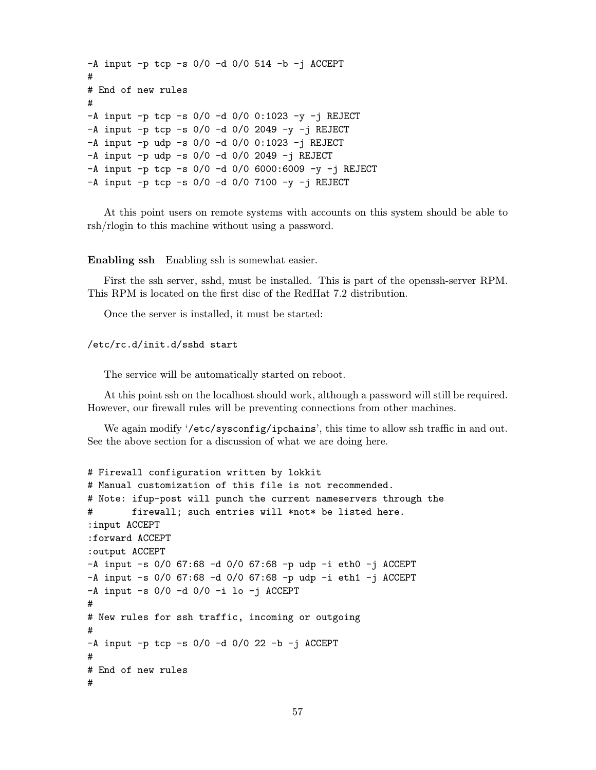```
-A input -p tcp -s 0/0 -d 0/0 514 -b -j ACCEPT
#
# End of new rules
#
-A input -p tcp -s 0/0 -d 0/0 0:1023 -y -j REJECT
-A input -p tcp -s 0/0 -d 0/0 2049 -y -j REJECT
-A input -p udp -s 0/0 -d 0/0 0:1023 -j REJECT
-A input -p udp -s 0/0 -d 0/0 2049 -j REJECT
-A input -p tcp -s 0/0 -d 0/0 6000:6009 -y -j REJECT
-A input -p tcp -s 0/0 -d 0/0 7100 -y -j REJECT
```

At this point users on remote systems with accounts on this system should be able to rsh/rlogin to this machine without using a password.

**Enabling ssh** Enabling ssh is somewhat easier.

First the ssh server, sshd, must be installed. This is part of the openssh-server RPM. This RPM is located on the first disc of the RedHat 7.2 distribution.

Once the server is installed, it must be started:

```
/etc/rc.d/init.d/sshd start
```

The service will be automatically started on reboot.

At this point ssh on the localhost should work, although a password will still be required. However, our firewall rules will be preventing connections from other machines.

We again modify '`/etc/sysconfig/ipchains`', this time to allow ssh traffic in and out. See the above section for a discussion of what we are doing here.

```
# Firewall configuration written by lokkit
# Manual customization of this file is not recommended.
# Note: ifup-post will punch the current nameservers through the
#       firewall; such entries will *not* be listed here.
:input ACCEPT
:forward ACCEPT
:output ACCEPT
-A input -s 0/0 67:68 -d 0/0 67:68 -p udp -i eth0 -j ACCEPT
-A input -s 0/0 67:68 -d 0/0 67:68 -p udp -i eth1 -j ACCEPT
-A input -s 0/0 -d 0/0 -i lo -j ACCEPT
#
# New rules for ssh traffic, incoming or outgoing
#
-A input -p tcp -s 0/0 -d 0/0 22 -b -j ACCEPT
#
# End of new rules
#
```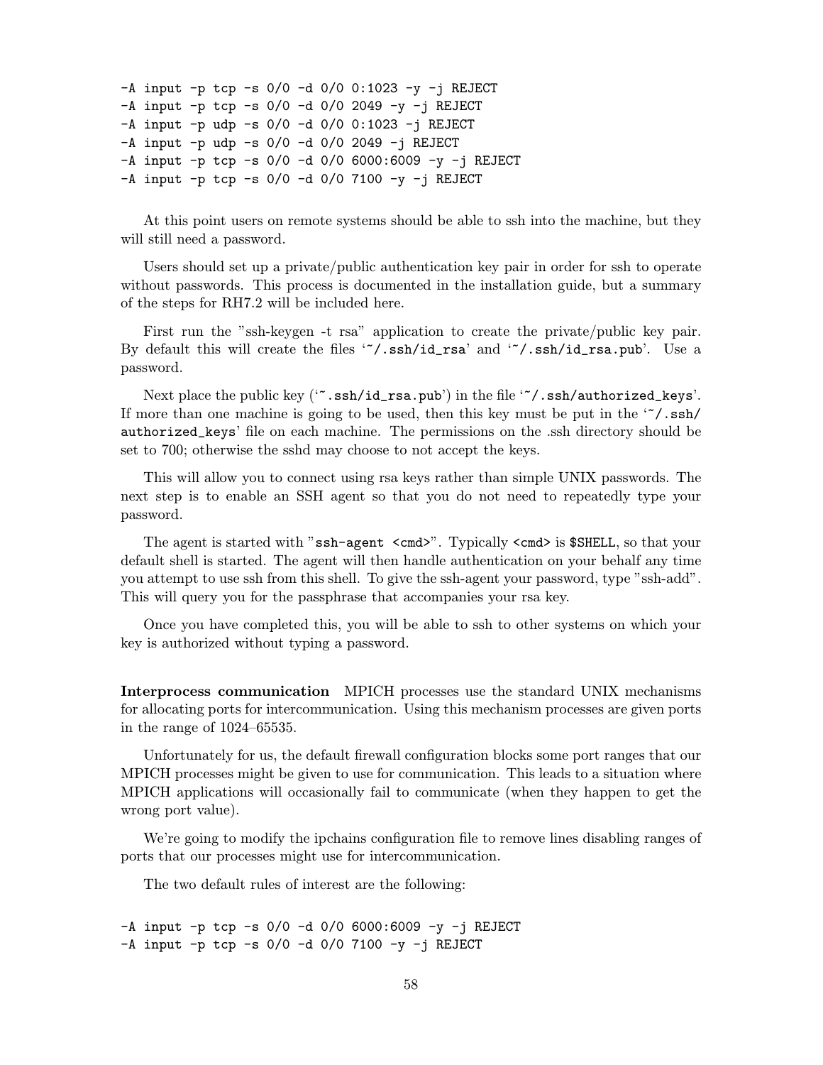```
-A input -p tcp -s 0/0 -d 0/0 0:1023 -y -j REJECT
-A input -p tcp -s 0/0 -d 0/0 2049 -y -j REJECT
-A input -p udp -s 0/0 -d 0/0 0:1023 -j REJECT
-A input -p udp -s 0/0 -d 0/0 2049 -j REJECT
-A input -p tcp -s 0/0 -d 0/0 6000:6009 -y -j REJECT
-A input -p tcp -s 0/0 -d 0/0 7100 -y -j REJECT
```

At this point users on remote systems should be able to ssh into the machine, but they will still need a password.

Users should set up a private/public authentication key pair in order for ssh to operate without passwords. This process is documented in the installation guide, but a summary of the steps for RH7.2 will be included here.

First run the "ssh-keygen -t rsa" application to create the private/public key pair. By default this will create the files '`~/.ssh/id_rsa`' and '`~/.ssh/id_rsa.pub`'. Use a password.

Next place the public key ('`~.ssh/id_rsa.pub`') in the file '`~/.ssh/authorized_keys`'. If more than one machine is going to be used, then this key must be put in the '`~/.ssh/authorized_keys`' file on each machine. The permissions on the .ssh directory should be set to 700; otherwise the sshd may choose to not accept the keys.

This will allow you to connect using rsa keys rather than simple UNIX passwords. The next step is to enable an SSH agent so that you do not need to repeatedly type your password.

The agent is started with "`ssh-agent <cmd>`". Typically `<cmd>` is `$SHELL`, so that your default shell is started. The agent will then handle authentication on your behalf any time you attempt to use ssh from this shell. To give the ssh-agent your password, type "ssh-add". This will query you for the passphrase that accompanies your rsa key.

Once you have completed this, you will be able to ssh to other systems on which your key is authorized without typing a password.

**Interprocess communication** MPICH processes use the standard UNIX mechanisms for allocating ports for intercommunication. Using this mechanism processes are given ports in the range of 1024–65535.

Unfortunately for us, the default firewall configuration blocks some port ranges that our MPICH processes might be given to use for communication. This leads to a situation where MPICH applications will occasionally fail to communicate (when they happen to get the wrong port value).

We're going to modify the ipchains configuration file to remove lines disabling ranges of ports that our processes might use for intercommunication.

The two default rules of interest are the following:

```
-A input -p tcp -s 0/0 -d 0/0 6000:6009 -y -j REJECT
-A input -p tcp -s 0/0 -d 0/0 7100 -y -j REJECT
```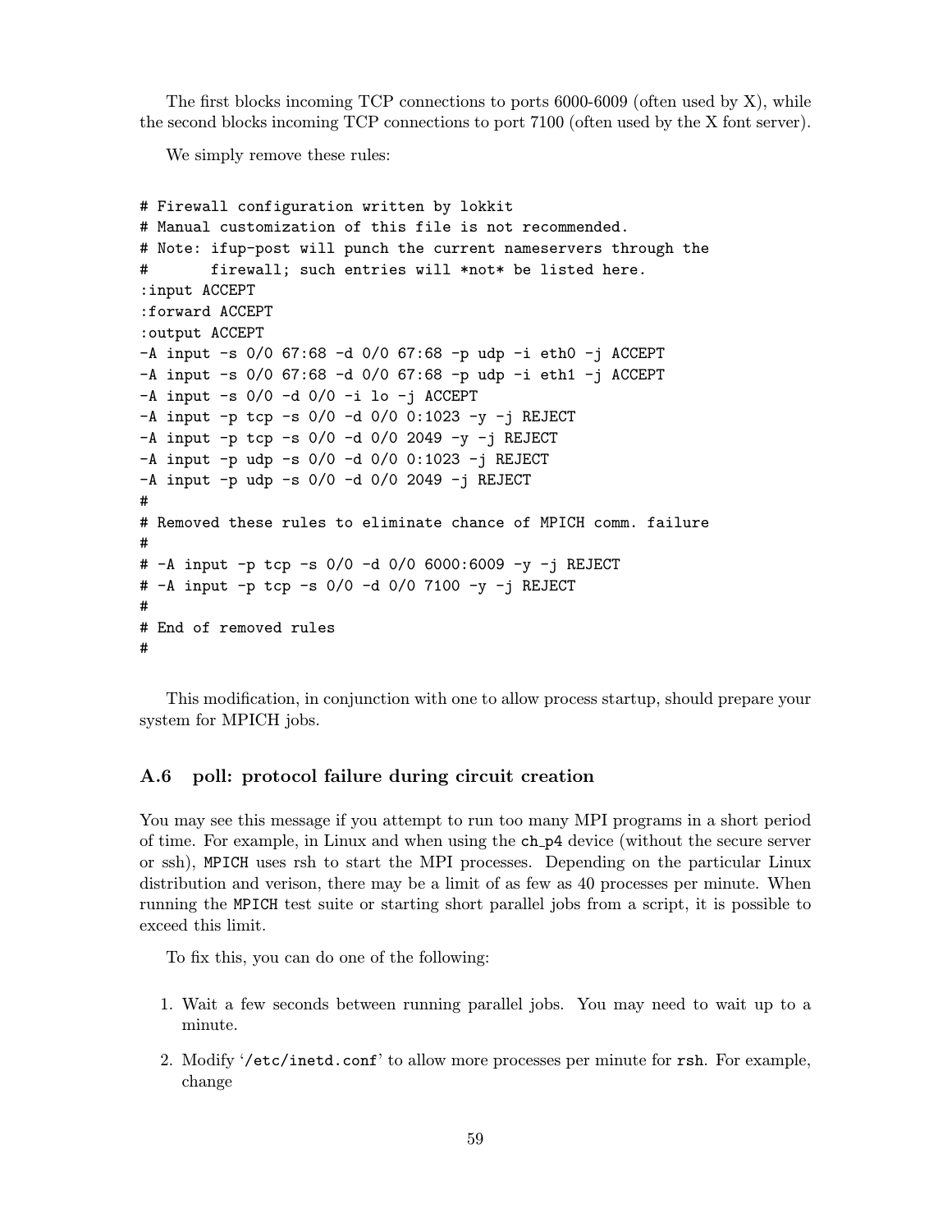The first blocks incoming TCP connections to ports 6000-6009 (often used by X), while the second blocks incoming TCP connections to port 7100 (often used by the X font server).

We simply remove these rules:

```
# Firewall configuration written by lokkit
# Manual customization of this file is not recommended.
# Note: ifup-post will punch the current nameservers through the
#       firewall; such entries will *not* be listed here.
:input ACCEPT
:forward ACCEPT
:output ACCEPT
-A input -s 0/0 67:68 -d 0/0 67:68 -p udp -i eth0 -j ACCEPT
-A input -s 0/0 67:68 -d 0/0 67:68 -p udp -i eth1 -j ACCEPT
-A input -s 0/0 -d 0/0 -i lo -j ACCEPT
-A input -p tcp -s 0/0 -d 0/0 0:1023 -y -j REJECT
-A input -p tcp -s 0/0 -d 0/0 2049 -y -j REJECT
-A input -p udp -s 0/0 -d 0/0 0:1023 -j REJECT
-A input -p udp -s 0/0 -d 0/0 2049 -j REJECT
#
# Removed these rules to eliminate chance of MPICH comm. failure
#
# -A input -p tcp -s 0/0 -d 0/0 6000:6009 -y -j REJECT
# -A input -p tcp -s 0/0 -d 0/0 7100 -y -j REJECT
#
# End of removed rules
#
```

This modification, in conjunction with one to allow process startup, should prepare your system for MPICH jobs.

### A.6 poll: protocol failure during circuit creation

You may see this message if you attempt to run too many MPI programs in a short period of time. For example, in Linux and when using the `ch_p4` device (without the secure server or ssh), `MPICH` uses rsh to start the MPI processes. Depending on the particular Linux distribution and verison, there may be a limit of as few as 40 processes per minute. When running the `MPICH` test suite or starting short parallel jobs from a script, it is possible to exceed this limit.

To fix this, you can do one of the following:

1. Wait a few seconds between running parallel jobs. You may need to wait up to a minute.
2. Modify '`/etc/inetd.conf`' to allow more processes per minute for `rsh`. For example, change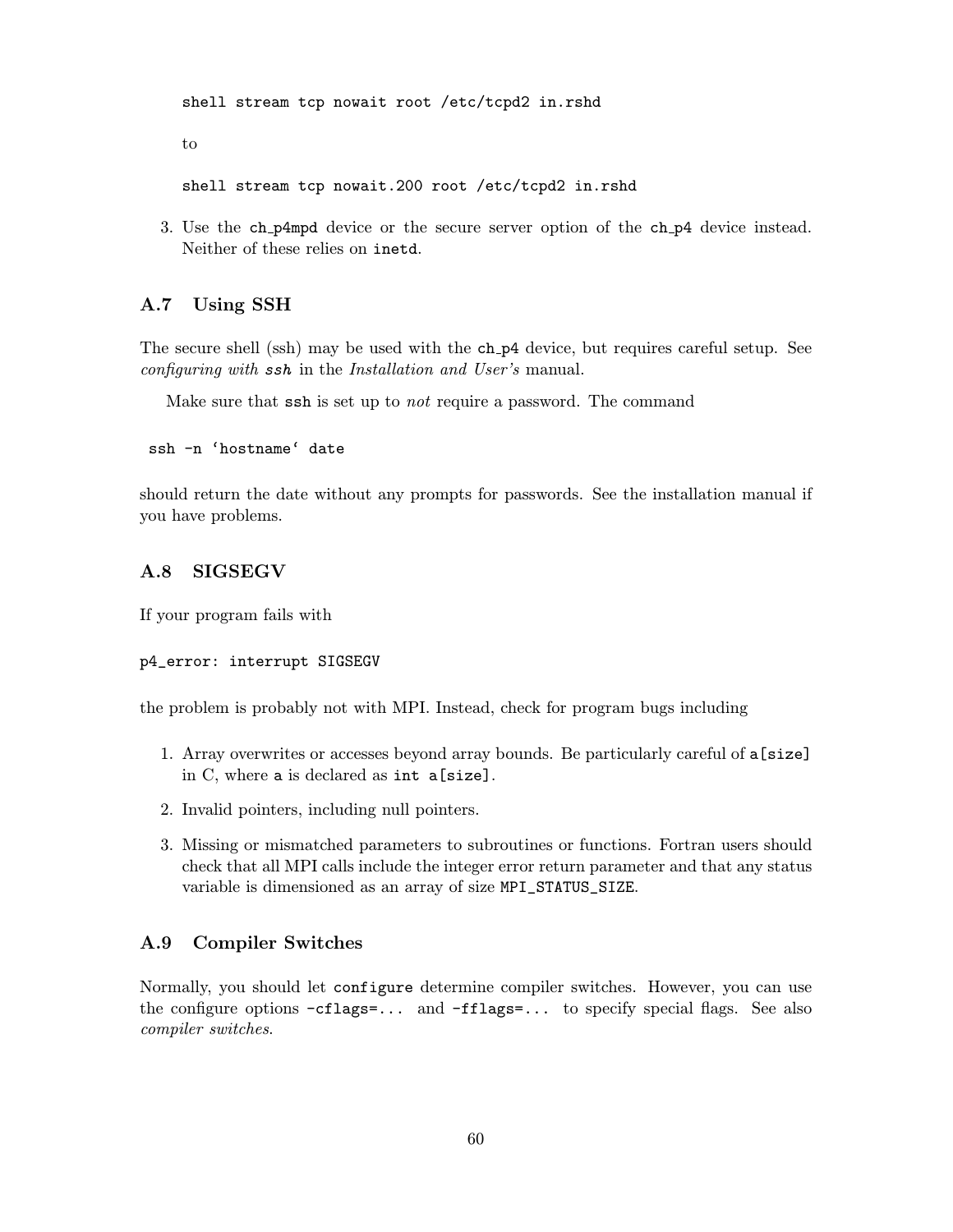```
shell stream tcp nowait root /etc/tcpd2 in.rshd
```

to

```
shell stream tcp nowait.200 root /etc/tcpd2 in.rshd
```

3. Use the `ch_p4mpd` device or the secure server option of the `ch_p4` device instead. Neither of these relies on `inetd`.

### A.7 Using SSH

The secure shell (ssh) may be used with the `ch_p4` device, but requires careful setup. See *configuring with* ***ssh*** in the *Installation and User's* manual.

Make sure that `ssh` is set up to *not* require a password. The command

```
ssh -n `hostname` date
```

should return the date without any prompts for passwords. See the installation manual if you have problems.

### A.8 SIGSEGV

If your program fails with

```
p4_error: interrupt SIGSEGV
```

the problem is probably not with MPI. Instead, check for program bugs including

1. Array overwrites or accesses beyond array bounds. Be particularly careful of `a[size]` in C, where `a` is declared as `int a[size]`.
2. Invalid pointers, including null pointers.
3. Missing or mismatched parameters to subroutines or functions. Fortran users should check that all MPI calls include the integer error return parameter and that any status variable is dimensioned as an array of size `MPI_STATUS_SIZE`.

### A.9 Compiler Switches

Normally, you should let `configure` determine compiler switches. However, you can use the configure options `-cflags=...` and `-fflags=...` to specify special flags. See also *compiler switches*.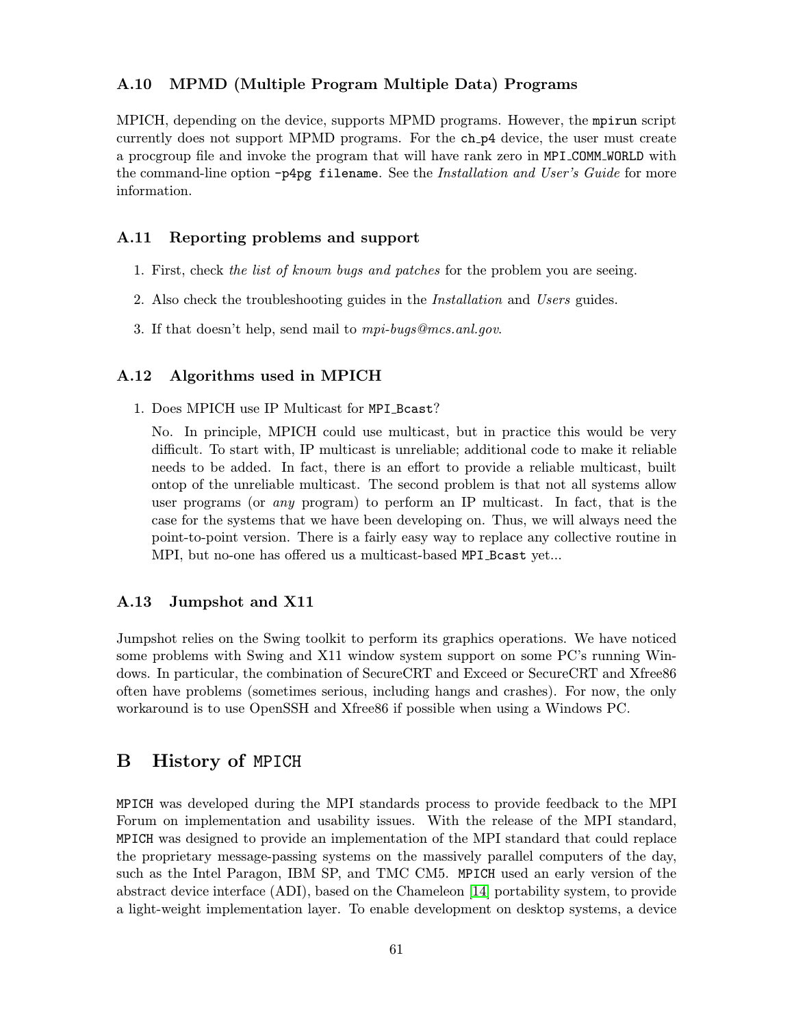### A.10 MPMD (Multiple Program Multiple Data) Programs

MPICH, depending on the device, supports MPMD programs. However, the `mpirun` script currently does not support MPMD programs. For the `ch_p4` device, the user must create a procgroup file and invoke the program that will have rank zero in `MPI_COMM_WORLD` with the command-line option `-p4pg filename`. See the *Installation and User's Guide* for more information.

### A.11 Reporting problems and support

1. First, check *the list of known bugs and patches* for the problem you are seeing.
2. Also check the troubleshooting guides in the *Installation* and *Users* guides.
3. If that doesn't help, send mail to *mpi-bugs@mcs.anl.gov*.

### A.12 Algorithms used in MPICH

1. Does MPICH use IP Multicast for `MPI_Bcast`?

   No. In principle, MPICH could use multicast, but in practice this would be very difficult. To start with, IP multicast is unreliable; additional code to make it reliable needs to be added. In fact, there is an effort to provide a reliable multicast, built ontop of the unreliable multicast. The second problem is that not all systems allow user programs (or *any* program) to perform an IP multicast. In fact, that is the case for the systems that we have been developing on. Thus, we will always need the point-to-point version. There is a fairly easy way to replace any collective routine in MPI, but no-one has offered us a multicast-based `MPI_Bcast` yet...

### A.13 Jumpshot and X11

Jumpshot relies on the Swing toolkit to perform its graphics operations. We have noticed some problems with Swing and X11 window system support on some PC's running Windows. In particular, the combination of SecureCRT and Exceed or SecureCRT and Xfree86 often have problems (sometimes serious, including hangs and crashes). For now, the only workaround is to use OpenSSH and Xfree86 if possible when using a Windows PC.

## B History of MPICH

MPICH was developed during the MPI standards process to provide feedback to the MPI Forum on implementation and usability issues. With the release of the MPI standard, MPICH was designed to provide an implementation of the MPI standard that could replace the proprietary message-passing systems on the massively parallel computers of the day, such as the Intel Paragon, IBM SP, and TMC CM5. MPICH used an early version of the abstract device interface (ADI), based on the Chameleon [14] portability system, to provide a light-weight implementation layer. To enable development on desktop systems, a device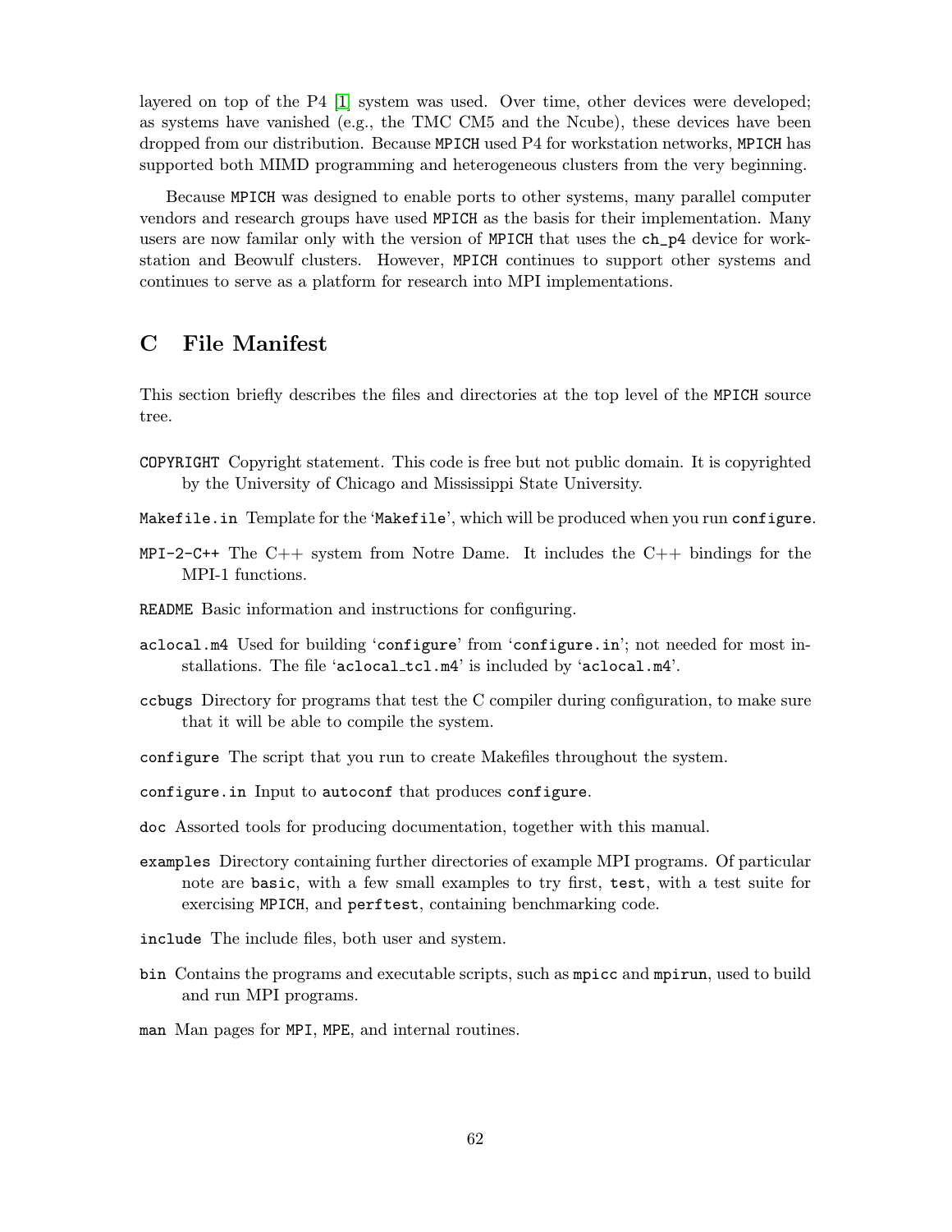layered on top of the P4 [1] system was used. Over time, other devices were developed; as systems have vanished (e.g., the TMC CM5 and the Ncube), these devices have been dropped from our distribution. Because MPICH used P4 for workstation networks, MPICH has supported both MIMD programming and heterogeneous clusters from the very beginning.

Because MPICH was designed to enable ports to other systems, many parallel computer vendors and research groups have used MPICH as the basis for their implementation. Many users are now familar only with the version of MPICH that uses the ch_p4 device for workstation and Beowulf clusters. However, MPICH continues to support other systems and continues to serve as a platform for research into MPI implementations.

## C File Manifest

This section briefly describes the files and directories at the top level of the MPICH source tree.

`COPYRIGHT` Copyright statement. This code is free but not public domain. It is copyrighted by the University of Chicago and Mississippi State University.

`Makefile.in` Template for the '`Makefile`', which will be produced when you run `configure`.

`MPI-2-C++` The C++ system from Notre Dame. It includes the C++ bindings for the MPI-1 functions.

`README` Basic information and instructions for configuring.

`aclocal.m4` Used for building '`configure`' from '`configure.in`'; not needed for most installations. The file '`aclocal_tcl.m4`' is included by '`aclocal.m4`'.

`ccbugs` Directory for programs that test the C compiler during configuration, to make sure that it will be able to compile the system.

`configure` The script that you run to create Makefiles throughout the system.

`configure.in` Input to `autoconf` that produces `configure`.

`doc` Assorted tools for producing documentation, together with this manual.

`examples` Directory containing further directories of example MPI programs. Of particular note are `basic`, with a few small examples to try first, `test`, with a test suite for exercising MPICH, and `perftest`, containing benchmarking code.

`include` The include files, both user and system.

`bin` Contains the programs and executable scripts, such as `mpicc` and `mpirun`, used to build and run MPI programs.

`man` Man pages for MPI, MPE, and internal routines.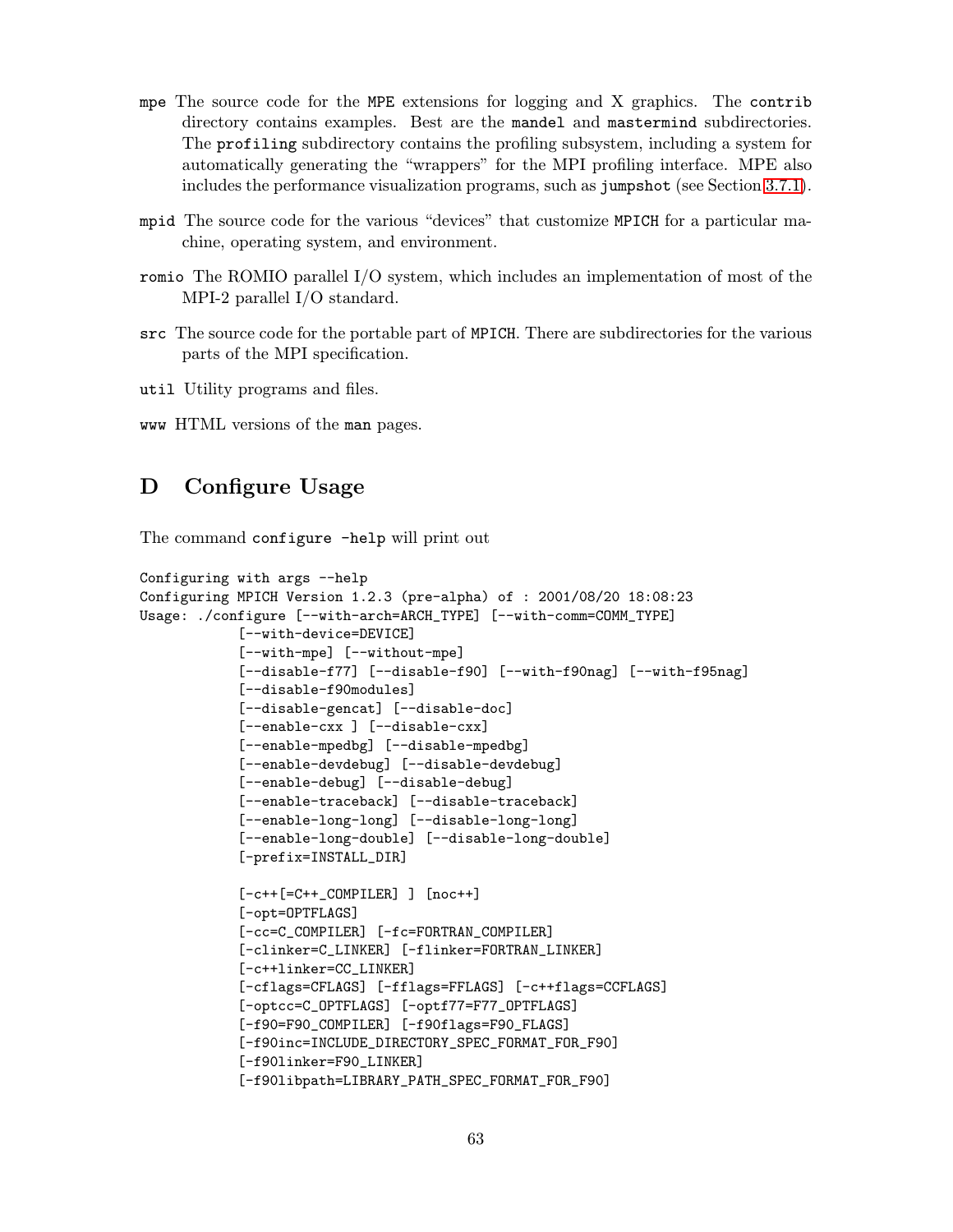`mpe` The source code for the `MPE` extensions for logging and X graphics. The `contrib` directory contains examples. Best are the `mandel` and `mastermind` subdirectories. The `profiling` subdirectory contains the profiling subsystem, including a system for automatically generating the "wrappers" for the MPI profiling interface. MPE also includes the performance visualization programs, such as `jumpshot` (see Section 3.7.1).

`mpid` The source code for the various "devices" that customize `MPICH` for a particular machine, operating system, and environment.

`romio` The ROMIO parallel I/O system, which includes an implementation of most of the MPI-2 parallel I/O standard.

`src` The source code for the portable part of `MPICH`. There are subdirectories for the various parts of the MPI specification.

`util` Utility programs and files.

`www` HTML versions of the `man` pages.

## D Configure Usage

The command `configure -help` will print out

```
Configuring with args --help
Configuring MPICH Version 1.2.3 (pre-alpha) of : 2001/08/20 18:08:23
Usage: ./configure [--with-arch=ARCH_TYPE] [--with-comm=COMM_TYPE]
            [--with-device=DEVICE]
            [--with-mpe] [--without-mpe]
            [--disable-f77] [--disable-f90] [--with-f90nag] [--with-f95nag]
            [--disable-f90modules]
            [--disable-gencat] [--disable-doc]
            [--enable-cxx ] [--disable-cxx]
            [--enable-mpedbg] [--disable-mpedbg]
            [--enable-devdebug] [--disable-devdebug]
            [--enable-debug] [--disable-debug]
            [--enable-traceback] [--disable-traceback]
            [--enable-long-long] [--disable-long-long]
            [--enable-long-double] [--disable-long-double]
            [-prefix=INSTALL_DIR]

            [-c++[=C++_COMPILER] ] [noc++]
            [-opt=OPTFLAGS]
            [-cc=C_COMPILER] [-fc=FORTRAN_COMPILER]
            [-clinker=C_LINKER] [-flinker=FORTRAN_LINKER]
            [-c++linker=CC_LINKER]
            [-cflags=CFLAGS] [-fflags=FFLAGS] [-c++flags=CCFLAGS]
            [-optcc=C_OPTFLAGS] [-optf77=F77_OPTFLAGS]
            [-f90=F90_COMPILER] [-f90flags=F90_FLAGS]
            [-f90inc=INCLUDE_DIRECTORY_SPEC_FORMAT_FOR_F90]
            [-f90linker=F90_LINKER]
            [-f90libpath=LIBRARY_PATH_SPEC_FORMAT_FOR_F90]
```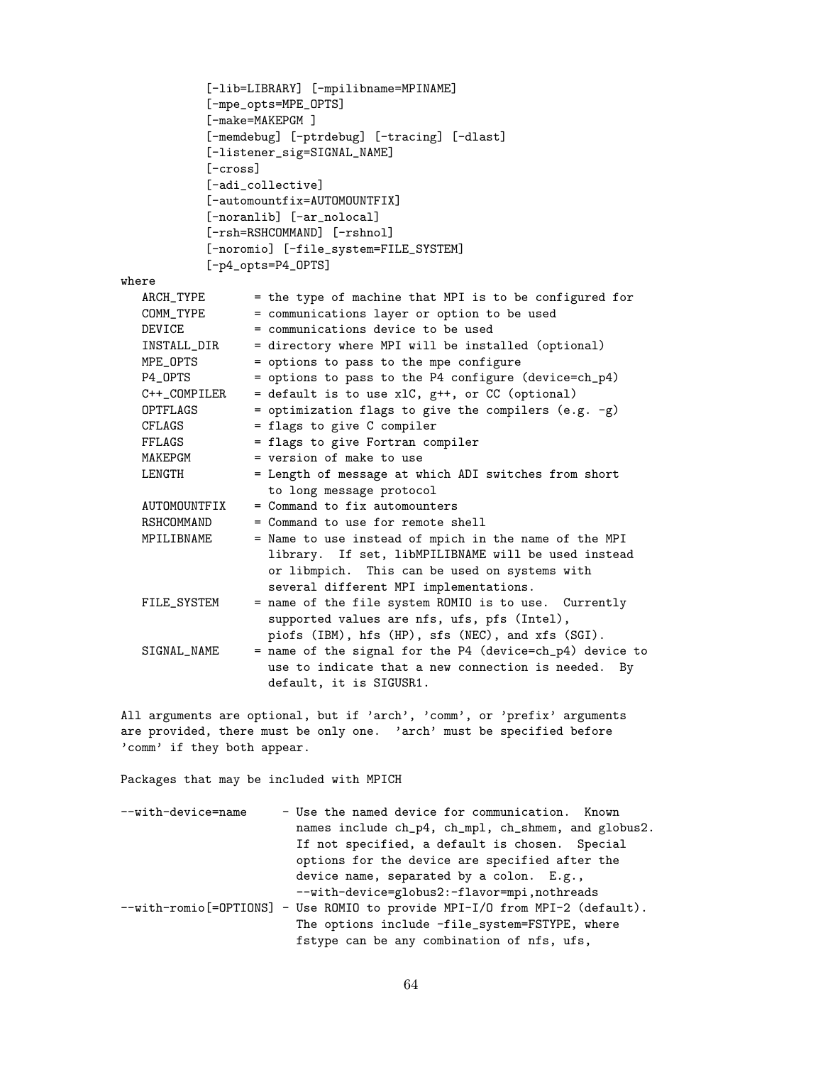```
           [-lib=LIBRARY] [-mpilibname=MPINAME]
           [-mpe_opts=MPE_OPTS]
           [-make=MAKEPGM ]
           [-memdebug] [-ptrdebug] [-tracing] [-dlast]
           [-listener_sig=SIGNAL_NAME]
           [-cross]
           [-adi_collective]
           [-automountfix=AUTOMOUNTFIX]
           [-noranlib] [-ar_nolocal]
           [-rsh=RSHCOMMAND] [-rshnol]
           [-noromio] [-file_system=FILE_SYSTEM]
           [-p4_opts=P4_OPTS]
where
   ARCH_TYPE      = the type of machine that MPI is to be configured for
   COMM_TYPE      = communications layer or option to be used
   DEVICE         = communications device to be used
   INSTALL_DIR    = directory where MPI will be installed (optional)
   MPE_OPTS       = options to pass to the mpe configure
   P4_OPTS        = options to pass to the P4 configure (device=ch_p4)
   C++_COMPILER   = default is to use xlC, g++, or CC (optional)
   OPTFLAGS       = optimization flags to give the compilers (e.g. -g)
   CFLAGS         = flags to give C compiler
   FFLAGS         = flags to give Fortran compiler
   MAKEPGM        = version of make to use
   LENGTH         = Length of message at which ADI switches from short
                    to long message protocol
   AUTOMOUNTFIX   = Command to fix automounters
   RSHCOMMAND     = Command to use for remote shell
   MPILIBNAME     = Name to use instead of mpich in the name of the MPI
                    library.  If set, libMPILIBNAME will be used instead
                    or libmpich.  This can be used on systems with
                    several different MPI implementations.
   FILE_SYSTEM    = name of the file system ROMIO is to use.  Currently
                    supported values are nfs, ufs, pfs (Intel),
                    piofs (IBM), hfs (HP), sfs (NEC), and xfs (SGI).
   SIGNAL_NAME    = name of the signal for the P4 (device=ch_p4) device to
                    use to indicate that a new connection is needed.  By
                    default, it is SIGUSR1.

All arguments are optional, but if 'arch', 'comm', or 'prefix' arguments
are provided, there must be only one.  'arch' must be specified before
'comm' if they both appear.

Packages that may be included with MPICH

--with-device=name     - Use the named device for communication.  Known
                         names include ch_p4, ch_mpl, ch_shmem, and globus2.
                         If not specified, a default is chosen.  Special
                         options for the device are specified after the
                         device name, separated by a colon.  E.g.,
                         --with-device=globus2:-flavor=mpi,nothreads
--with-romio[=OPTIONS] - Use ROMIO to provide MPI-I/O from MPI-2 (default).
                         The options include -file_system=FSTYPE, where
                         fstype can be any combination of nfs, ufs,
```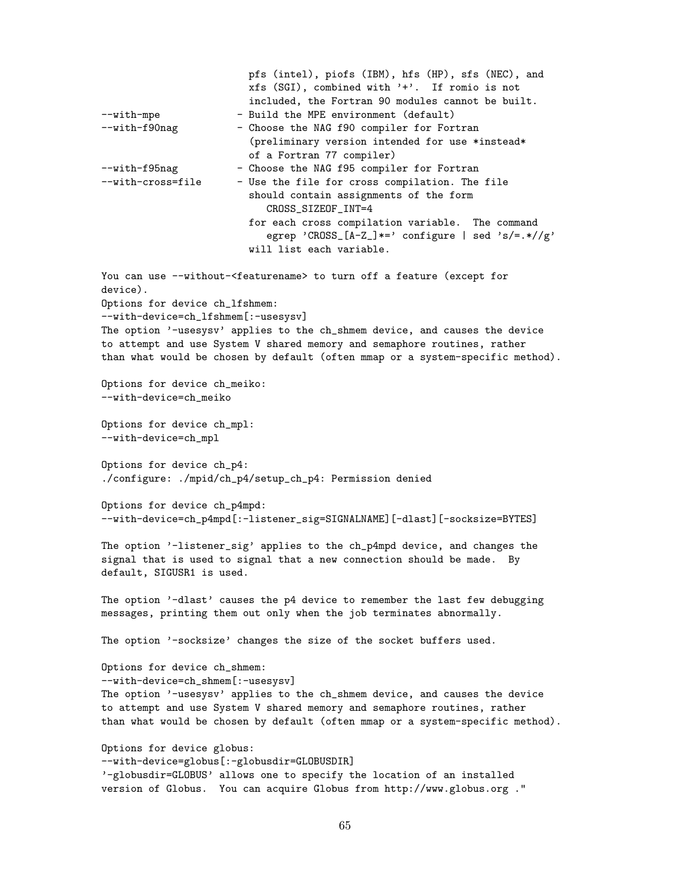```
                        pfs (intel), piofs (IBM), hfs (HP), sfs (NEC), and
                        xfs (SGI), combined with '+'.  If romio is not
                        included, the Fortran 90 modules cannot be built.
--with-mpe            - Build the MPE environment (default)
--with-f90nag         - Choose the NAG f90 compiler for Fortran
                        (preliminary version intended for use *instead*
                        of a Fortran 77 compiler)
--with-f95nag         - Choose the NAG f95 compiler for Fortran
--with-cross=file     - Use the file for cross compilation. The file
                        should contain assignments of the form
                           CROSS_SIZEOF_INT=4
                        for each cross compilation variable.  The command
                           egrep 'CROSS_[A-Z_]*=' configure | sed 's/=.*//g'
                        will list each variable.

You can use --without-<featurename> to turn off a feature (except for
device).
Options for device ch_lfshmem:
--with-device=ch_lfshmem[:-usesysv]
The option '-usesysv' applies to the ch_shmem device, and causes the device
to attempt and use System V shared memory and semaphore routines, rather
than what would be chosen by default (often mmap or a system-specific method).

Options for device ch_meiko:
--with-device=ch_meiko

Options for device ch_mpl:
--with-device=ch_mpl

Options for device ch_p4:
./configure: ./mpid/ch_p4/setup_ch_p4: Permission denied

Options for device ch_p4mpd:
--with-device=ch_p4mpd[:-listener_sig=SIGNALNAME][-dlast][-socksize=BYTES]

The option '-listener_sig' applies to the ch_p4mpd device, and changes the
signal that is used to signal that a new connection should be made.  By
default, SIGUSR1 is used.

The option '-dlast' causes the p4 device to remember the last few debugging
messages, printing them out only when the job terminates abnormally.

The option '-socksize' changes the size of the socket buffers used.

Options for device ch_shmem:
--with-device=ch_shmem[:-usesysv]
The option '-usesysv' applies to the ch_shmem device, and causes the device
to attempt and use System V shared memory and semaphore routines, rather
than what would be chosen by default (often mmap or a system-specific method).

Options for device globus:
--with-device=globus[:-globusdir=GLOBUSDIR]
'-globusdir=GLOBUS' allows one to specify the location of an installed
version of Globus.  You can acquire Globus from http://www.globus.org ."
```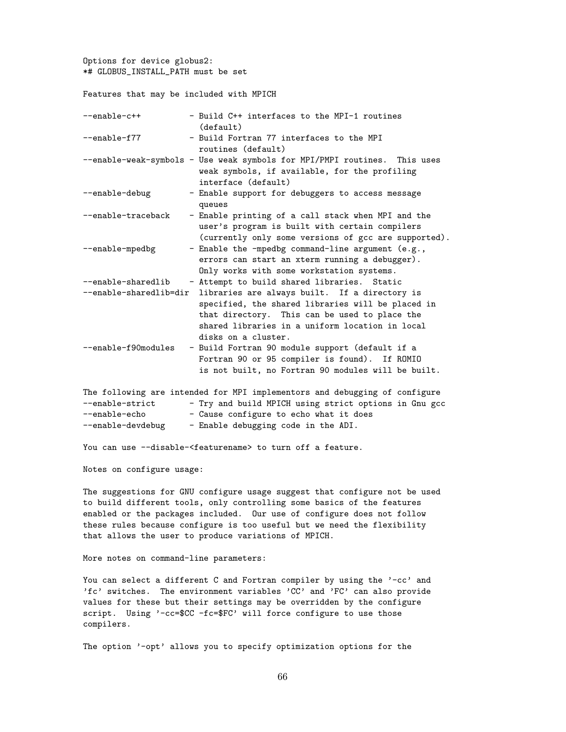```
Options for device globus2:
*# GLOBUS_INSTALL_PATH must be set

Features that may be included with MPICH

--enable-c++          - Build C++ interfaces to the MPI-1 routines
                        (default)
--enable-f77          - Build Fortran 77 interfaces to the MPI
                        routines (default)
--enable-weak-symbols - Use weak symbols for MPI/PMPI routines.  This uses
                        weak symbols, if available, for the profiling
                        interface (default)
--enable-debug        - Enable support for debuggers to access message
                        queues
--enable-traceback    - Enable printing of a call stack when MPI and the
                        user's program is built with certain compilers
                        (currently only some versions of gcc are supported).
--enable-mpedbg       - Enable the -mpedbg command-line argument (e.g.,
                        errors can start an xterm running a debugger).
                        Only works with some workstation systems.
--enable-sharedlib    - Attempt to build shared libraries.  Static
--enable-sharedlib=dir  libraries are always built.  If a directory is
                        specified, the shared libraries will be placed in
                        that directory.  This can be used to place the
                        shared libraries in a uniform location in local
                        disks on a cluster.
--enable-f90modules   - Build Fortran 90 module support (default if a
                        Fortran 90 or 95 compiler is found).  If ROMIO
                        is not built, no Fortran 90 modules will be built.

The following are intended for MPI implementors and debugging of configure
--enable-strict       - Try and build MPICH using strict options in Gnu gcc
--enable-echo         - Cause configure to echo what it does
--enable-devdebug     - Enable debugging code in the ADI.

You can use --disable-<featurename> to turn off a feature.

Notes on configure usage:

The suggestions for GNU configure usage suggest that configure not be used
to build different tools, only controlling some basics of the features
enabled or the packages included.  Our use of configure does not follow
these rules because configure is too useful but we need the flexibility
that allows the user to produce variations of MPICH.

More notes on command-line parameters:

You can select a different C and Fortran compiler by using the '-cc' and
'fc' switches.  The environment variables 'CC' and 'FC' can also provide
values for these but their settings may be overridden by the configure
script.  Using '-cc=$CC -fc=$FC' will force configure to use those
compilers.

The option '-opt' allows you to specify optimization options for the
```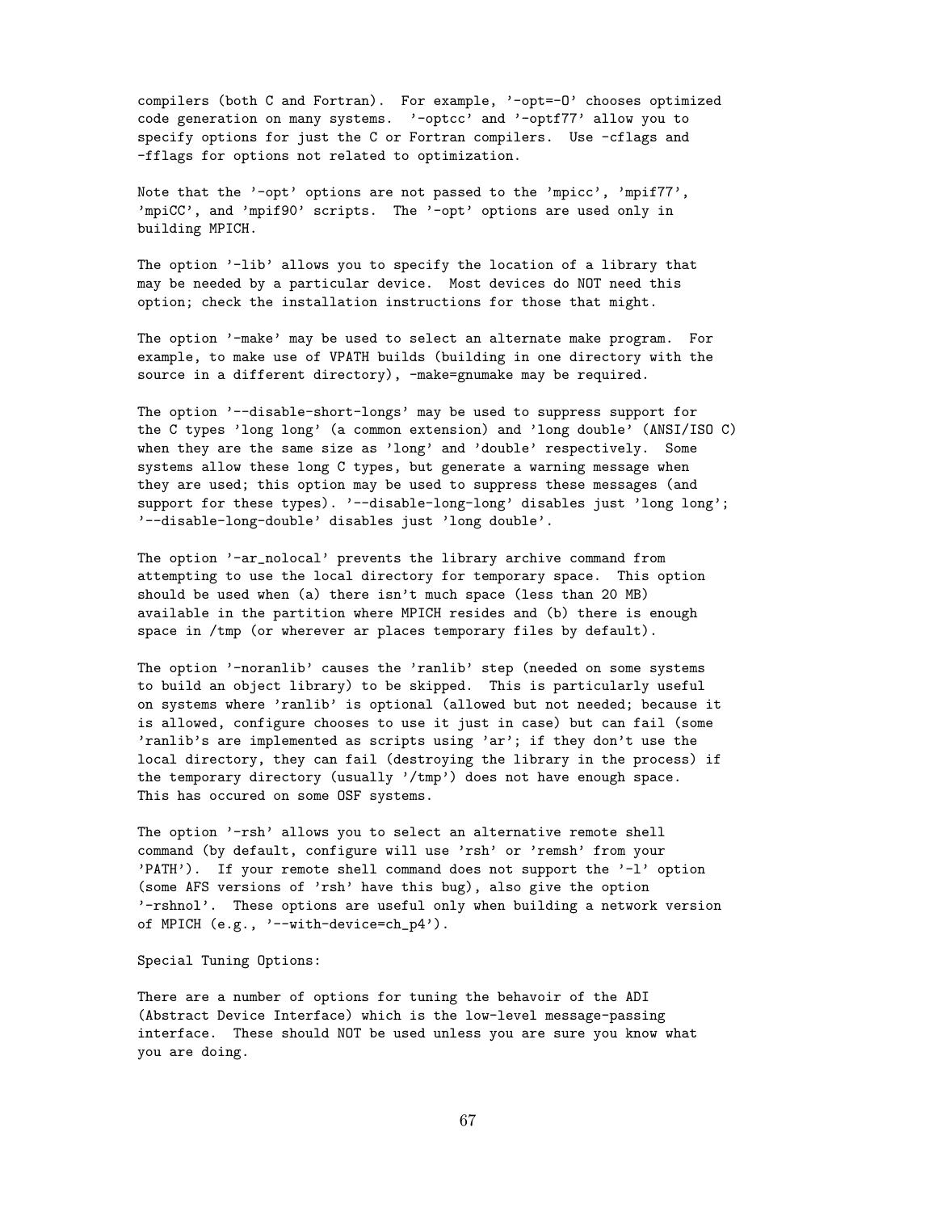compilers (both C and Fortran). For example, '-opt=-O' chooses optimized code generation on many systems. '-optcc' and '-optf77' allow you to specify options for just the C or Fortran compilers. Use -cflags and -fflags for options not related to optimization.

Note that the '-opt' options are not passed to the 'mpicc', 'mpif77', 'mpiCC', and 'mpif90' scripts. The '-opt' options are used only in building MPICH.

The option '-lib' allows you to specify the location of a library that may be needed by a particular device. Most devices do NOT need this option; check the installation instructions for those that might.

The option '-make' may be used to select an alternate make program. For example, to make use of VPATH builds (building in one directory with the source in a different directory), -make=gnumake may be required.

The option '--disable-short-longs' may be used to suppress support for the C types 'long long' (a common extension) and 'long double' (ANSI/ISO C) when they are the same size as 'long' and 'double' respectively. Some systems allow these long C types, but generate a warning message when they are used; this option may be used to suppress these messages (and support for these types). '--disable-long-long' disables just 'long long'; '--disable-long-double' disables just 'long double'.

The option '-ar_nolocal' prevents the library archive command from attempting to use the local directory for temporary space. This option should be used when (a) there isn't much space (less than 20 MB) available in the partition where MPICH resides and (b) there is enough space in /tmp (or wherever ar places temporary files by default).

The option '-noranlib' causes the 'ranlib' step (needed on some systems to build an object library) to be skipped. This is particularly useful on systems where 'ranlib' is optional (allowed but not needed; because it is allowed, configure chooses to use it just in case) but can fail (some 'ranlib's are implemented as scripts using 'ar'; if they don't use the local directory, they can fail (destroying the library in the process) if the temporary directory (usually '/tmp') does not have enough space. This has occured on some OSF systems.

The option '-rsh' allows you to select an alternative remote shell command (by default, configure will use 'rsh' or 'remsh' from your 'PATH'). If your remote shell command does not support the '-l' option (some AFS versions of 'rsh' have this bug), also give the option '-rshnol'. These options are useful only when building a network version of MPICH (e.g., '--with-device=ch_p4').

Special Tuning Options:

There are a number of options for tuning the behavoir of the ADI (Abstract Device Interface) which is the low-level message-passing interface. These should NOT be used unless you are sure you know what you are doing.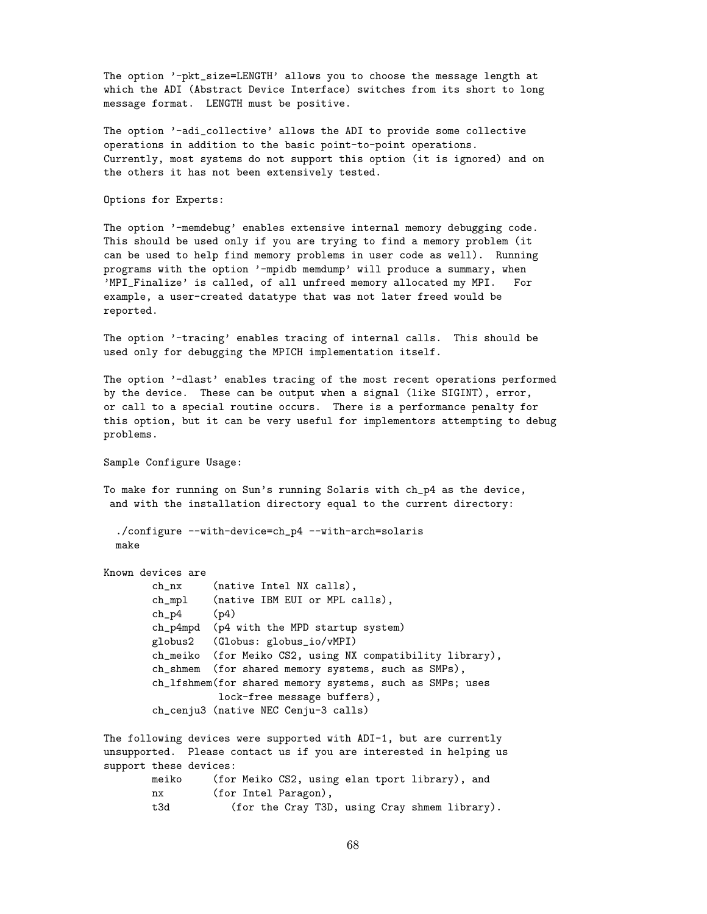The option '-pkt_size=LENGTH' allows you to choose the message length at which the ADI (Abstract Device Interface) switches from its short to long message format. LENGTH must be positive.

The option '-adi_collective' allows the ADI to provide some collective operations in addition to the basic point-to-point operations. Currently, most systems do not support this option (it is ignored) and on the others it has not been extensively tested.

Options for Experts:

The option '-memdebug' enables extensive internal memory debugging code. This should be used only if you are trying to find a memory problem (it can be used to help find memory problems in user code as well). Running programs with the option '-mpidb memdump' will produce a summary, when 'MPI_Finalize' is called, of all unfreed memory allocated my MPI. For example, a user-created datatype that was not later freed would be reported.

The option '-tracing' enables tracing of internal calls. This should be used only for debugging the MPICH implementation itself.

The option '-dlast' enables tracing of the most recent operations performed by the device. These can be output when a signal (like SIGINT), error, or call to a special routine occurs. There is a performance penalty for this option, but it can be very useful for implementors attempting to debug problems.

Sample Configure Usage:

To make for running on Sun's running Solaris with ch_p4 as the device, and with the installation directory equal to the current directory:

```
  ./configure --with-device=ch_p4 --with-arch=solaris
  make
```

Known devices are

```
        ch_nx     (native Intel NX calls),
        ch_mpl    (native IBM EUI or MPL calls),
        ch_p4     (p4)
        ch_p4mpd  (p4 with the MPD startup system)
        globus2   (Globus: globus_io/vMPI)
        ch_meiko  (for Meiko CS2, using NX compatibility library),
        ch_shmem  (for shared memory systems, such as SMPs),
        ch_lfshmem(for shared memory systems, such as SMPs; uses
                   lock-free message buffers),
        ch_cenju3 (native NEC Cenju-3 calls)
```

The following devices were supported with ADI-1, but are currently unsupported. Please contact us if you are interested in helping us support these devices:

```
        meiko     (for Meiko CS2, using elan tport library), and
        nx        (for Intel Paragon),
        t3d          (for the Cray T3D, using Cray shmem library).
```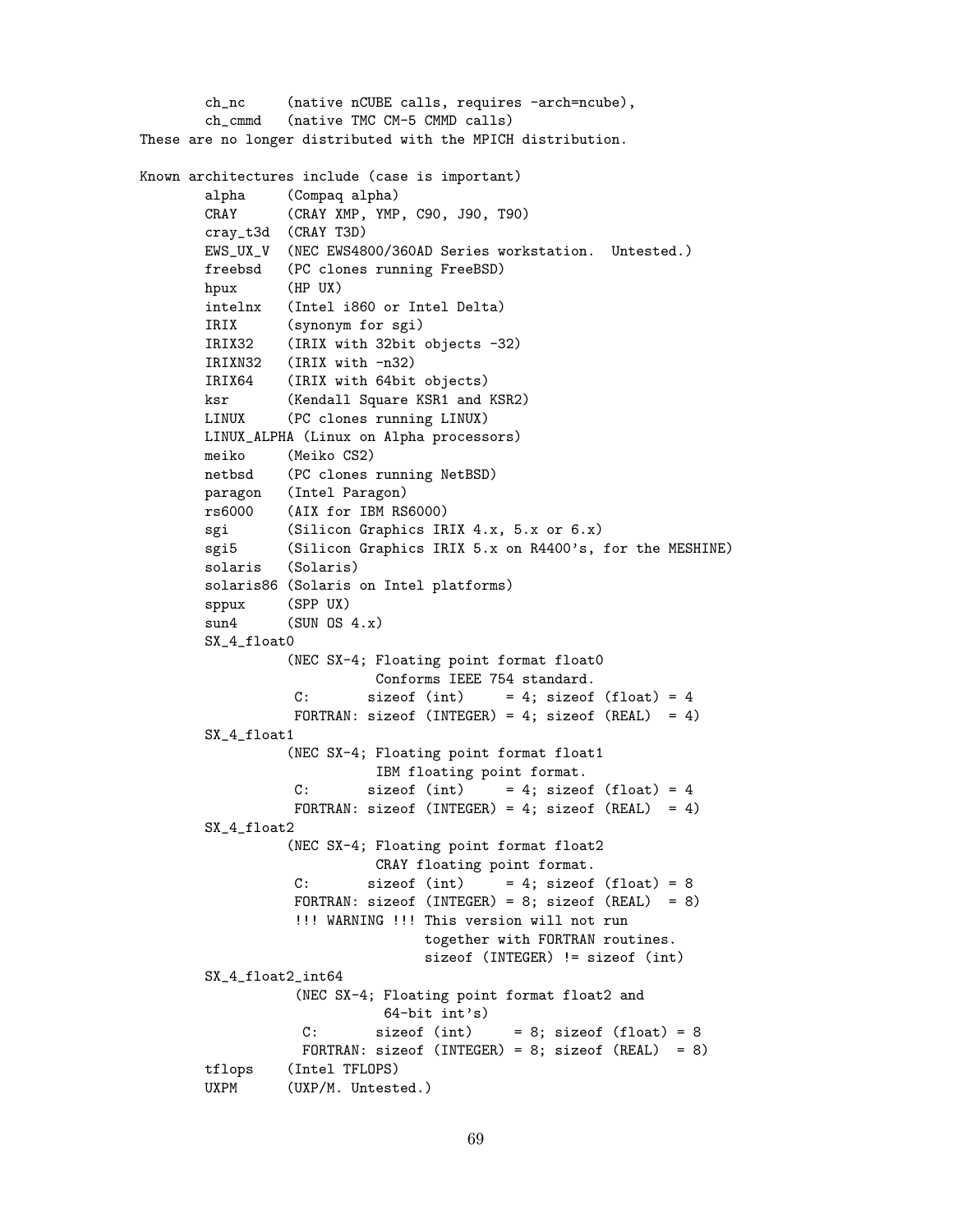```
        ch_nc     (native nCUBE calls, requires -arch=ncube),
        ch_cmmd   (native TMC CM-5 CMMD calls)
These are no longer distributed with the MPICH distribution.

Known architectures include (case is important)
        alpha     (Compaq alpha)
        CRAY      (CRAY XMP, YMP, C90, J90, T90)
        cray_t3d  (CRAY T3D)
        EWS_UX_V  (NEC EWS4800/360AD Series workstation.  Untested.)
        freebsd   (PC clones running FreeBSD)
        hpux      (HP UX)
        intelnx   (Intel i860 or Intel Delta)
        IRIX      (synonym for sgi)
        IRIX32    (IRIX with 32bit objects -32)
        IRIXN32   (IRIX with -n32)
        IRIX64    (IRIX with 64bit objects)
        ksr       (Kendall Square KSR1 and KSR2)
        LINUX     (PC clones running LINUX)
        LINUX_ALPHA (Linux on Alpha processors)
        meiko     (Meiko CS2)
        netbsd    (PC clones running NetBSD)
        paragon   (Intel Paragon)
        rs6000    (AIX for IBM RS6000)
        sgi       (Silicon Graphics IRIX 4.x, 5.x or 6.x)
        sgi5      (Silicon Graphics IRIX 5.x on R4400's, for the MESHINE)
        solaris   (Solaris)
        solaris86 (Solaris on Intel platforms)
        sppux     (SPP UX)
        sun4      (SUN OS 4.x)
        SX_4_float0
                  (NEC SX-4; Floating point format float0
                             Conforms IEEE 754 standard.
                   C:       sizeof (int)     = 4; sizeof (float) = 4
                   FORTRAN: sizeof (INTEGER) = 4; sizeof (REAL)  = 4)
        SX_4_float1
                  (NEC SX-4; Floating point format float1
                             IBM floating point format.
                   C:       sizeof (int)     = 4; sizeof (float) = 4
                   FORTRAN: sizeof (INTEGER) = 4; sizeof (REAL)  = 4)
        SX_4_float2
                  (NEC SX-4; Floating point format float2
                             CRAY floating point format.
                   C:       sizeof (int)     = 4; sizeof (float) = 8
                   FORTRAN: sizeof (INTEGER) = 8; sizeof (REAL)  = 8)
                   !!! WARNING !!! This version will not run
                                   together with FORTRAN routines.
                                   sizeof (INTEGER) != sizeof (int)
        SX_4_float2_int64
                   (NEC SX-4; Floating point format float2 and
                              64-bit int's)
                    C:       sizeof (int)     = 8; sizeof (float) = 8
                    FORTRAN: sizeof (INTEGER) = 8; sizeof (REAL)  = 8)
        tflops    (Intel TFLOPS)
        UXPM      (UXP/M. Untested.)
```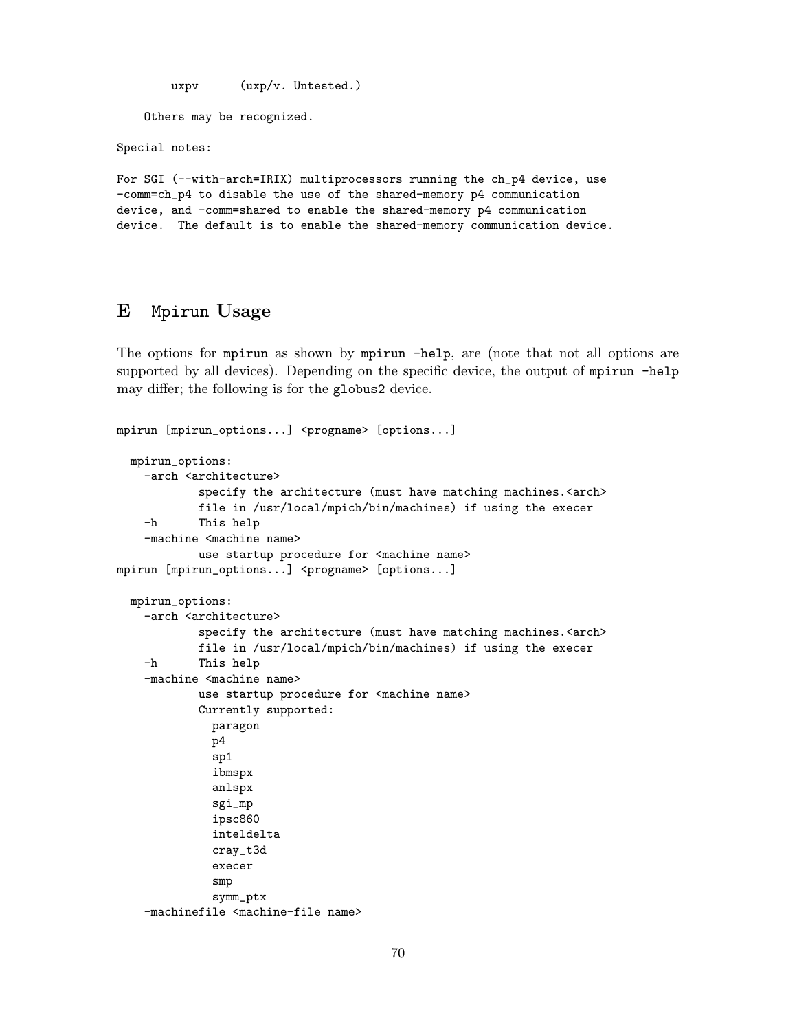```
        uxpv      (uxp/v. Untested.)

    Others may be recognized.

Special notes:

For SGI (--with-arch=IRIX) multiprocessors running the ch_p4 device, use
-comm=ch_p4 to disable the use of the shared-memory p4 communication
device, and -comm=shared to enable the shared-memory p4 communication
device.  The default is to enable the shared-memory communication device.
```

## E Mpirun Usage

The options for `mpirun` as shown by `mpirun -help`, are (note that not all options are supported by all devices). Depending on the specific device, the output of `mpirun -help` may differ; the following is for the `globus2` device.

```
mpirun [mpirun_options...] <progname> [options...]

  mpirun_options:
    -arch <architecture>
            specify the architecture (must have matching machines.<arch>
            file in /usr/local/mpich/bin/machines) if using the execer
    -h      This help
    -machine <machine name>
            use startup procedure for <machine name>
mpirun [mpirun_options...] <progname> [options...]

  mpirun_options:
    -arch <architecture>
            specify the architecture (must have matching machines.<arch>
            file in /usr/local/mpich/bin/machines) if using the execer
    -h      This help
    -machine <machine name>
            use startup procedure for <machine name>
            Currently supported:
              paragon
              p4
              sp1
              ibmspx
              anlspx
              sgi_mp
              ipsc860
              inteldelta
              cray_t3d
              execer
              smp
              symm_ptx
    -machinefile <machine-file name>
```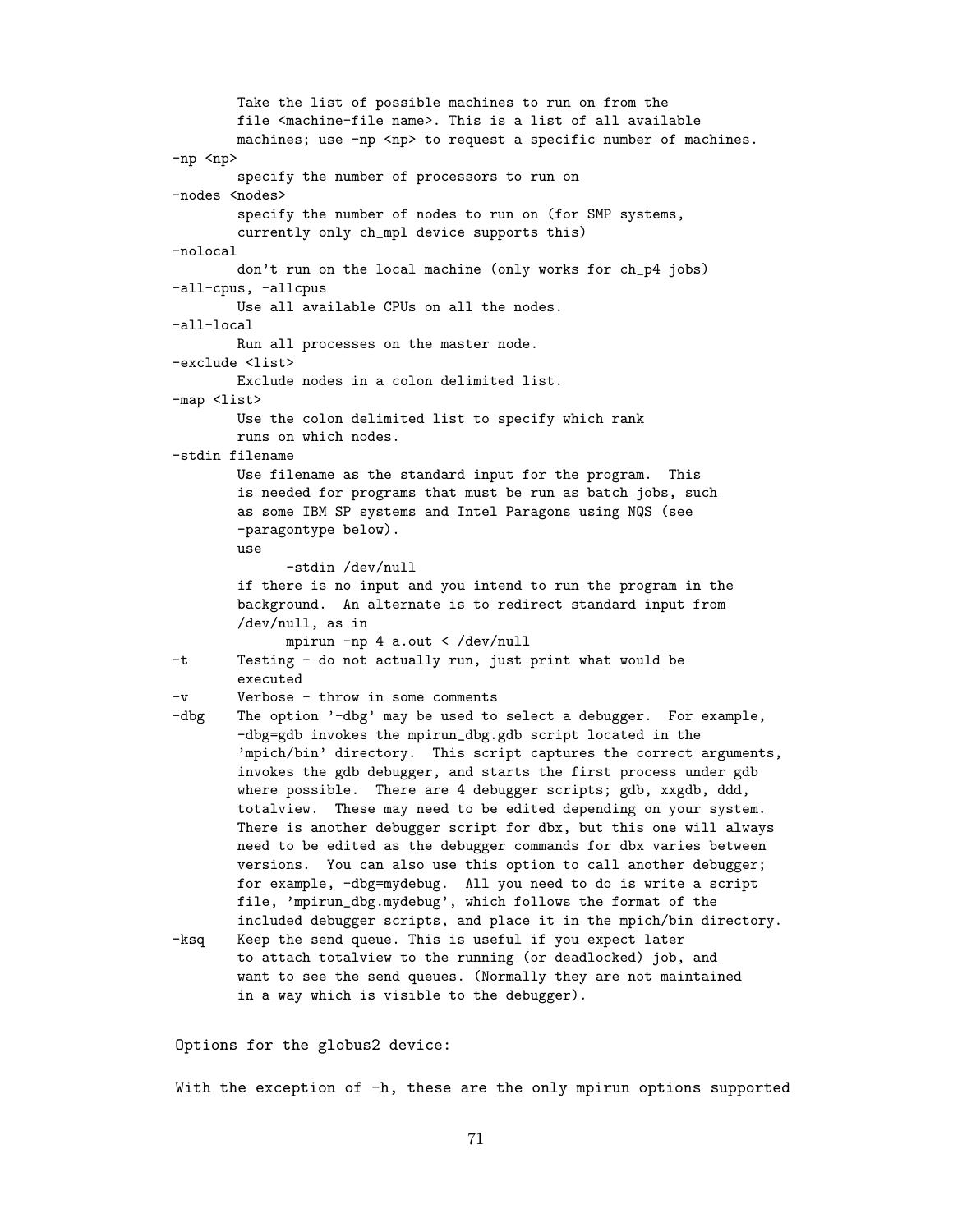```
        Take the list of possible machines to run on from the
        file <machine-file name>. This is a list of all available
        machines; use -np <np> to request a specific number of machines.
-np <np>
        specify the number of processors to run on
-nodes <nodes>
        specify the number of nodes to run on (for SMP systems,
        currently only ch_mpl device supports this)
-nolocal
        don't run on the local machine (only works for ch_p4 jobs)
-all-cpus, -allcpus
        Use all available CPUs on all the nodes.
-all-local
        Run all processes on the master node.
-exclude <list>
        Exclude nodes in a colon delimited list.
-map <list>
        Use the colon delimited list to specify which rank
        runs on which nodes.
-stdin filename
        Use filename as the standard input for the program.  This
        is needed for programs that must be run as batch jobs, such
        as some IBM SP systems and Intel Paragons using NQS (see
        -paragontype below).
        use
              -stdin /dev/null
        if there is no input and you intend to run the program in the
        background.  An alternate is to redirect standard input from
        /dev/null, as in
              mpirun -np 4 a.out < /dev/null
-t      Testing - do not actually run, just print what would be
        executed
-v      Verbose - throw in some comments
-dbg    The option '-dbg' may be used to select a debugger.  For example,
        -dbg=gdb invokes the mpirun_dbg.gdb script located in the
        'mpich/bin' directory.  This script captures the correct arguments,
        invokes the gdb debugger, and starts the first process under gdb
        where possible.  There are 4 debugger scripts; gdb, xxgdb, ddd,
        totalview.  These may need to be edited depending on your system.
        There is another debugger script for dbx, but this one will always
        need to be edited as the debugger commands for dbx varies between
        versions.  You can also use this option to call another debugger;
        for example, -dbg=mydebug.  All you need to do is write a script
        file, 'mpirun_dbg.mydebug', which follows the format of the
        included debugger scripts, and place it in the mpich/bin directory.
-ksq    Keep the send queue. This is useful if you expect later
        to attach totalview to the running (or deadlocked) job, and
        want to see the send queues. (Normally they are not maintained
        in a way which is visible to the debugger).


Options for the globus2 device:

With the exception of -h, these are the only mpirun options supported
```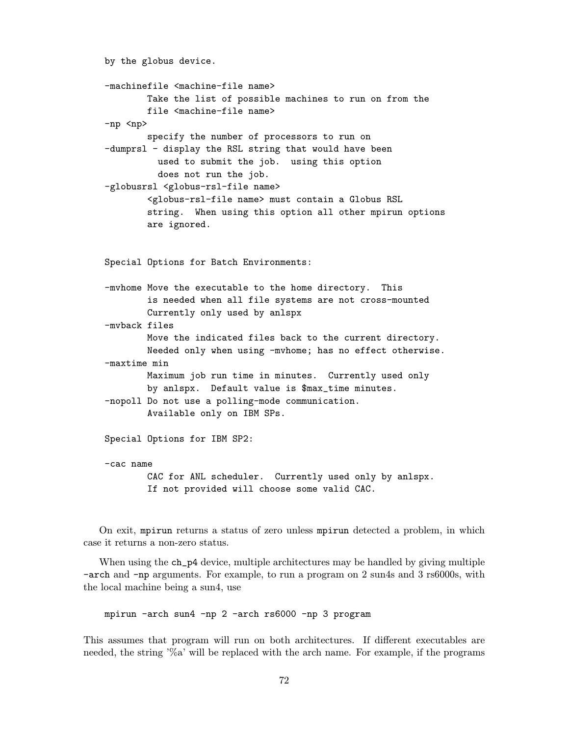```
by the globus device.

-machinefile <machine-file name>
        Take the list of possible machines to run on from the
        file <machine-file name>
-np <np>
        specify the number of processors to run on
-dumprsl - display the RSL string that would have been
          used to submit the job.  using this option
          does not run the job.
-globusrsl <globus-rsl-file name>
        <globus-rsl-file name> must contain a Globus RSL
        string.  When using this option all other mpirun options
        are ignored.


Special Options for Batch Environments:

-mvhome Move the executable to the home directory.  This
        is needed when all file systems are not cross-mounted
        Currently only used by anlspx
-mvback files
        Move the indicated files back to the current directory.
        Needed only when using -mvhome; has no effect otherwise.
-maxtime min
        Maximum job run time in minutes.  Currently used only
        by anlspx.  Default value is $max_time minutes.
-nopoll Do not use a polling-mode communication.
        Available only on IBM SPs.

Special Options for IBM SP2:

-cac name
        CAC for ANL scheduler.  Currently used only by anlspx.
        If not provided will choose some valid CAC.
```

On exit, `mpirun` returns a status of zero unless `mpirun` detected a problem, in which case it returns a non-zero status.

When using the `ch_p4` device, multiple architectures may be handled by giving multiple `-arch` and `-np` arguments. For example, to run a program on 2 sun4s and 3 rs6000s, with the local machine being a sun4, use

```
mpirun -arch sun4 -np 2 -arch rs6000 -np 3 program
```

This assumes that program will run on both architectures. If different executables are needed, the string '%a' will be replaced with the arch name. For example, if the programs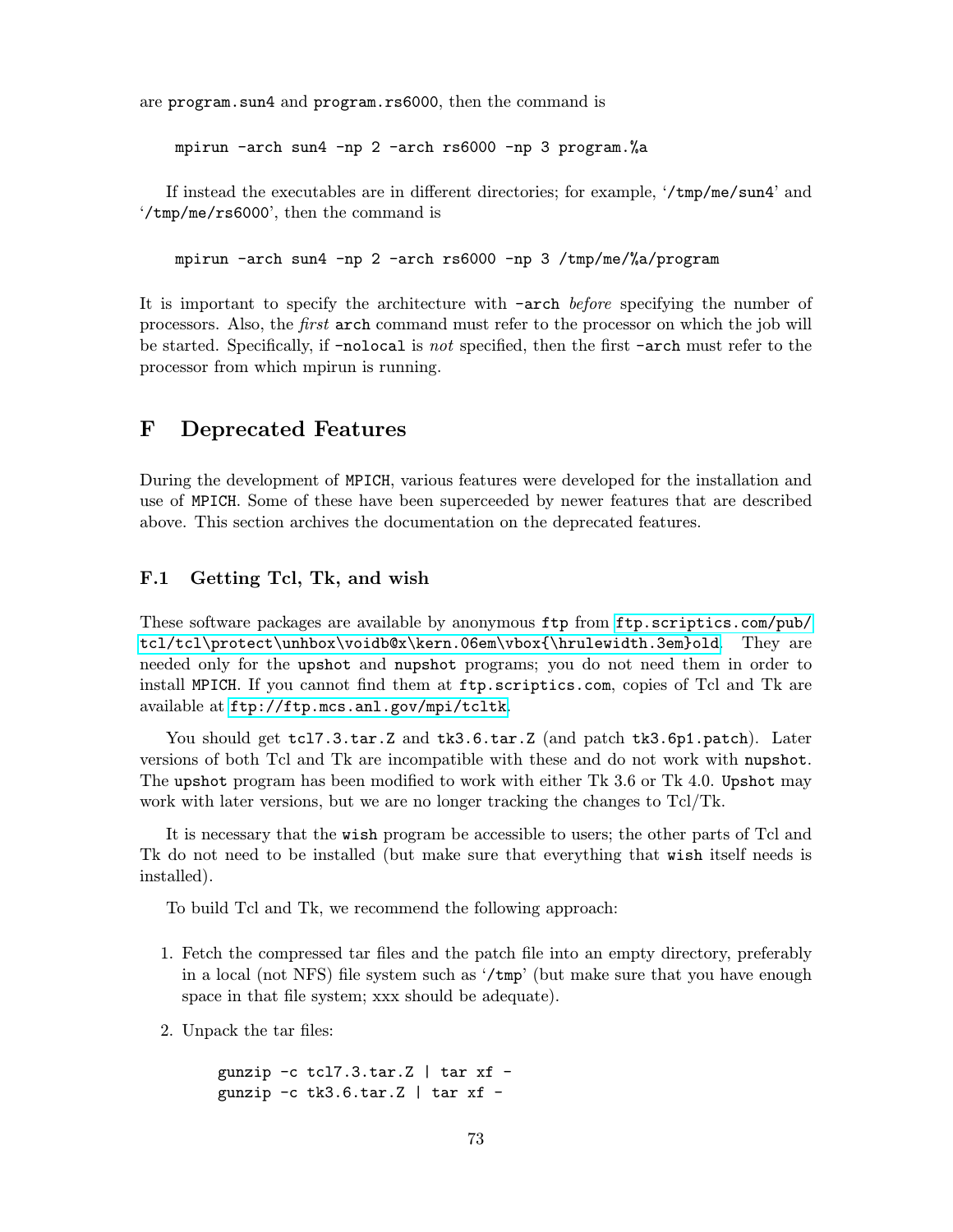are program.sun4 and program.rs6000, then the command is

```
mpirun -arch sun4 -np 2 -arch rs6000 -np 3 program.%a
```

If instead the executables are in different directories; for example, '/tmp/me/sun4' and '/tmp/me/rs6000', then the command is

```
mpirun -arch sun4 -np 2 -arch rs6000 -np 3 /tmp/me/%a/program
```

It is important to specify the architecture with -arch *before* specifying the number of processors. Also, the *first* arch command must refer to the processor on which the job will be started. Specifically, if -nolocal is *not* specified, then the first -arch must refer to the processor from which mpirun is running.

# F Deprecated Features

During the development of MPICH, various features were developed for the installation and use of MPICH. Some of these have been superceeded by newer features that are described above. This section archives the documentation on the deprecated features.

## F.1 Getting Tcl, Tk, and wish

These software packages are available by anonymous ftp from ftp.scriptics.com/pub/tcl/tcl\protect\unhbox\voidb@x\kern.06em\vbox{\hrulewidth.3em}old. They are needed only for the upshot and nupshot programs; you do not need them in order to install MPICH. If you cannot find them at ftp.scriptics.com, copies of Tcl and Tk are available at ftp://ftp.mcs.anl.gov/mpi/tcltk.

You should get tcl7.3.tar.Z and tk3.6.tar.Z (and patch tk3.6p1.patch). Later versions of both Tcl and Tk are incompatible with these and do not work with nupshot. The upshot program has been modified to work with either Tk 3.6 or Tk 4.0. Upshot may work with later versions, but we are no longer tracking the changes to Tcl/Tk.

It is necessary that the wish program be accessible to users; the other parts of Tcl and Tk do not need to be installed (but make sure that everything that wish itself needs is installed).

To build Tcl and Tk, we recommend the following approach:

1. Fetch the compressed tar files and the patch file into an empty directory, preferably in a local (not NFS) file system such as '/tmp' (but make sure that you have enough space in that file system; xxx should be adequate).

2. Unpack the tar files:

   ```
   gunzip -c tcl7.3.tar.Z | tar xf -
   gunzip -c tk3.6.tar.Z | tar xf -
   ```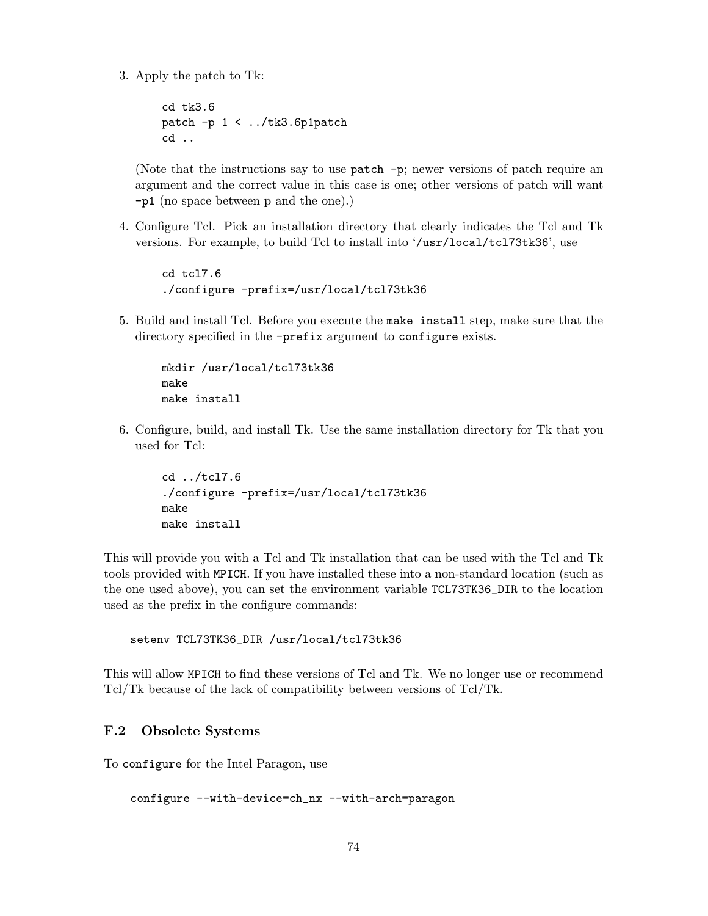3. Apply the patch to Tk:

   ```
   cd tk3.6
   patch -p 1 < ../tk3.6p1patch
   cd ..
   ```

   (Note that the instructions say to use `patch -p`; newer versions of patch require an argument and the correct value in this case is one; other versions of patch will want `-p1` (no space between p and the one).)

4. Configure Tcl. Pick an installation directory that clearly indicates the Tcl and Tk versions. For example, to build Tcl to install into '`/usr/local/tcl73tk36`', use

   ```
   cd tcl7.6
   ./configure -prefix=/usr/local/tcl73tk36
   ```

5. Build and install Tcl. Before you execute the `make install` step, make sure that the directory specified in the `-prefix` argument to `configure` exists.

   ```
   mkdir /usr/local/tcl73tk36
   make
   make install
   ```

6. Configure, build, and install Tk. Use the same installation directory for Tk that you used for Tcl:

   ```
   cd ../tcl7.6
   ./configure -prefix=/usr/local/tcl73tk36
   make
   make install
   ```

This will provide you with a Tcl and Tk installation that can be used with the Tcl and Tk tools provided with MPICH. If you have installed these into a non-standard location (such as the one used above), you can set the environment variable `TCL73TK36_DIR` to the location used as the prefix in the configure commands:

```
setenv TCL73TK36_DIR /usr/local/tcl73tk36
```

This will allow MPICH to find these versions of Tcl and Tk. We no longer use or recommend Tcl/Tk because of the lack of compatibility between versions of Tcl/Tk.

### F.2 Obsolete Systems

To `configure` for the Intel Paragon, use

```
configure --with-device=ch_nx --with-arch=paragon
```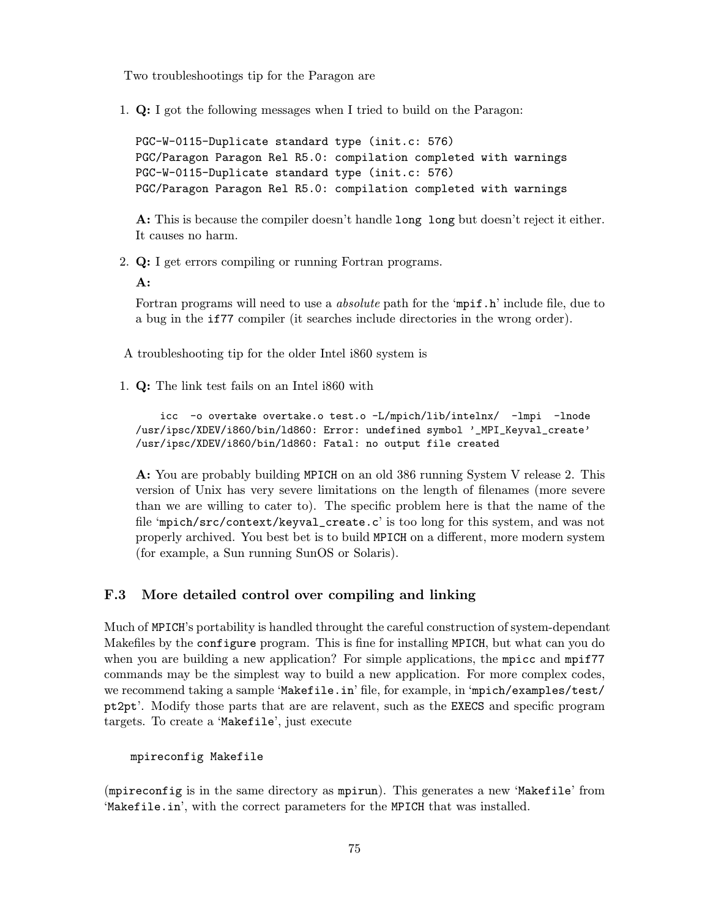Two troubleshootings tip for the Paragon are

1. **Q:** I got the following messages when I tried to build on the Paragon:

   ```
   PGC-W-0115-Duplicate standard type (init.c: 576)
   PGC/Paragon Paragon Rel R5.0: compilation completed with warnings
   PGC-W-0115-Duplicate standard type (init.c: 576)
   PGC/Paragon Paragon Rel R5.0: compilation completed with warnings
   ```

   **A:** This is because the compiler doesn't handle `long long` but doesn't reject it either. It causes no harm.

2. **Q:** I get errors compiling or running Fortran programs.

   **A:**

   Fortran programs will need to use a *absolute* path for the '`mpif.h`' include file, due to a bug in the `if77` compiler (it searches include directories in the wrong order).

A troubleshooting tip for the older Intel i860 system is

1. **Q:** The link test fails on an Intel i860 with

   ```
       icc  -o overtake overtake.o test.o -L/mpich/lib/intelnx/  -lmpi  -lnode
   /usr/ipsc/XDEV/i860/bin/ld860: Error: undefined symbol '_MPI_Keyval_create'
   /usr/ipsc/XDEV/i860/bin/ld860: Fatal: no output file created
   ```

   **A:** You are probably building `MPICH` on an old 386 running System V release 2. This version of Unix has very severe limitations on the length of filenames (more severe than we are willing to cater to). The specific problem here is that the name of the file '`mpich/src/context/keyval_create.c`' is too long for this system, and was not properly archived. You best bet is to build `MPICH` on a different, more modern system (for example, a Sun running SunOS or Solaris).

### F.3 More detailed control over compiling and linking

Much of `MPICH`'s portability is handled throught the careful construction of system-dependant Makefiles by the `configure` program. This is fine for installing `MPICH`, but what can you do when you are building a new application? For simple applications, the `mpicc` and `mpif77` commands may be the simplest way to build a new application. For more complex codes, we recommend taking a sample '`Makefile.in`' file, for example, in '`mpich/examples/test/pt2pt`'. Modify those parts that are are relavent, such as the `EXECS` and specific program targets. To create a '`Makefile`', just execute

```
mpireconfig Makefile
```

(`mpireconfig` is in the same directory as `mpirun`). This generates a new '`Makefile`' from '`Makefile.in`', with the correct parameters for the `MPICH` that was installed.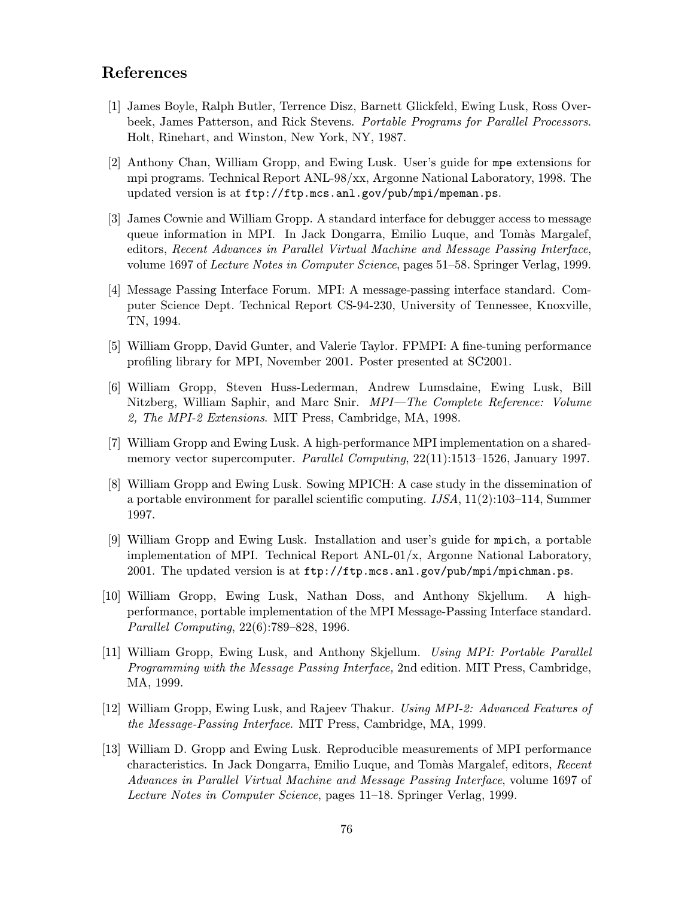## References

[1] James Boyle, Ralph Butler, Terrence Disz, Barnett Glickfeld, Ewing Lusk, Ross Overbeek, James Patterson, and Rick Stevens. *Portable Programs for Parallel Processors*. Holt, Rinehart, and Winston, New York, NY, 1987.

[2] Anthony Chan, William Gropp, and Ewing Lusk. User's guide for `mpe` extensions for mpi programs. Technical Report ANL-98/xx, Argonne National Laboratory, 1998. The updated version is at `ftp://ftp.mcs.anl.gov/pub/mpi/mpeman.ps`.

[3] James Cownie and William Gropp. A standard interface for debugger access to message queue information in MPI. In Jack Dongarra, Emilio Luque, and Tomàs Margalef, editors, *Recent Advances in Parallel Virtual Machine and Message Passing Interface*, volume 1697 of *Lecture Notes in Computer Science*, pages 51–58. Springer Verlag, 1999.

[4] Message Passing Interface Forum. MPI: A message-passing interface standard. Computer Science Dept. Technical Report CS-94-230, University of Tennessee, Knoxville, TN, 1994.

[5] William Gropp, David Gunter, and Valerie Taylor. FPMPI: A fine-tuning performance profiling library for MPI, November 2001. Poster presented at SC2001.

[6] William Gropp, Steven Huss-Lederman, Andrew Lumsdaine, Ewing Lusk, Bill Nitzberg, William Saphir, and Marc Snir. *MPI—The Complete Reference: Volume 2, The MPI-2 Extensions*. MIT Press, Cambridge, MA, 1998.

[7] William Gropp and Ewing Lusk. A high-performance MPI implementation on a shared-memory vector supercomputer. *Parallel Computing*, 22(11):1513–1526, January 1997.

[8] William Gropp and Ewing Lusk. Sowing MPICH: A case study in the dissemination of a portable environment for parallel scientific computing. *IJSA*, 11(2):103–114, Summer 1997.

[9] William Gropp and Ewing Lusk. Installation and user's guide for `mpich`, a portable implementation of MPI. Technical Report ANL-01/x, Argonne National Laboratory, 2001. The updated version is at `ftp://ftp.mcs.anl.gov/pub/mpi/mpichman.ps`.

[10] William Gropp, Ewing Lusk, Nathan Doss, and Anthony Skjellum. A high-performance, portable implementation of the MPI Message-Passing Interface standard. *Parallel Computing*, 22(6):789–828, 1996.

[11] William Gropp, Ewing Lusk, and Anthony Skjellum. *Using MPI: Portable Parallel Programming with the Message Passing Interface,* 2nd edition. MIT Press, Cambridge, MA, 1999.

[12] William Gropp, Ewing Lusk, and Rajeev Thakur. *Using MPI-2: Advanced Features of the Message-Passing Interface*. MIT Press, Cambridge, MA, 1999.

[13] William D. Gropp and Ewing Lusk. Reproducible measurements of MPI performance characteristics. In Jack Dongarra, Emilio Luque, and Tomàs Margalef, editors, *Recent Advances in Parallel Virtual Machine and Message Passing Interface*, volume 1697 of *Lecture Notes in Computer Science*, pages 11–18. Springer Verlag, 1999.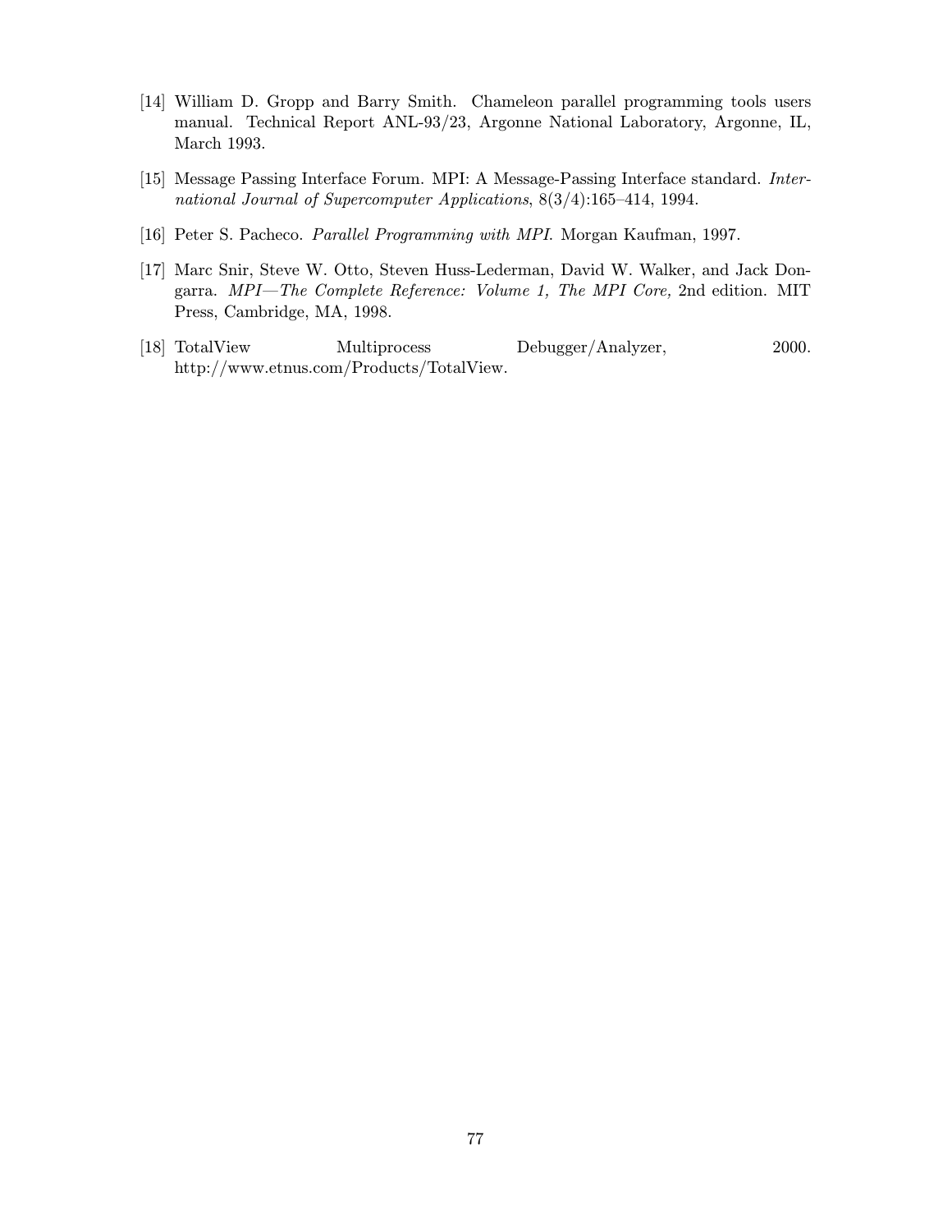[14] William D. Gropp and Barry Smith. Chameleon parallel programming tools users manual. Technical Report ANL-93/23, Argonne National Laboratory, Argonne, IL, March 1993.

[15] Message Passing Interface Forum. MPI: A Message-Passing Interface standard. *International Journal of Supercomputer Applications*, 8(3/4):165–414, 1994.

[16] Peter S. Pacheco. *Parallel Programming with MPI*. Morgan Kaufman, 1997.

[17] Marc Snir, Steve W. Otto, Steven Huss-Lederman, David W. Walker, and Jack Dongarra. *MPI—The Complete Reference: Volume 1, The MPI Core,* 2nd edition. MIT Press, Cambridge, MA, 1998.

[18] TotalView Multiprocess Debugger/Analyzer, 2000. http://www.etnus.com/Products/TotalView.